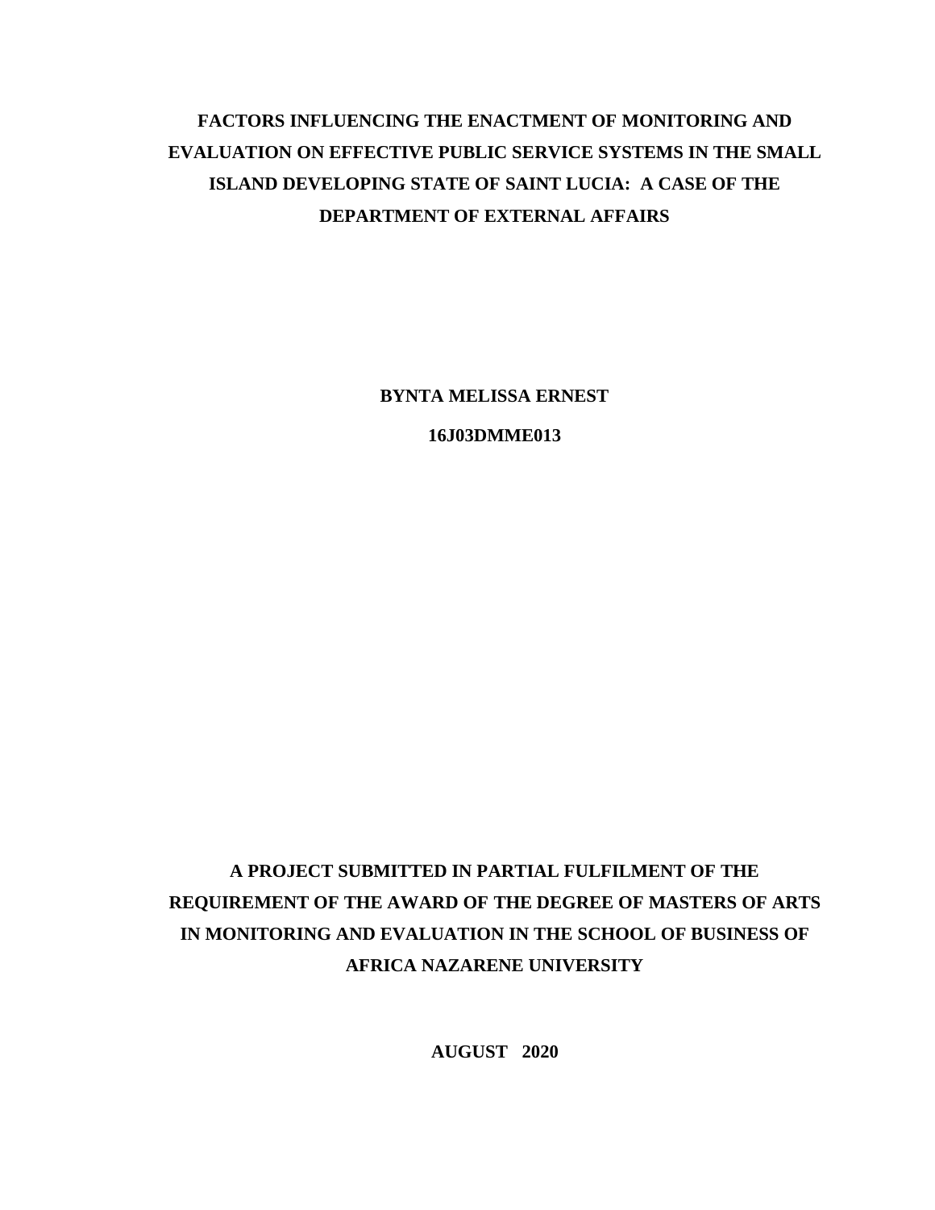# FACTORS INFLUENCING THE ENACTMENT OF MONITORING AND EVALUATION ON EFFECTIVE PUBLIC SERVICE SYSTEMS IN THE SMALL ISLAND DEVELOPING STATE OF SAINT LUCIA: A CASE OF THE DEPARTMENT OF EXTERNAL AFFAIRS

**BYNTA MELISSA ERNEST**

**16J03DMME013**

**A PROJECT SUBMITTED IN PARTIAL FULFILMENT OF THE REQUIREMENT OF THE AWARD OF THE DEGREE OF MASTERS OF ARTS IN MONITORING AND EVALUATION IN THE SCHOOL OF BUSINESS OF AFRICA NAZARENE UNIVERSITY**

**AUGUST 2020**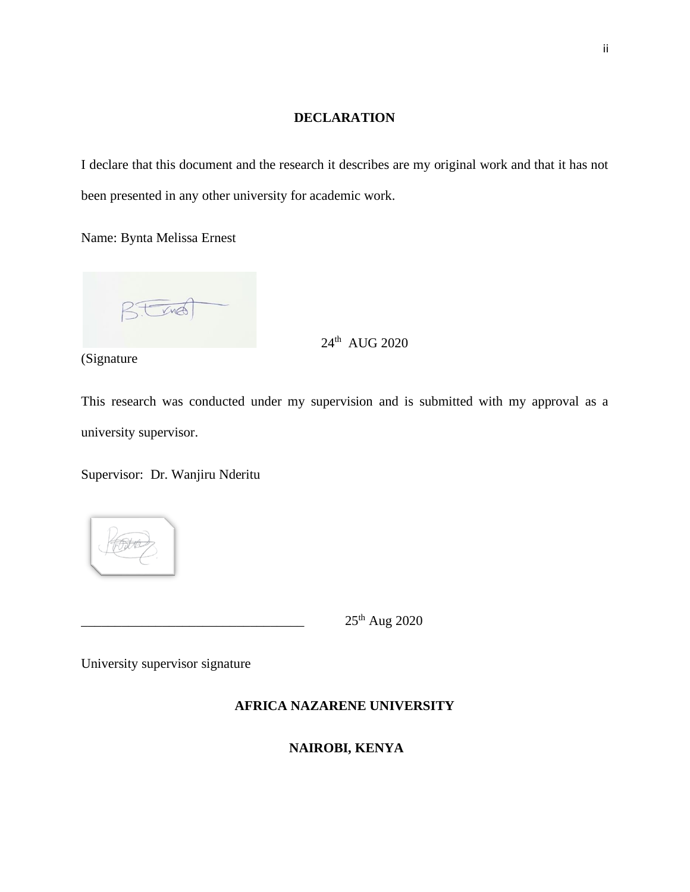# DECLARATION

I declare that this document and the research it describes are my original work and that it has not been presented in any other university for academic work.

Name: Bynta Melissa Ernest

24th AUG 2020

(Signature

This research was conducted under my supervision and is submitted with my approval as a university supervisor.

Supervisor: Dr. Wanjiru Nderitu

_________________________________ 25th Aug 2020

University supervisor signature

**AFRICA NAZARENE UNIVERSITY**

**NAIROBI, KENYA**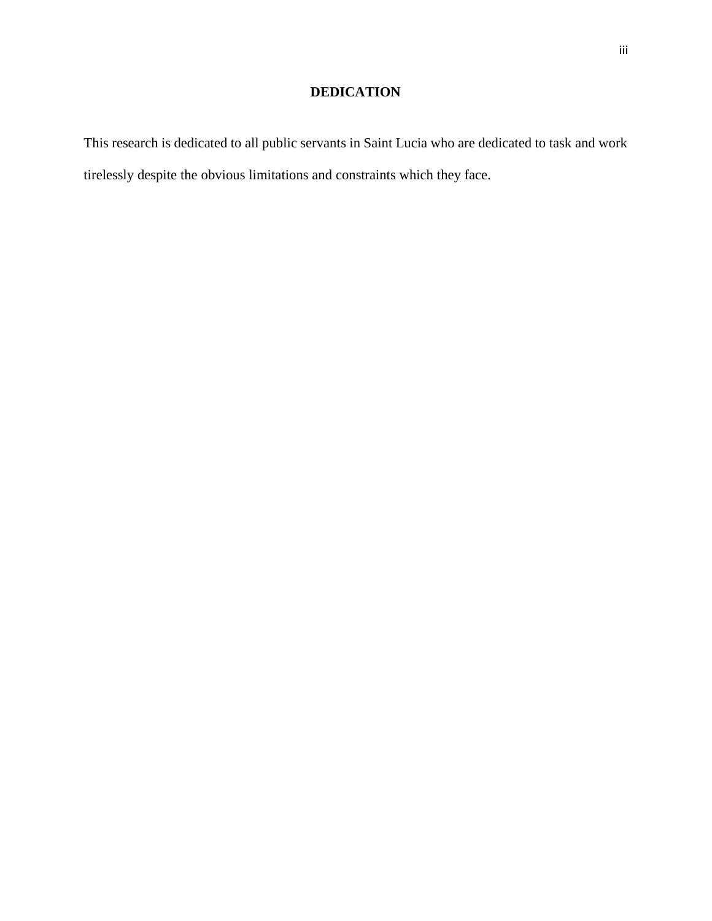# DEDICATION

This research is dedicated to all public servants in Saint Lucia who are dedicated to task and work tirelessly despite the obvious limitations and constraints which they face.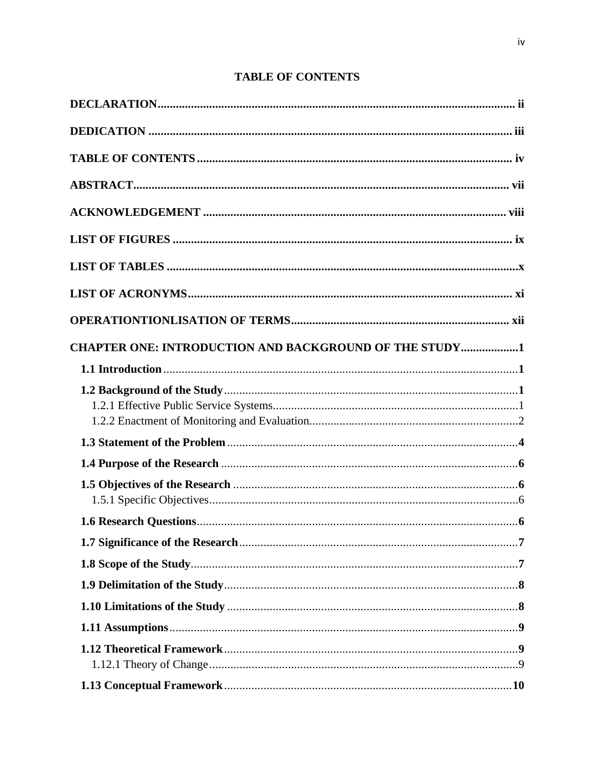# TABLE OF CONTENTS

**DECLARATION** ........ ii

**DEDICATION** ........ iii

**TABLE OF CONTENTS** ........ iv

**ABSTRACT** ........ vii

**ACKNOWLEDGEMENT** ........ viii

**LIST OF FIGURES** ........ ix

**LIST OF TABLES** ........ x

**LIST OF ACRONYMS** ........ xi

**OPERATIONTIONLISATION OF TERMS** ........ xii

**CHAPTER ONE: INTRODUCTION AND BACKGROUND OF THE STUDY** ........ 1

- **1.1 Introduction** ........ 1
- **1.2 Background of the Study** ........ 1
  - 1.2.1 Effective Public Service Systems ........ 1
  - 1.2.2 Enactment of Monitoring and Evaluation ........ 2
- **1.3 Statement of the Problem** ........ 4
- **1.4 Purpose of the Research** ........ 6
- **1.5 Objectives of the Research** ........ 6
  - 1.5.1 Specific Objectives ........ 6
- **1.6 Research Questions** ........ 6
- **1.7 Significance of the Research** ........ 7
- **1.8 Scope of the Study** ........ 7
- **1.9 Delimitation of the Study** ........ 8
- **1.10 Limitations of the Study** ........ 8
- **1.11 Assumptions** ........ 9
- **1.12 Theoretical Framework** ........ 9
  - 1.12.1 Theory of Change ........ 9
- **1.13 Conceptual Framework** ........ 10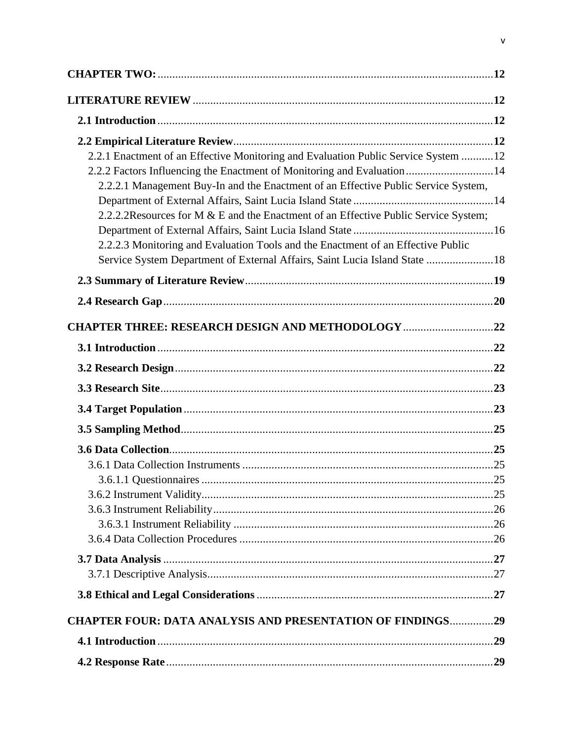**CHAPTER TWO:** .......... 12

**LITERATURE REVIEW** .......... 12

- **2.1 Introduction** .......... 12
- **2.2 Empirical Literature Review** .......... 12
  - 2.2.1 Enactment of an Effective Monitoring and Evaluation Public Service System .......... 12
  - 2.2.2 Factors Influencing the Enactment of Monitoring and Evaluation .......... 14
    - 2.2.2.1 Management Buy-In and the Enactment of an Effective Public Service System, Department of External Affairs, Saint Lucia Island State .......... 14
    - 2.2.2.2Resources for M & E and the Enactment of an Effective Public Service System; Department of External Affairs, Saint Lucia Island State .......... 16
    - 2.2.2.3 Monitoring and Evaluation Tools and the Enactment of an Effective Public Service System Department of External Affairs, Saint Lucia Island State .......... 18
- **2.3 Summary of Literature Review** .......... 19
- **2.4 Research Gap** .......... 20

**CHAPTER THREE: RESEARCH DESIGN AND METHODOLOGY** .......... 22

- **3.1 Introduction** .......... 22
- **3.2 Research Design** .......... 22
- **3.3 Research Site** .......... 23
- **3.4 Target Population** .......... 23
- **3.5 Sampling Method** .......... 25
- **3.6 Data Collection** .......... 25
  - 3.6.1 Data Collection Instruments .......... 25
    - 3.6.1.1 Questionnaires .......... 25
  - 3.6.2 Instrument Validity .......... 25
  - 3.6.3 Instrument Reliability .......... 26
    - 3.6.3.1 Instrument Reliability .......... 26
  - 3.6.4 Data Collection Procedures .......... 26
- **3.7 Data Analysis** .......... 27
  - 3.7.1 Descriptive Analysis .......... 27
- **3.8 Ethical and Legal Considerations** .......... 27

**CHAPTER FOUR: DATA ANALYSIS AND PRESENTATION OF FINDINGS** .......... 29

- **4.1 Introduction** .......... 29
- **4.2 Response Rate** .......... 29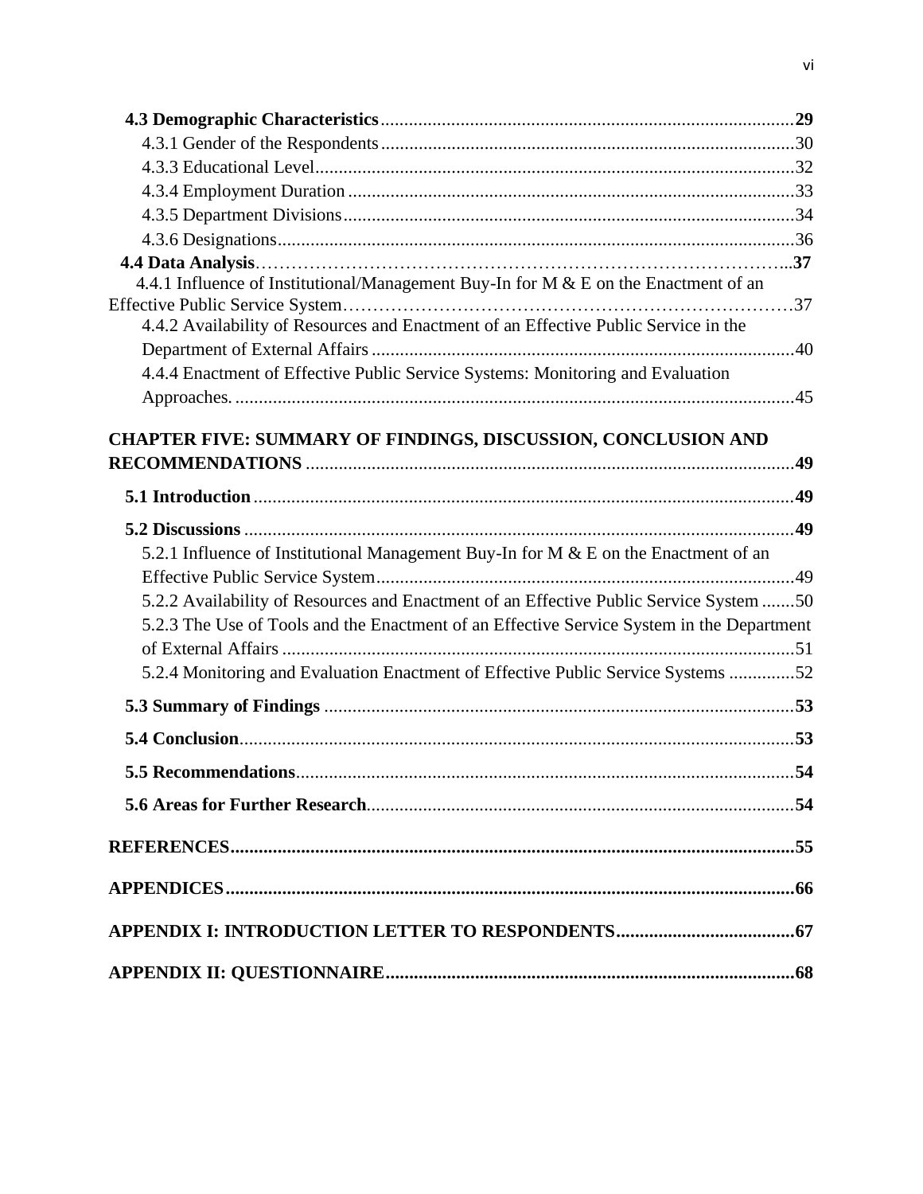**4.3 Demographic Characteristics** ........................................................................................ **29**

4.3.1 Gender of the Respondents ........................................................................................ 30

4.3.3 Educational Level ...................................................................................................... 32

4.3.4 Employment Duration ............................................................................................... 33

4.3.5 Department Divisions ................................................................................................ 34

4.3.6 Designations .............................................................................................................. 36

**4.4 Data Analysis**…………………………………………………………………………..**37**

4.4.1 Influence of Institutional/Management Buy-In for M & E on the Enactment of an Effective Public Service System……………………………………………………………37

4.4.2 Availability of Resources and Enactment of an Effective Public Service in the Department of External Affairs .......................................................................................... 40

4.4.4 Enactment of Effective Public Service Systems: Monitoring and Evaluation Approaches. ....................................................................................................................... 45

**CHAPTER FIVE: SUMMARY OF FINDINGS, DISCUSSION, CONCLUSION AND RECOMMENDATIONS** ........................................................................................................ **49**

**5.1 Introduction** ................................................................................................................... **49**

**5.2 Discussions** ..................................................................................................................... **49**

5.2.1 Influence of Institutional Management Buy-In for M & E on the Enactment of an Effective Public Service System ......................................................................................... 49

5.2.2 Availability of Resources and Enactment of an Effective Public Service System ....... 50

5.2.3 The Use of Tools and the Enactment of an Effective Service System in the Department of External Affairs ............................................................................................................ 51

5.2.4 Monitoring and Evaluation Enactment of Effective Public Service Systems .............. 52

**5.3 Summary of Findings** .................................................................................................... **53**

**5.4 Conclusion** ...................................................................................................................... **53**

**5.5 Recommendations** .......................................................................................................... **54**

**5.6 Areas for Further Research** ........................................................................................... **54**

**REFERENCES** ....................................................................................................................... **55**

**APPENDICES** ........................................................................................................................ **66**

**APPENDIX I: INTRODUCTION LETTER TO RESPONDENTS** ..................................... **67**

**APPENDIX II: QUESTIONNAIRE** ...................................................................................... **68**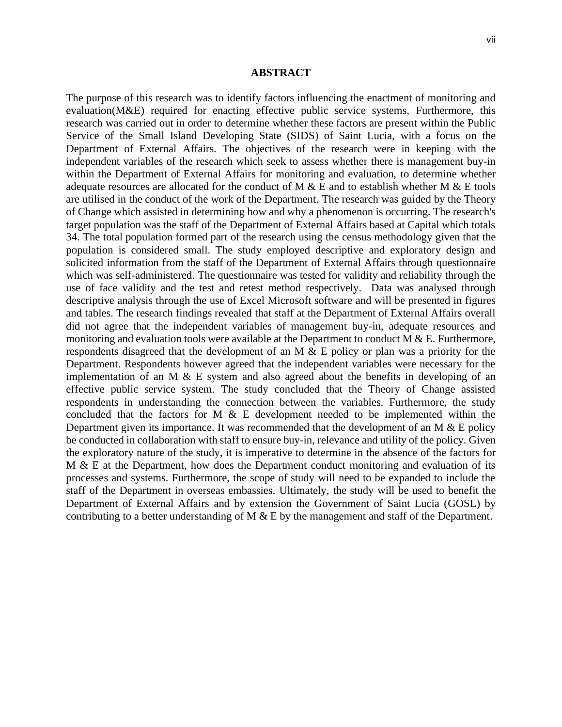# ABSTRACT

The purpose of this research was to identify factors influencing the enactment of monitoring and evaluation(M&E) required for enacting effective public service systems, Furthermore, this research was carried out in order to determine whether these factors are present within the Public Service of the Small Island Developing State (SIDS) of Saint Lucia, with a focus on the Department of External Affairs. The objectives of the research were in keeping with the independent variables of the research which seek to assess whether there is management buy-in within the Department of External Affairs for monitoring and evaluation, to determine whether adequate resources are allocated for the conduct of M & E and to establish whether M & E tools are utilised in the conduct of the work of the Department. The research was guided by the Theory of Change which assisted in determining how and why a phenomenon is occurring. The research's target population was the staff of the Department of External Affairs based at Capital which totals 34. The total population formed part of the research using the census methodology given that the population is considered small. The study employed descriptive and exploratory design and solicited information from the staff of the Department of External Affairs through questionnaire which was self-administered. The questionnaire was tested for validity and reliability through the use of face validity and the test and retest method respectively. Data was analysed through descriptive analysis through the use of Excel Microsoft software and will be presented in figures and tables. The research findings revealed that staff at the Department of External Affairs overall did not agree that the independent variables of management buy-in, adequate resources and monitoring and evaluation tools were available at the Department to conduct M & E. Furthermore, respondents disagreed that the development of an M & E policy or plan was a priority for the Department. Respondents however agreed that the independent variables were necessary for the implementation of an M & E system and also agreed about the benefits in developing of an effective public service system. The study concluded that the Theory of Change assisted respondents in understanding the connection between the variables. Furthermore, the study concluded that the factors for M & E development needed to be implemented within the Department given its importance. It was recommended that the development of an M & E policy be conducted in collaboration with staff to ensure buy-in, relevance and utility of the policy. Given the exploratory nature of the study, it is imperative to determine in the absence of the factors for M & E at the Department, how does the Department conduct monitoring and evaluation of its processes and systems. Furthermore, the scope of study will need to be expanded to include the staff of the Department in overseas embassies. Ultimately, the study will be used to benefit the Department of External Affairs and by extension the Government of Saint Lucia (GOSL) by contributing to a better understanding of M & E by the management and staff of the Department.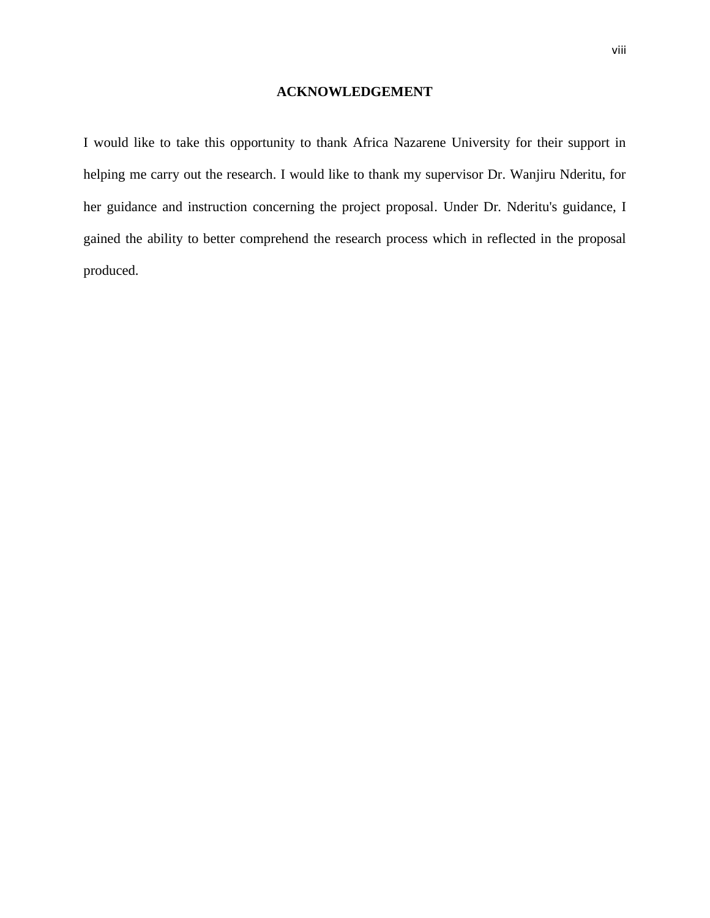## ACKNOWLEDGEMENT

I would like to take this opportunity to thank Africa Nazarene University for their support in helping me carry out the research. I would like to thank my supervisor Dr. Wanjiru Nderitu, for her guidance and instruction concerning the project proposal. Under Dr. Nderitu's guidance, I gained the ability to better comprehend the research process which in reflected in the proposal produced.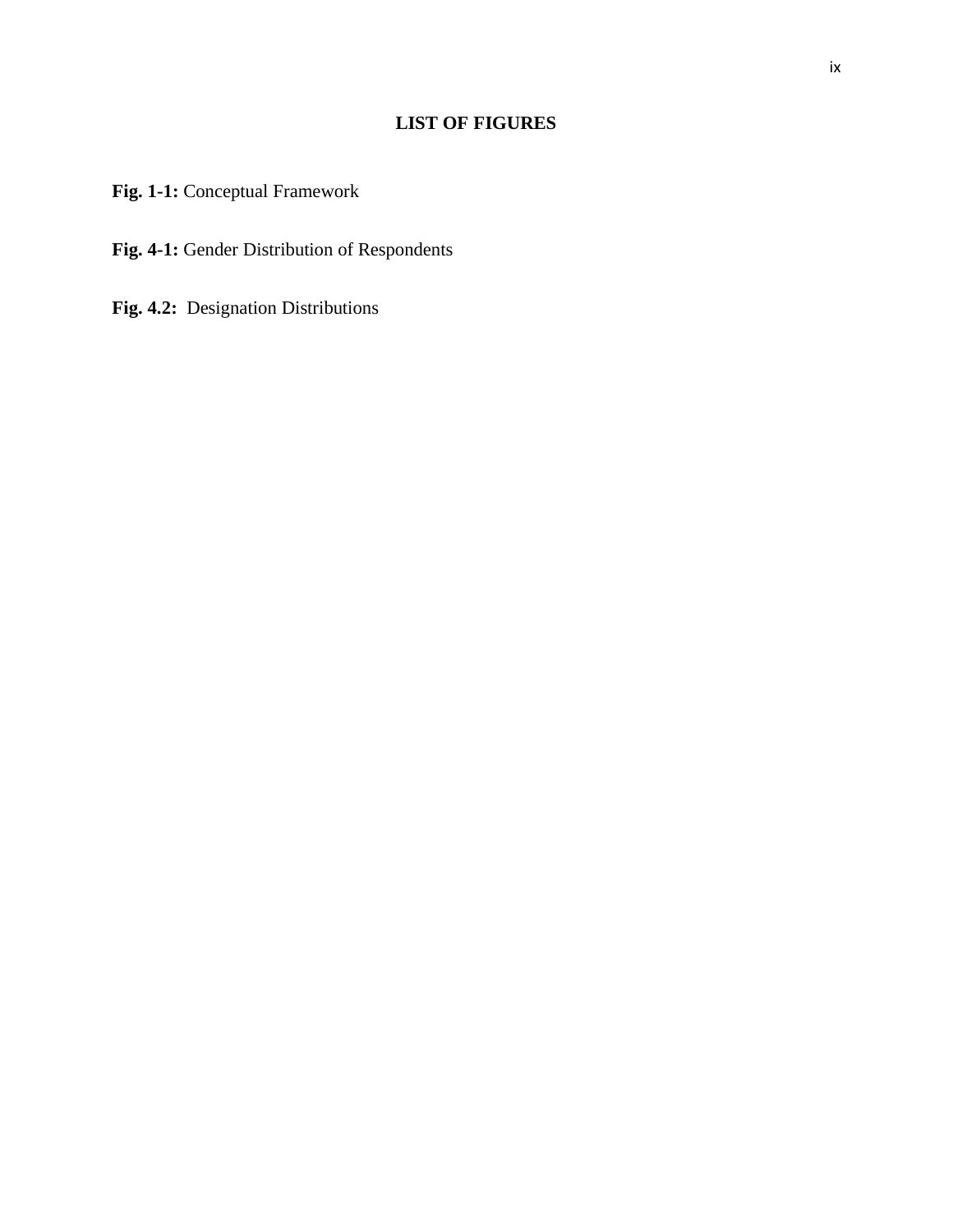## LIST OF FIGURES

**Fig. 1-1:** Conceptual Framework

**Fig. 4-1:** Gender Distribution of Respondents

**Fig. 4.2:** Designation Distributions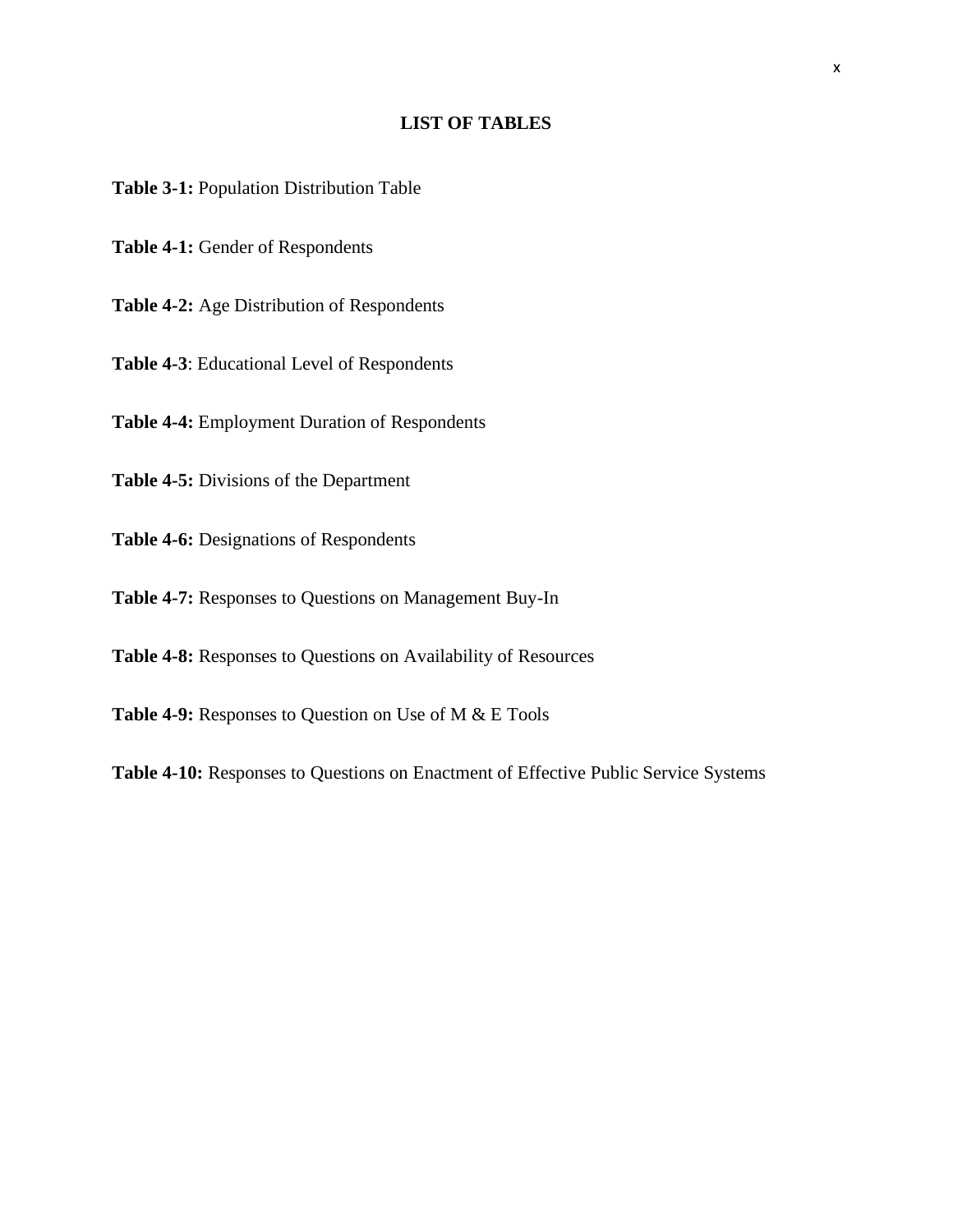## LIST OF TABLES

**Table 3-1:** Population Distribution Table

**Table 4-1:** Gender of Respondents

**Table 4-2:** Age Distribution of Respondents

**Table 4-3**: Educational Level of Respondents

**Table 4-4:** Employment Duration of Respondents

**Table 4-5:** Divisions of the Department

**Table 4-6:** Designations of Respondents

**Table 4-7:** Responses to Questions on Management Buy-In

**Table 4-8:** Responses to Questions on Availability of Resources

**Table 4-9:** Responses to Question on Use of M & E Tools

**Table 4-10:** Responses to Questions on Enactment of Effective Public Service Systems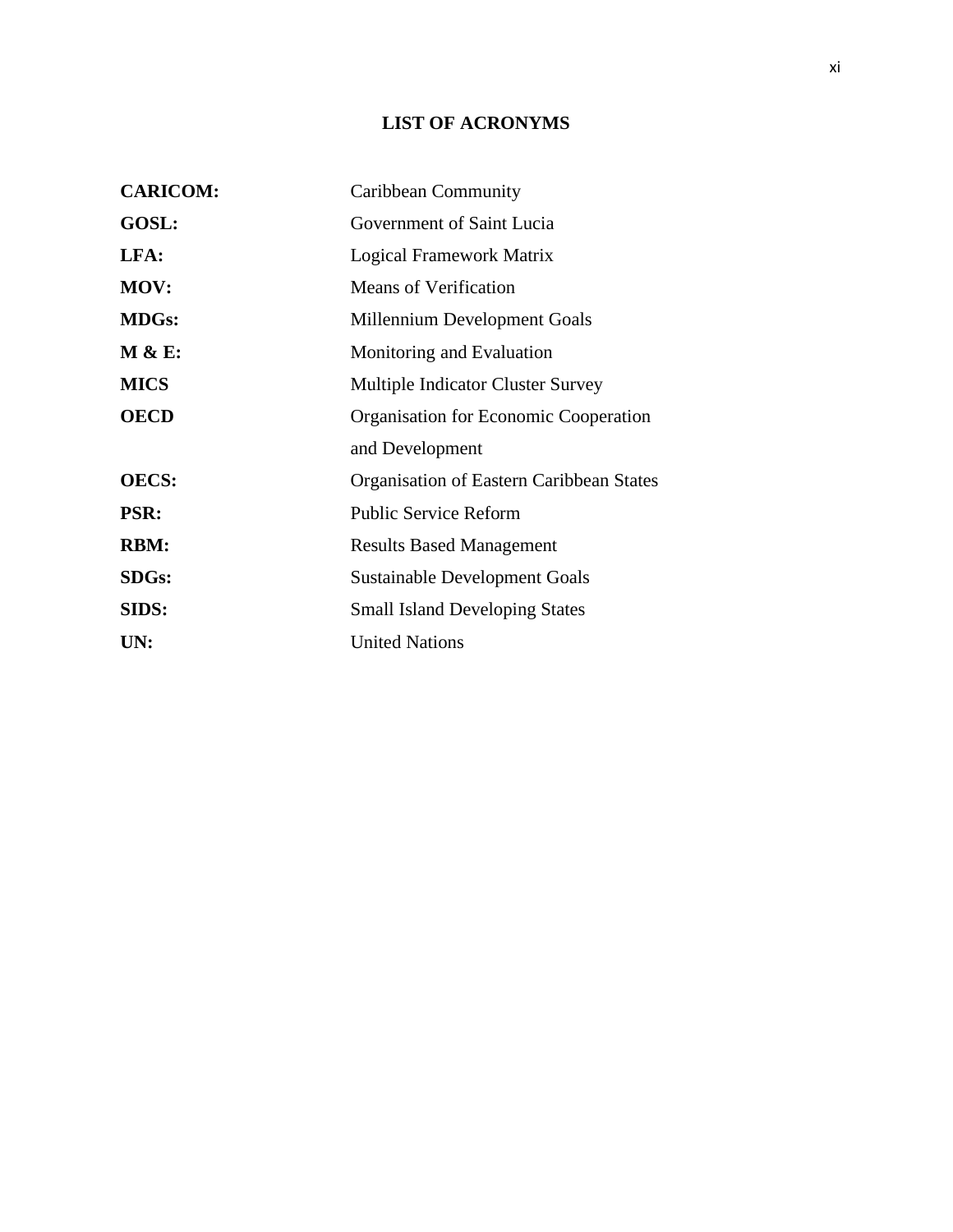# LIST OF ACRONYMS

| | |
|---|---|
| **CARICOM:** | Caribbean Community |
| **GOSL:** | Government of Saint Lucia |
| **LFA:** | Logical Framework Matrix |
| **MOV:** | Means of Verification |
| **MDGs:** | Millennium Development Goals |
| **M & E:** | Monitoring and Evaluation |
| **MICS** | Multiple Indicator Cluster Survey |
| **OECD** | Organisation for Economic Cooperation and Development |
| **OECS:** | Organisation of Eastern Caribbean States |
| **PSR:** | Public Service Reform |
| **RBM:** | Results Based Management |
| **SDGs:** | Sustainable Development Goals |
| **SIDS:** | Small Island Developing States |
| **UN:** | United Nations |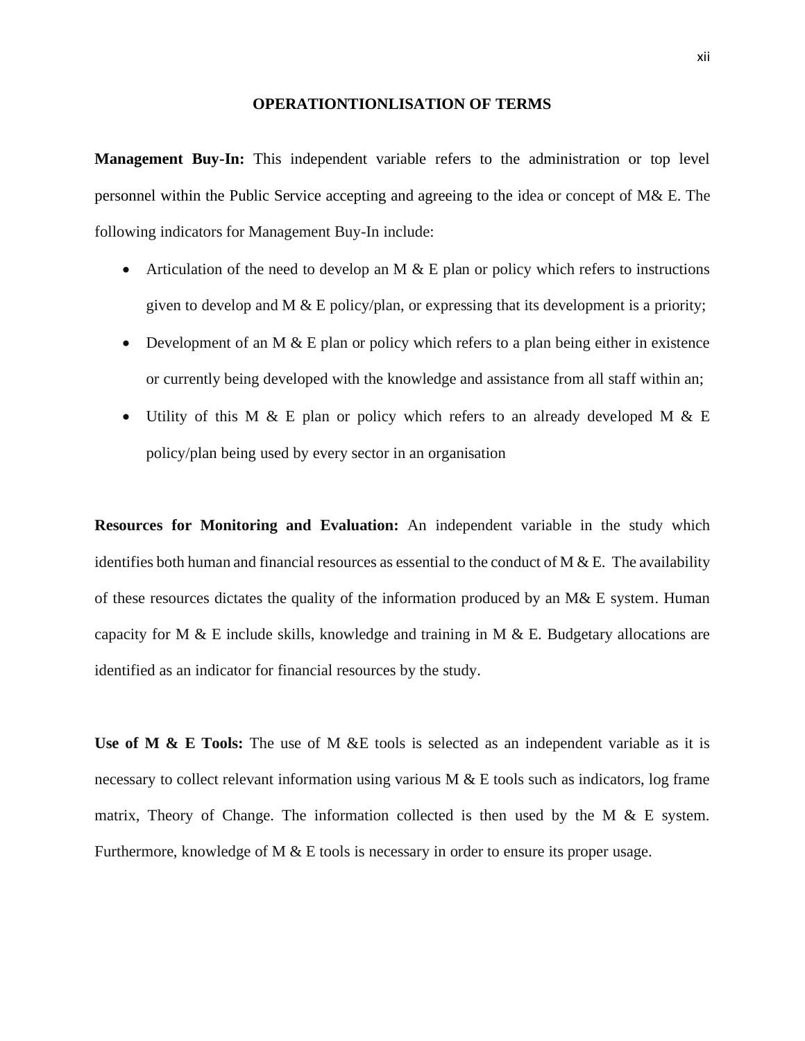## OPERATIONTIONLISATION OF TERMS

**Management Buy-In:** This independent variable refers to the administration or top level personnel within the Public Service accepting and agreeing to the idea or concept of M& E. The following indicators for Management Buy-In include:

- Articulation of the need to develop an M & E plan or policy which refers to instructions given to develop and M & E policy/plan, or expressing that its development is a priority;
- Development of an M & E plan or policy which refers to a plan being either in existence or currently being developed with the knowledge and assistance from all staff within an;
- Utility of this M & E plan or policy which refers to an already developed M & E policy/plan being used by every sector in an organisation

**Resources for Monitoring and Evaluation:** An independent variable in the study which identifies both human and financial resources as essential to the conduct of M & E. The availability of these resources dictates the quality of the information produced by an M& E system. Human capacity for M & E include skills, knowledge and training in M & E. Budgetary allocations are identified as an indicator for financial resources by the study.

**Use of M & E Tools:** The use of M &E tools is selected as an independent variable as it is necessary to collect relevant information using various M & E tools such as indicators, log frame matrix, Theory of Change. The information collected is then used by the M & E system. Furthermore, knowledge of M & E tools is necessary in order to ensure its proper usage.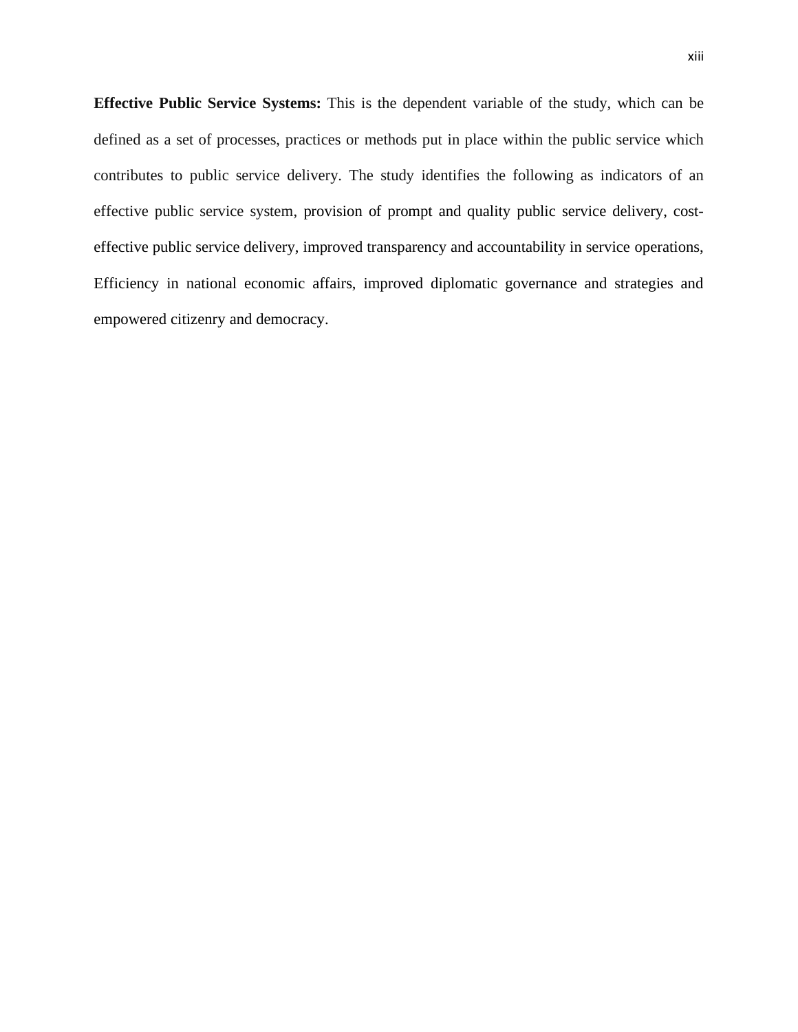**Effective Public Service Systems:** This is the dependent variable of the study, which can be defined as a set of processes, practices or methods put in place within the public service which contributes to public service delivery. The study identifies the following as indicators of an effective public service system, provision of prompt and quality public service delivery, cost-effective public service delivery, improved transparency and accountability in service operations, Efficiency in national economic affairs, improved diplomatic governance and strategies and empowered citizenry and democracy.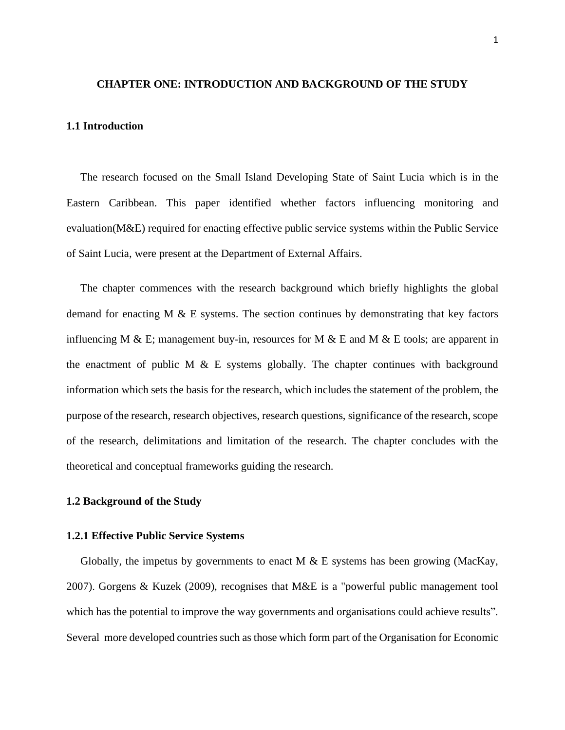# CHAPTER ONE: INTRODUCTION AND BACKGROUND OF THE STUDY

## 1.1 Introduction

The research focused on the Small Island Developing State of Saint Lucia which is in the Eastern Caribbean. This paper identified whether factors influencing monitoring and evaluation(M&E) required for enacting effective public service systems within the Public Service of Saint Lucia, were present at the Department of External Affairs.

The chapter commences with the research background which briefly highlights the global demand for enacting M & E systems. The section continues by demonstrating that key factors influencing M & E; management buy-in, resources for M & E and M & E tools; are apparent in the enactment of public M & E systems globally. The chapter continues with background information which sets the basis for the research, which includes the statement of the problem, the purpose of the research, research objectives, research questions, significance of the research, scope of the research, delimitations and limitation of the research. The chapter concludes with the theoretical and conceptual frameworks guiding the research.

## 1.2 Background of the Study

### 1.2.1 Effective Public Service Systems

Globally, the impetus by governments to enact M & E systems has been growing (MacKay, 2007). Gorgens & Kuzek (2009), recognises that M&E is a "powerful public management tool which has the potential to improve the way governments and organisations could achieve results". Several more developed countries such as those which form part of the Organisation for Economic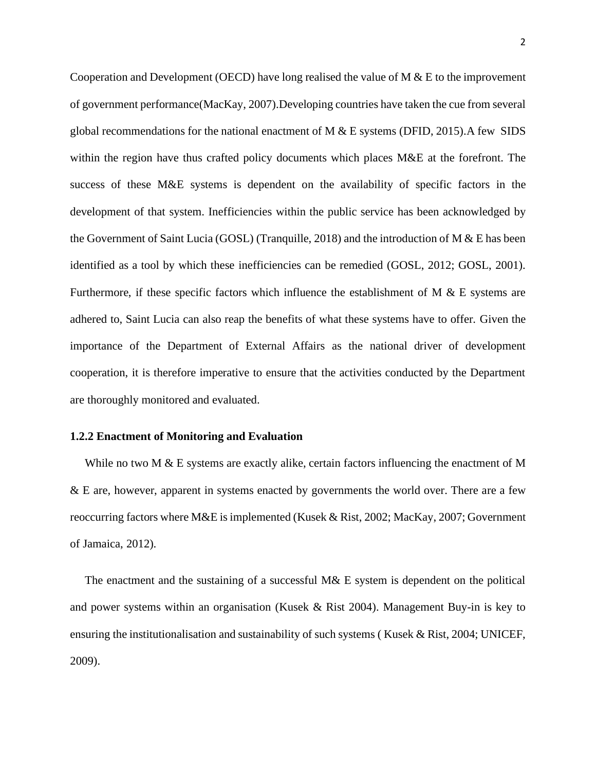Cooperation and Development (OECD) have long realised the value of M & E to the improvement of government performance(MacKay, 2007).Developing countries have taken the cue from several global recommendations for the national enactment of M & E systems (DFID, 2015).A few SIDS within the region have thus crafted policy documents which places M&E at the forefront. The success of these M&E systems is dependent on the availability of specific factors in the development of that system. Inefficiencies within the public service has been acknowledged by the Government of Saint Lucia (GOSL) (Tranquille, 2018) and the introduction of M & E has been identified as a tool by which these inefficiencies can be remedied (GOSL, 2012; GOSL, 2001). Furthermore, if these specific factors which influence the establishment of M & E systems are adhered to, Saint Lucia can also reap the benefits of what these systems have to offer. Given the importance of the Department of External Affairs as the national driver of development cooperation, it is therefore imperative to ensure that the activities conducted by the Department are thoroughly monitored and evaluated.

### 1.2.2 Enactment of Monitoring and Evaluation

While no two M & E systems are exactly alike, certain factors influencing the enactment of M & E are, however, apparent in systems enacted by governments the world over. There are a few reoccurring factors where M&E is implemented (Kusek & Rist, 2002; MacKay, 2007; Government of Jamaica, 2012).

The enactment and the sustaining of a successful M& E system is dependent on the political and power systems within an organisation (Kusek & Rist 2004). Management Buy-in is key to ensuring the institutionalisation and sustainability of such systems ( Kusek & Rist, 2004; UNICEF, 2009).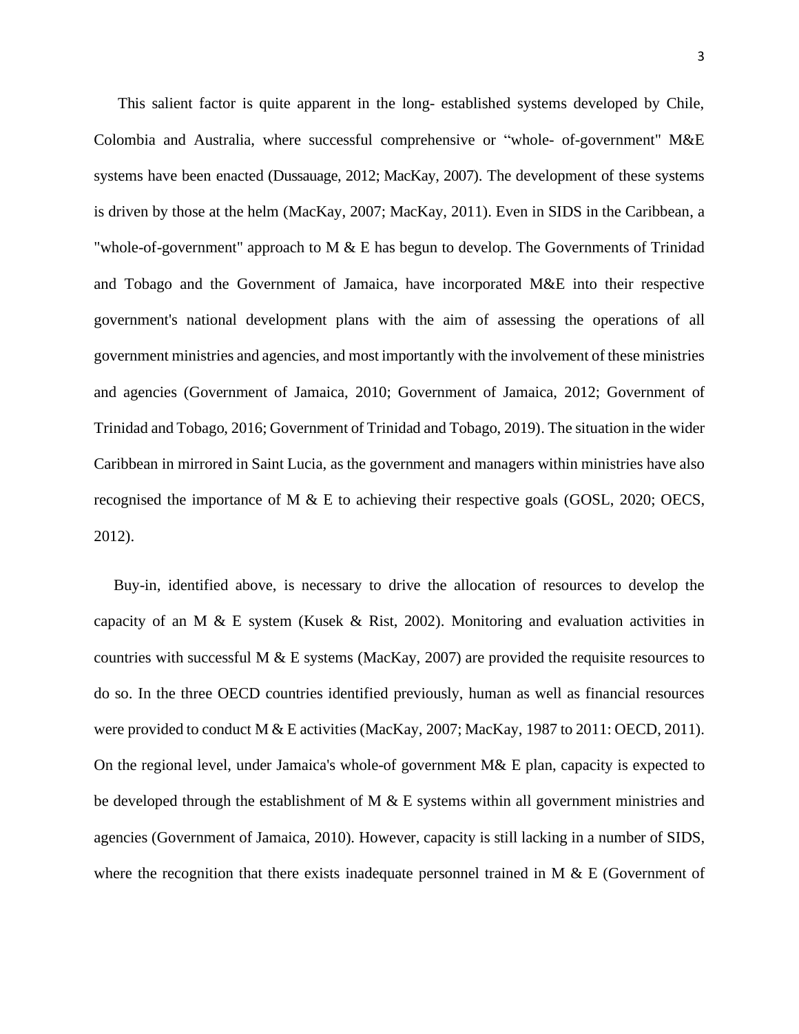This salient factor is quite apparent in the long- established systems developed by Chile, Colombia and Australia, where successful comprehensive or "whole- of-government" M&E systems have been enacted (Dussauage, 2012; MacKay, 2007). The development of these systems is driven by those at the helm (MacKay, 2007; MacKay, 2011). Even in SIDS in the Caribbean, a "whole-of-government" approach to M & E has begun to develop. The Governments of Trinidad and Tobago and the Government of Jamaica, have incorporated M&E into their respective government's national development plans with the aim of assessing the operations of all government ministries and agencies, and most importantly with the involvement of these ministries and agencies (Government of Jamaica, 2010; Government of Jamaica, 2012; Government of Trinidad and Tobago, 2016; Government of Trinidad and Tobago, 2019). The situation in the wider Caribbean in mirrored in Saint Lucia, as the government and managers within ministries have also recognised the importance of M & E to achieving their respective goals (GOSL, 2020; OECS, 2012).

Buy-in, identified above, is necessary to drive the allocation of resources to develop the capacity of an M & E system (Kusek & Rist, 2002). Monitoring and evaluation activities in countries with successful M & E systems (MacKay, 2007) are provided the requisite resources to do so. In the three OECD countries identified previously, human as well as financial resources were provided to conduct M & E activities (MacKay, 2007; MacKay, 1987 to 2011: OECD, 2011). On the regional level, under Jamaica's whole-of government M& E plan, capacity is expected to be developed through the establishment of M & E systems within all government ministries and agencies (Government of Jamaica, 2010). However, capacity is still lacking in a number of SIDS, where the recognition that there exists inadequate personnel trained in M & E (Government of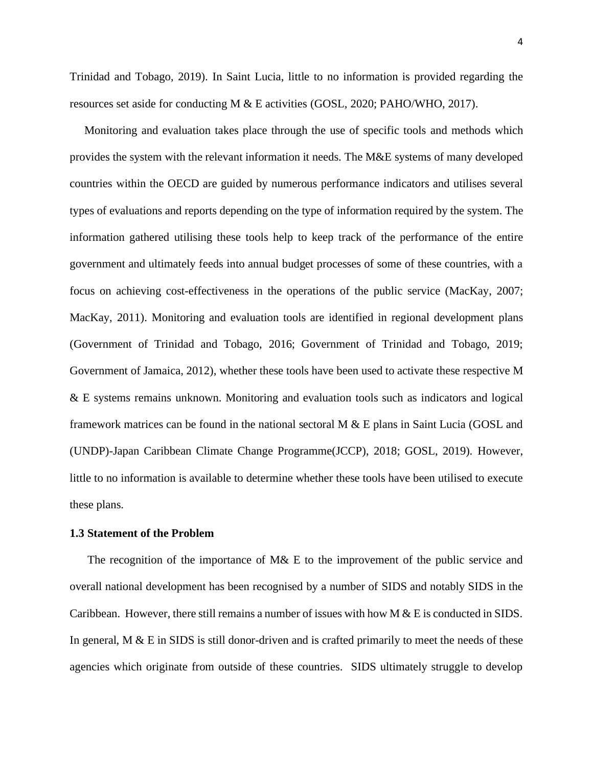Trinidad and Tobago, 2019). In Saint Lucia, little to no information is provided regarding the resources set aside for conducting M & E activities (GOSL, 2020; PAHO/WHO, 2017).

Monitoring and evaluation takes place through the use of specific tools and methods which provides the system with the relevant information it needs. The M&E systems of many developed countries within the OECD are guided by numerous performance indicators and utilises several types of evaluations and reports depending on the type of information required by the system. The information gathered utilising these tools help to keep track of the performance of the entire government and ultimately feeds into annual budget processes of some of these countries, with a focus on achieving cost-effectiveness in the operations of the public service (MacKay, 2007; MacKay, 2011). Monitoring and evaluation tools are identified in regional development plans (Government of Trinidad and Tobago, 2016; Government of Trinidad and Tobago, 2019; Government of Jamaica, 2012), whether these tools have been used to activate these respective M & E systems remains unknown. Monitoring and evaluation tools such as indicators and logical framework matrices can be found in the national sectoral M & E plans in Saint Lucia (GOSL and (UNDP)-Japan Caribbean Climate Change Programme(JCCP), 2018; GOSL, 2019). However, little to no information is available to determine whether these tools have been utilised to execute these plans.

### 1.3 Statement of the Problem

The recognition of the importance of M& E to the improvement of the public service and overall national development has been recognised by a number of SIDS and notably SIDS in the Caribbean. However, there still remains a number of issues with how M & E is conducted in SIDS. In general, M & E in SIDS is still donor-driven and is crafted primarily to meet the needs of these agencies which originate from outside of these countries. SIDS ultimately struggle to develop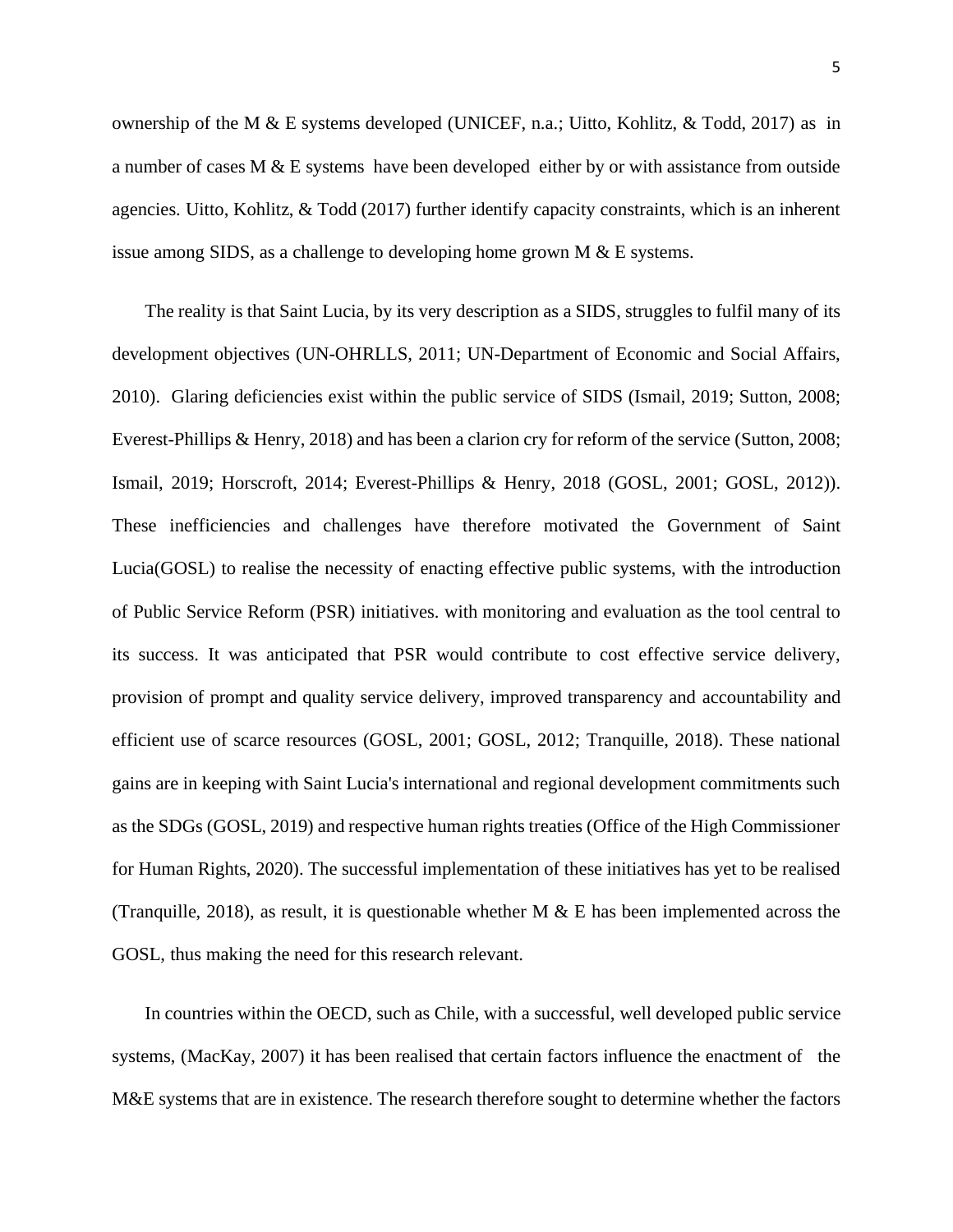ownership of the M & E systems developed (UNICEF, n.a.; Uitto, Kohlitz, & Todd, 2017) as in a number of cases M & E systems have been developed either by or with assistance from outside agencies. Uitto, Kohlitz, & Todd (2017) further identify capacity constraints, which is an inherent issue among SIDS, as a challenge to developing home grown M & E systems.

The reality is that Saint Lucia, by its very description as a SIDS, struggles to fulfil many of its development objectives (UN-OHRLLS, 2011; UN-Department of Economic and Social Affairs, 2010). Glaring deficiencies exist within the public service of SIDS (Ismail, 2019; Sutton, 2008; Everest-Phillips & Henry, 2018) and has been a clarion cry for reform of the service (Sutton, 2008; Ismail, 2019; Horscroft, 2014; Everest-Phillips & Henry, 2018 (GOSL, 2001; GOSL, 2012)). These inefficiencies and challenges have therefore motivated the Government of Saint Lucia(GOSL) to realise the necessity of enacting effective public systems, with the introduction of Public Service Reform (PSR) initiatives. with monitoring and evaluation as the tool central to its success. It was anticipated that PSR would contribute to cost effective service delivery, provision of prompt and quality service delivery, improved transparency and accountability and efficient use of scarce resources (GOSL, 2001; GOSL, 2012; Tranquille, 2018). These national gains are in keeping with Saint Lucia's international and regional development commitments such as the SDGs (GOSL, 2019) and respective human rights treaties (Office of the High Commissioner for Human Rights, 2020). The successful implementation of these initiatives has yet to be realised (Tranquille, 2018), as result, it is questionable whether M & E has been implemented across the GOSL, thus making the need for this research relevant.

In countries within the OECD, such as Chile, with a successful, well developed public service systems, (MacKay, 2007) it has been realised that certain factors influence the enactment of the M&E systems that are in existence. The research therefore sought to determine whether the factors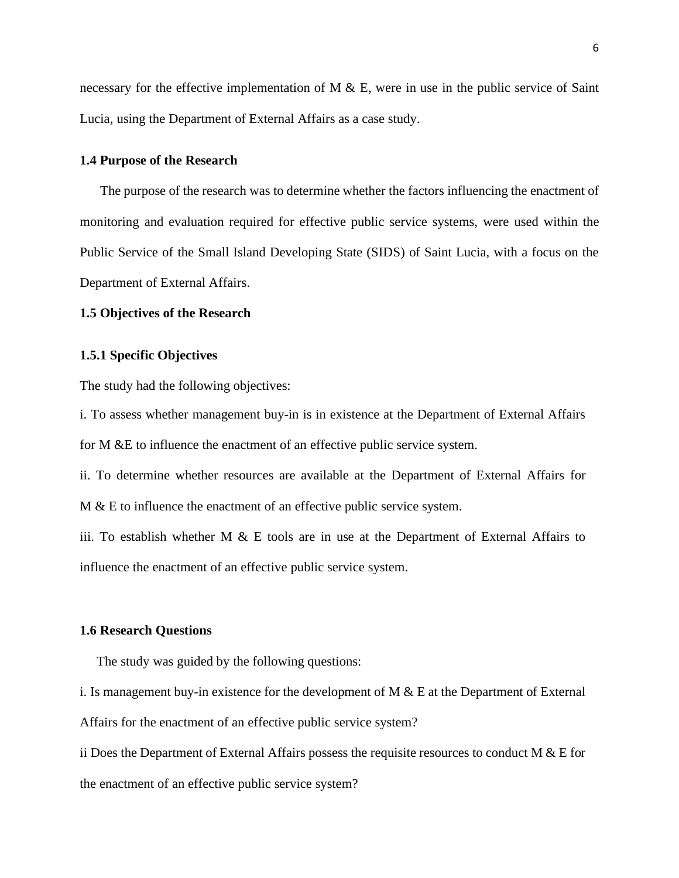necessary for the effective implementation of M & E, were in use in the public service of Saint Lucia, using the Department of External Affairs as a case study.

### 1.4 Purpose of the Research

The purpose of the research was to determine whether the factors influencing the enactment of monitoring and evaluation required for effective public service systems, were used within the Public Service of the Small Island Developing State (SIDS) of Saint Lucia, with a focus on the Department of External Affairs.

### 1.5 Objectives of the Research

#### 1.5.1 Specific Objectives

The study had the following objectives:

i. To assess whether management buy-in is in existence at the Department of External Affairs for M &E to influence the enactment of an effective public service system.

ii. To determine whether resources are available at the Department of External Affairs for M & E to influence the enactment of an effective public service system.

iii. To establish whether M & E tools are in use at the Department of External Affairs to influence the enactment of an effective public service system.

### 1.6 Research Questions

The study was guided by the following questions:

i. Is management buy-in existence for the development of M & E at the Department of External Affairs for the enactment of an effective public service system?

ii Does the Department of External Affairs possess the requisite resources to conduct M & E for the enactment of an effective public service system?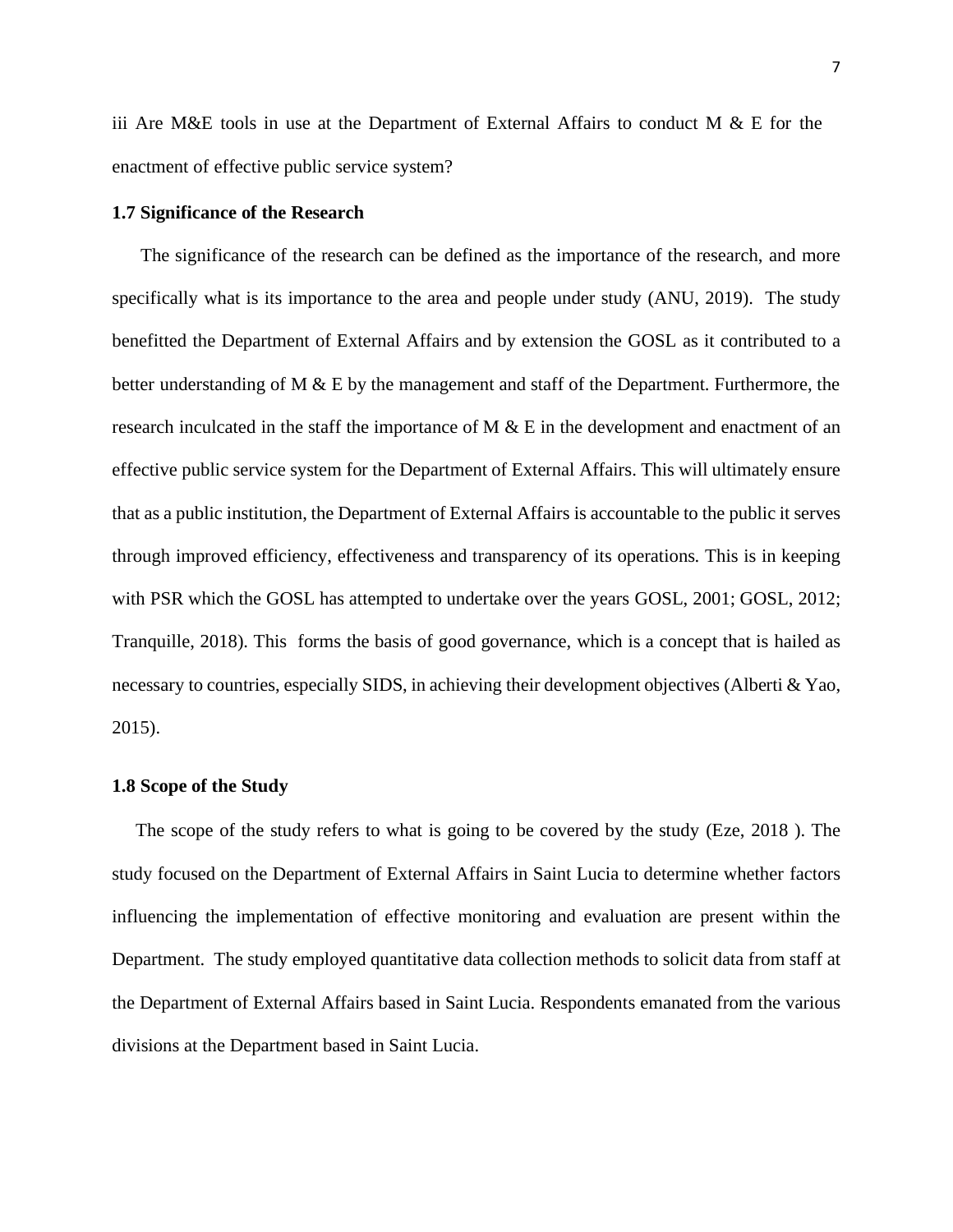iii Are M&E tools in use at the Department of External Affairs to conduct M & E for the enactment of effective public service system?

**1.7 Significance of the Research**

The significance of the research can be defined as the importance of the research, and more specifically what is its importance to the area and people under study (ANU, 2019). The study benefitted the Department of External Affairs and by extension the GOSL as it contributed to a better understanding of M & E by the management and staff of the Department. Furthermore, the research inculcated in the staff the importance of M & E in the development and enactment of an effective public service system for the Department of External Affairs. This will ultimately ensure that as a public institution, the Department of External Affairs is accountable to the public it serves through improved efficiency, effectiveness and transparency of its operations. This is in keeping with PSR which the GOSL has attempted to undertake over the years GOSL, 2001; GOSL, 2012; Tranquille, 2018). This forms the basis of good governance, which is a concept that is hailed as necessary to countries, especially SIDS, in achieving their development objectives (Alberti & Yao, 2015).

**1.8 Scope of the Study**

The scope of the study refers to what is going to be covered by the study (Eze, 2018 ). The study focused on the Department of External Affairs in Saint Lucia to determine whether factors influencing the implementation of effective monitoring and evaluation are present within the Department. The study employed quantitative data collection methods to solicit data from staff at the Department of External Affairs based in Saint Lucia. Respondents emanated from the various divisions at the Department based in Saint Lucia.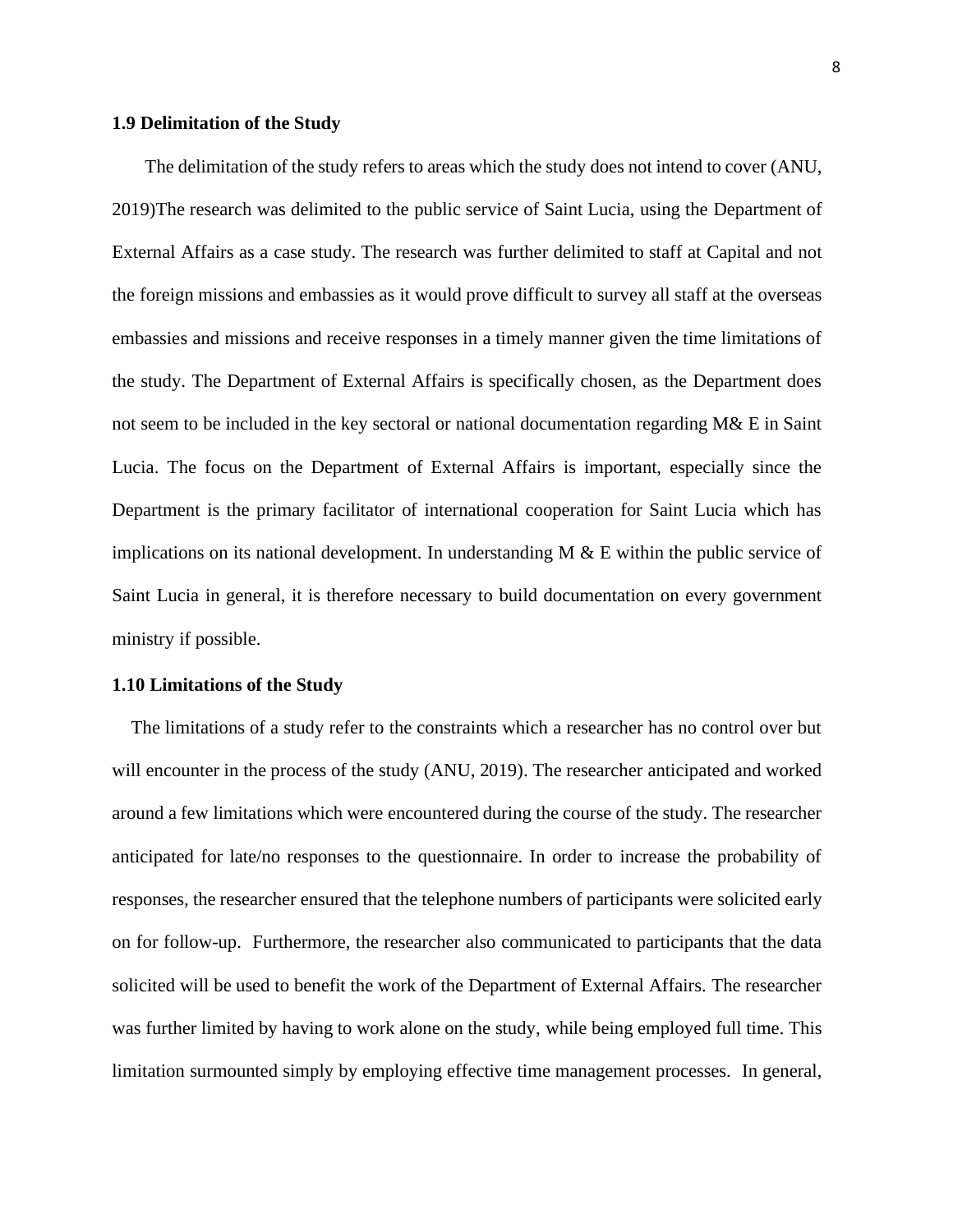### 1.9 Delimitation of the Study

The delimitation of the study refers to areas which the study does not intend to cover (ANU, 2019)The research was delimited to the public service of Saint Lucia, using the Department of External Affairs as a case study. The research was further delimited to staff at Capital and not the foreign missions and embassies as it would prove difficult to survey all staff at the overseas embassies and missions and receive responses in a timely manner given the time limitations of the study. The Department of External Affairs is specifically chosen, as the Department does not seem to be included in the key sectoral or national documentation regarding M& E in Saint Lucia. The focus on the Department of External Affairs is important, especially since the Department is the primary facilitator of international cooperation for Saint Lucia which has implications on its national development. In understanding M & E within the public service of Saint Lucia in general, it is therefore necessary to build documentation on every government ministry if possible.

### 1.10 Limitations of the Study

The limitations of a study refer to the constraints which a researcher has no control over but will encounter in the process of the study (ANU, 2019). The researcher anticipated and worked around a few limitations which were encountered during the course of the study. The researcher anticipated for late/no responses to the questionnaire. In order to increase the probability of responses, the researcher ensured that the telephone numbers of participants were solicited early on for follow-up. Furthermore, the researcher also communicated to participants that the data solicited will be used to benefit the work of the Department of External Affairs. The researcher was further limited by having to work alone on the study, while being employed full time. This limitation surmounted simply by employing effective time management processes. In general,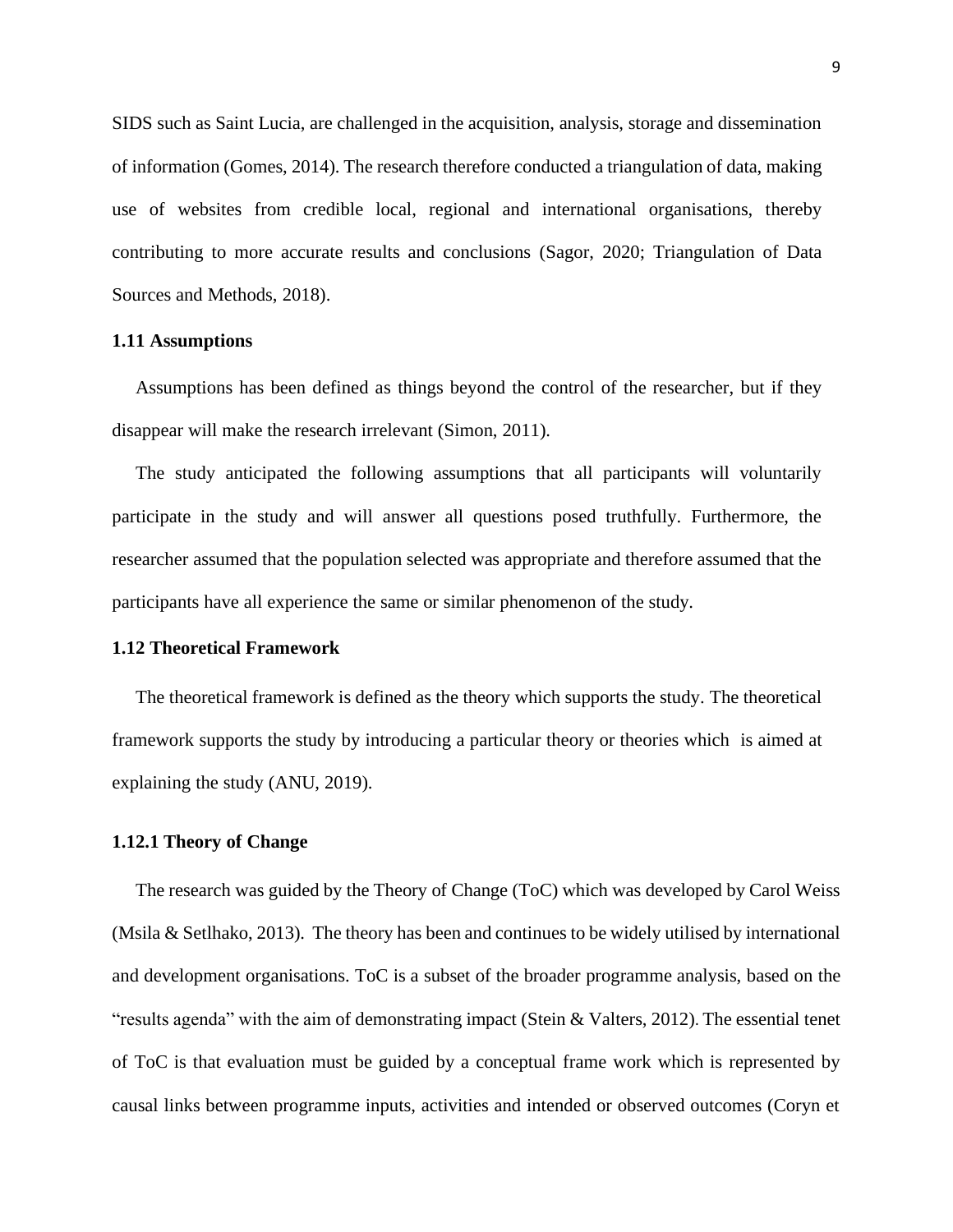SIDS such as Saint Lucia, are challenged in the acquisition, analysis, storage and dissemination of information (Gomes, 2014). The research therefore conducted a triangulation of data, making use of websites from credible local, regional and international organisations, thereby contributing to more accurate results and conclusions (Sagor, 2020; Triangulation of Data Sources and Methods, 2018).

### 1.11 Assumptions

Assumptions has been defined as things beyond the control of the researcher, but if they disappear will make the research irrelevant (Simon, 2011).

The study anticipated the following assumptions that all participants will voluntarily participate in the study and will answer all questions posed truthfully. Furthermore, the researcher assumed that the population selected was appropriate and therefore assumed that the participants have all experience the same or similar phenomenon of the study.

### 1.12 Theoretical Framework

The theoretical framework is defined as the theory which supports the study. The theoretical framework supports the study by introducing a particular theory or theories which is aimed at explaining the study (ANU, 2019).

#### 1.12.1 Theory of Change

The research was guided by the Theory of Change (ToC) which was developed by Carol Weiss (Msila & Setlhako, 2013). The theory has been and continues to be widely utilised by international and development organisations. ToC is a subset of the broader programme analysis, based on the "results agenda" with the aim of demonstrating impact (Stein & Valters, 2012). The essential tenet of ToC is that evaluation must be guided by a conceptual frame work which is represented by causal links between programme inputs, activities and intended or observed outcomes (Coryn et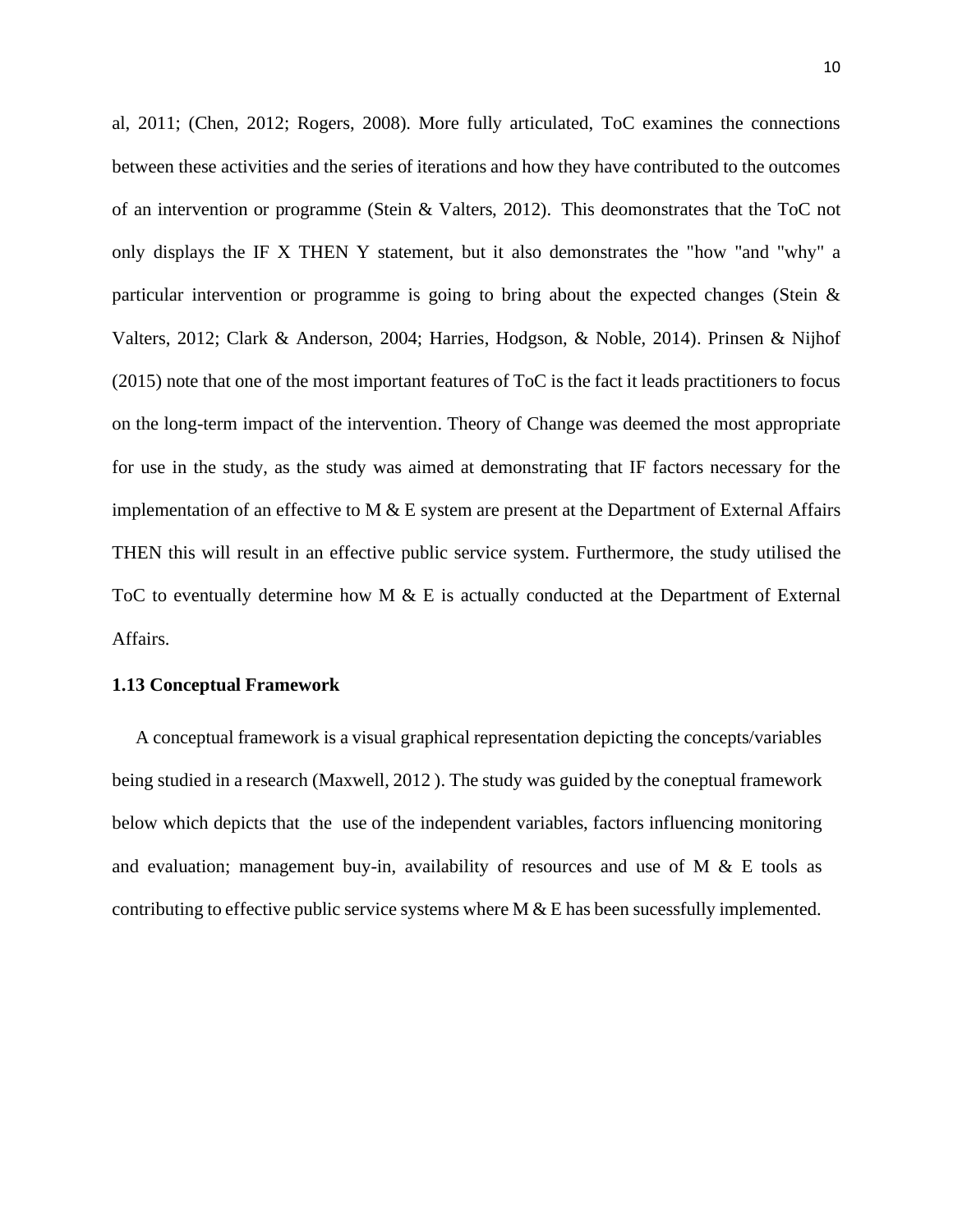al, 2011; (Chen, 2012; Rogers, 2008). More fully articulated, ToC examines the connections between these activities and the series of iterations and how they have contributed to the outcomes of an intervention or programme (Stein & Valters, 2012). This deomonstrates that the ToC not only displays the IF X THEN Y statement, but it also demonstrates the "how "and "why" a particular intervention or programme is going to bring about the expected changes (Stein & Valters, 2012; Clark & Anderson, 2004; Harries, Hodgson, & Noble, 2014). Prinsen & Nijhof (2015) note that one of the most important features of ToC is the fact it leads practitioners to focus on the long-term impact of the intervention. Theory of Change was deemed the most appropriate for use in the study, as the study was aimed at demonstrating that IF factors necessary for the implementation of an effective to M & E system are present at the Department of External Affairs THEN this will result in an effective public service system. Furthermore, the study utilised the ToC to eventually determine how M & E is actually conducted at the Department of External Affairs.

**1.13 Conceptual Framework**

A conceptual framework is a visual graphical representation depicting the concepts/variables being studied in a research (Maxwell, 2012 ). The study was guided by the coneptual framework below which depicts that the use of the independent variables, factors influencing monitoring and evaluation; management buy-in, availability of resources and use of M & E tools as contributing to effective public service systems where M & E has been sucessfully implemented.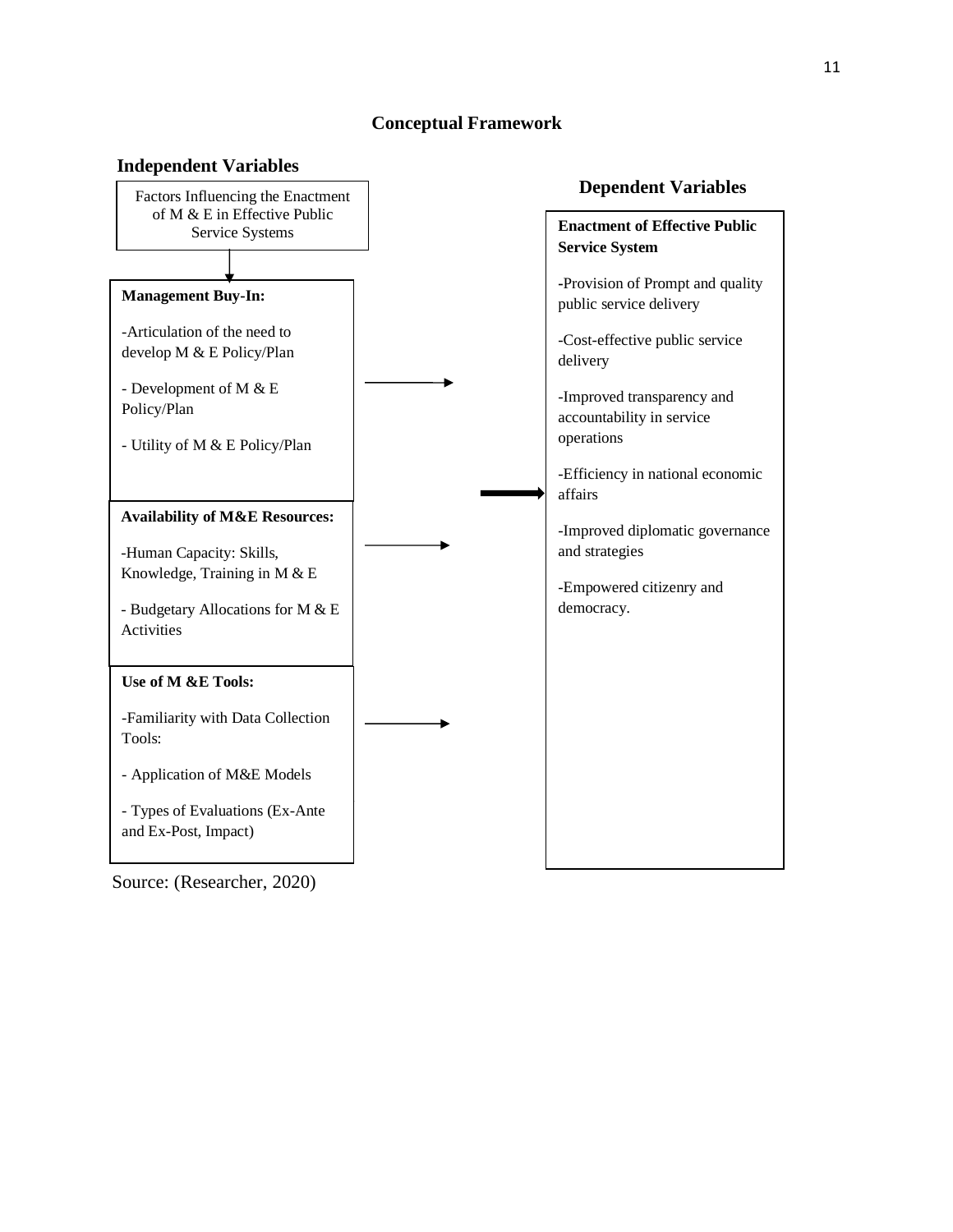## Conceptual Framework

**Independent Variables**

Factors Influencing the Enactment of M & E in Effective Public Service Systems

**Management Buy-In:**

-Articulation of the need to develop M & E Policy/Plan

- Development of M & E Policy/Plan

- Utility of M & E Policy/Plan

**Availability of M&E Resources:**

-Human Capacity: Skills, Knowledge, Training in M & E

- Budgetary Allocations for M & E Activities

**Use of M &E Tools:**

-Familiarity with Data Collection Tools:

- Application of M&E Models

- Types of Evaluations (Ex-Ante and Ex-Post, Impact)

**Dependent Variables**

**Enactment of Effective Public Service System**

-Provision of Prompt and quality public service delivery

-Cost-effective public service delivery

-Improved transparency and accountability in service operations

-Efficiency in national economic affairs

-Improved diplomatic governance and strategies

-Empowered citizenry and democracy.

Source: (Researcher, 2020)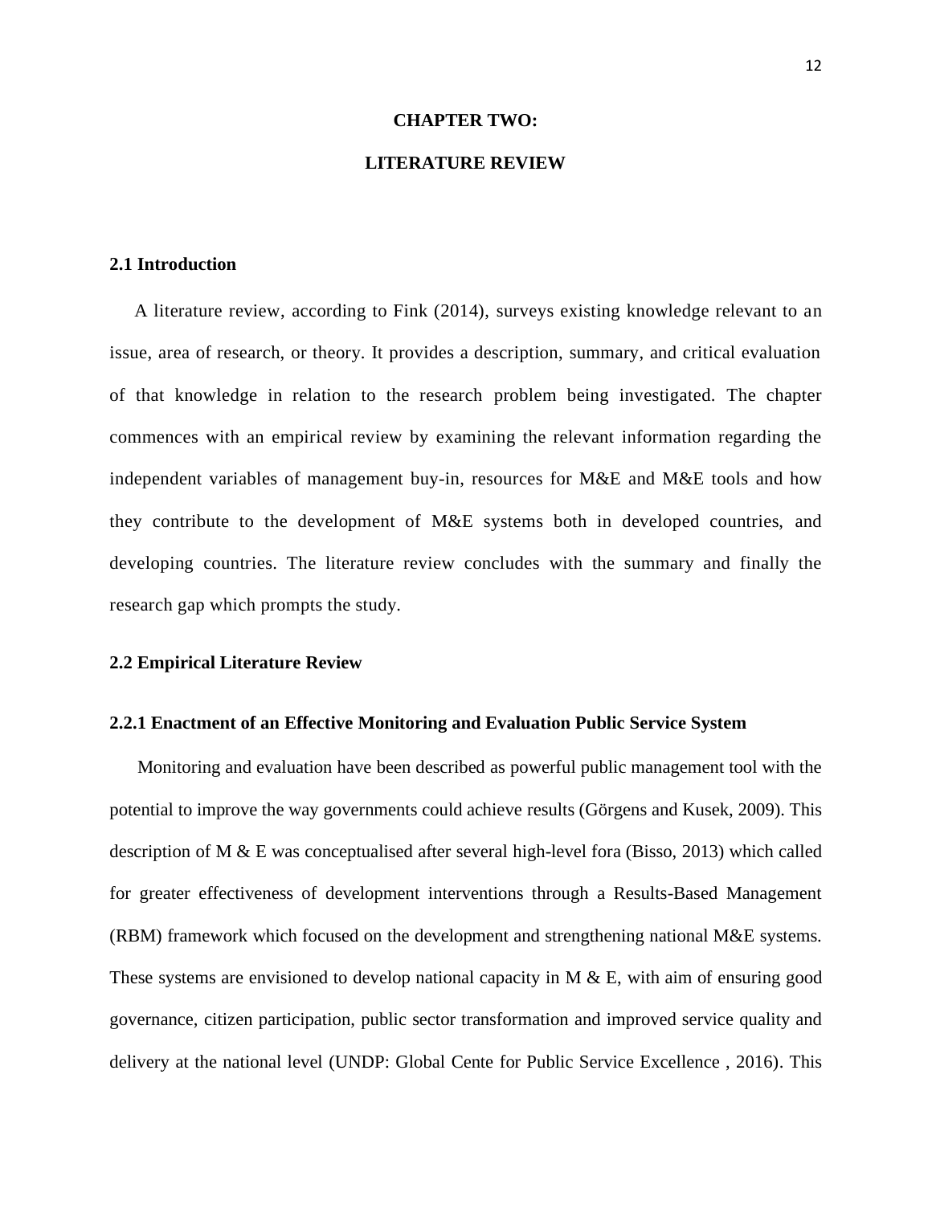# CHAPTER TWO:

# LITERATURE REVIEW

## 2.1 Introduction

A literature review, according to Fink (2014), surveys existing knowledge relevant to an issue, area of research, or theory. It provides a description, summary, and critical evaluation of that knowledge in relation to the research problem being investigated. The chapter commences with an empirical review by examining the relevant information regarding the independent variables of management buy-in, resources for M&E and M&E tools and how they contribute to the development of M&E systems both in developed countries, and developing countries. The literature review concludes with the summary and finally the research gap which prompts the study.

## 2.2 Empirical Literature Review

### 2.2.1 Enactment of an Effective Monitoring and Evaluation Public Service System

Monitoring and evaluation have been described as powerful public management tool with the potential to improve the way governments could achieve results (Görgens and Kusek, 2009). This description of M & E was conceptualised after several high-level fora (Bisso, 2013) which called for greater effectiveness of development interventions through a Results-Based Management (RBM) framework which focused on the development and strengthening national M&E systems. These systems are envisioned to develop national capacity in M & E, with aim of ensuring good governance, citizen participation, public sector transformation and improved service quality and delivery at the national level (UNDP: Global Cente for Public Service Excellence , 2016). This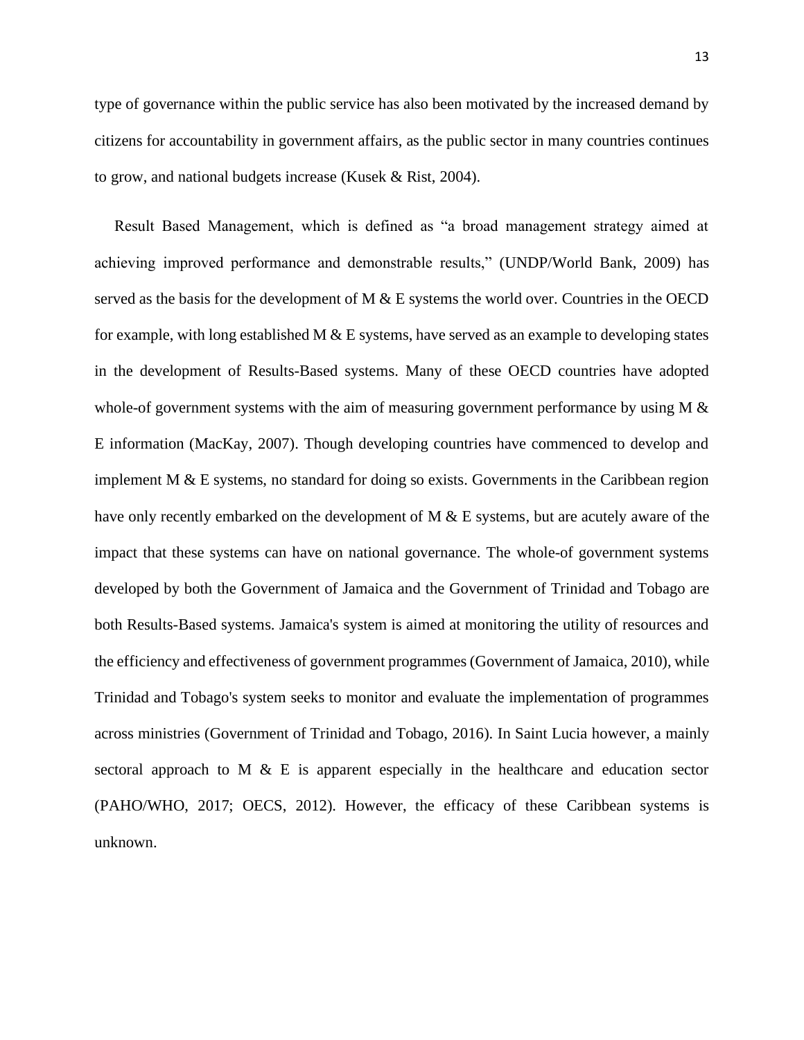type of governance within the public service has also been motivated by the increased demand by citizens for accountability in government affairs, as the public sector in many countries continues to grow, and national budgets increase (Kusek & Rist, 2004).

Result Based Management, which is defined as "a broad management strategy aimed at achieving improved performance and demonstrable results," (UNDP/World Bank, 2009) has served as the basis for the development of M & E systems the world over. Countries in the OECD for example, with long established M & E systems, have served as an example to developing states in the development of Results-Based systems. Many of these OECD countries have adopted whole-of government systems with the aim of measuring government performance by using M & E information (MacKay, 2007). Though developing countries have commenced to develop and implement M & E systems, no standard for doing so exists. Governments in the Caribbean region have only recently embarked on the development of M & E systems, but are acutely aware of the impact that these systems can have on national governance. The whole-of government systems developed by both the Government of Jamaica and the Government of Trinidad and Tobago are both Results-Based systems. Jamaica's system is aimed at monitoring the utility of resources and the efficiency and effectiveness of government programmes (Government of Jamaica, 2010), while Trinidad and Tobago's system seeks to monitor and evaluate the implementation of programmes across ministries (Government of Trinidad and Tobago, 2016). In Saint Lucia however, a mainly sectoral approach to M & E is apparent especially in the healthcare and education sector (PAHO/WHO, 2017; OECS, 2012). However, the efficacy of these Caribbean systems is unknown.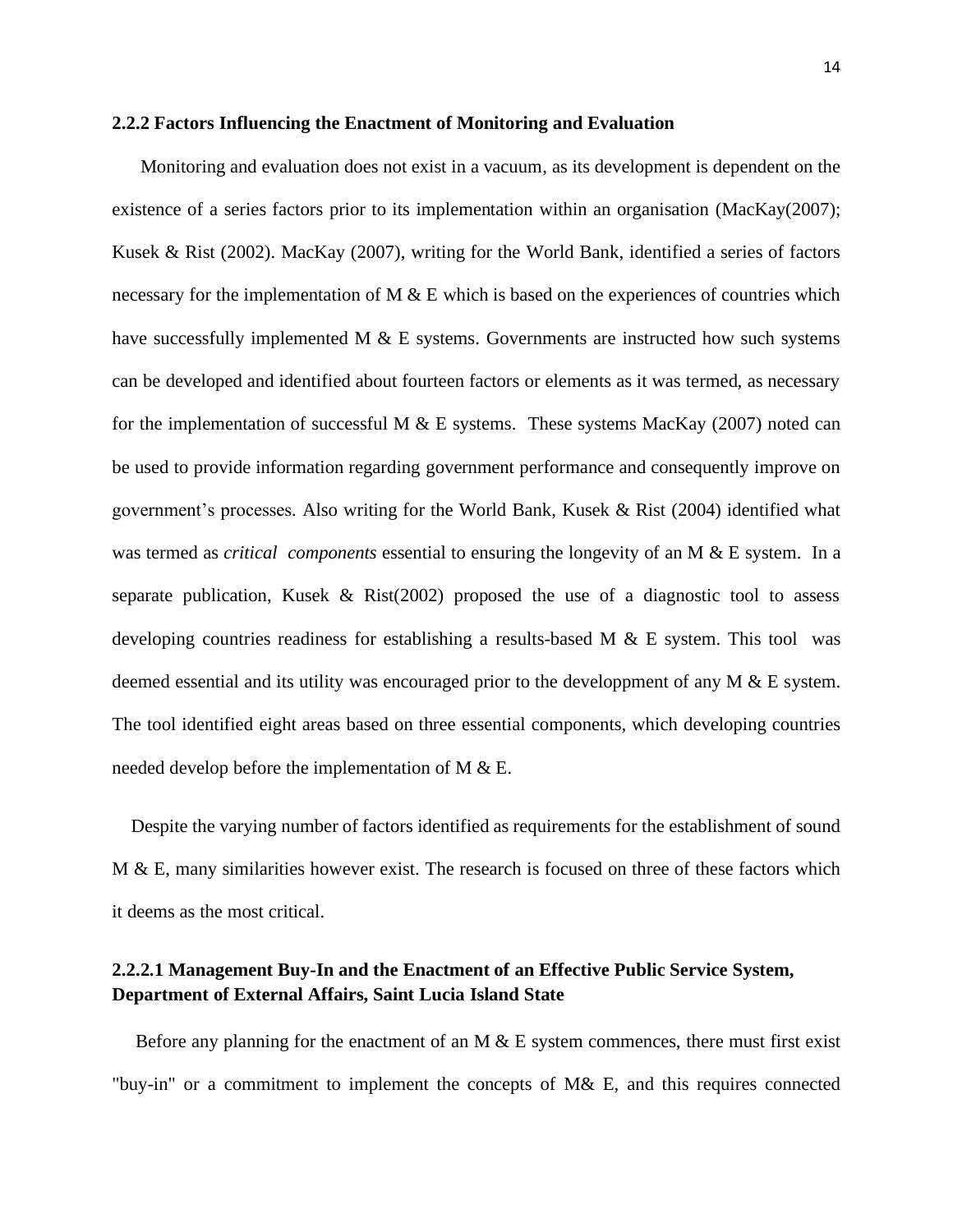### 2.2.2 Factors Influencing the Enactment of Monitoring and Evaluation

Monitoring and evaluation does not exist in a vacuum, as its development is dependent on the existence of a series factors prior to its implementation within an organisation (MacKay(2007); Kusek & Rist (2002). MacKay (2007), writing for the World Bank, identified a series of factors necessary for the implementation of M & E which is based on the experiences of countries which have successfully implemented M & E systems. Governments are instructed how such systems can be developed and identified about fourteen factors or elements as it was termed, as necessary for the implementation of successful M & E systems. These systems MacKay (2007) noted can be used to provide information regarding government performance and consequently improve on government's processes. Also writing for the World Bank, Kusek & Rist (2004) identified what was termed as *critical components* essential to ensuring the longevity of an M & E system. In a separate publication, Kusek & Rist(2002) proposed the use of a diagnostic tool to assess developing countries readiness for establishing a results-based M & E system. This tool was deemed essential and its utility was encouraged prior to the developpment of any M & E system. The tool identified eight areas based on three essential components, which developing countries needed develop before the implementation of M & E.

Despite the varying number of factors identified as requirements for the establishment of sound M & E, many similarities however exist. The research is focused on three of these factors which it deems as the most critical.

#### 2.2.2.1 Management Buy-In and the Enactment of an Effective Public Service System, Department of External Affairs, Saint Lucia Island State

Before any planning for the enactment of an M & E system commences, there must first exist "buy-in" or a commitment to implement the concepts of M& E, and this requires connected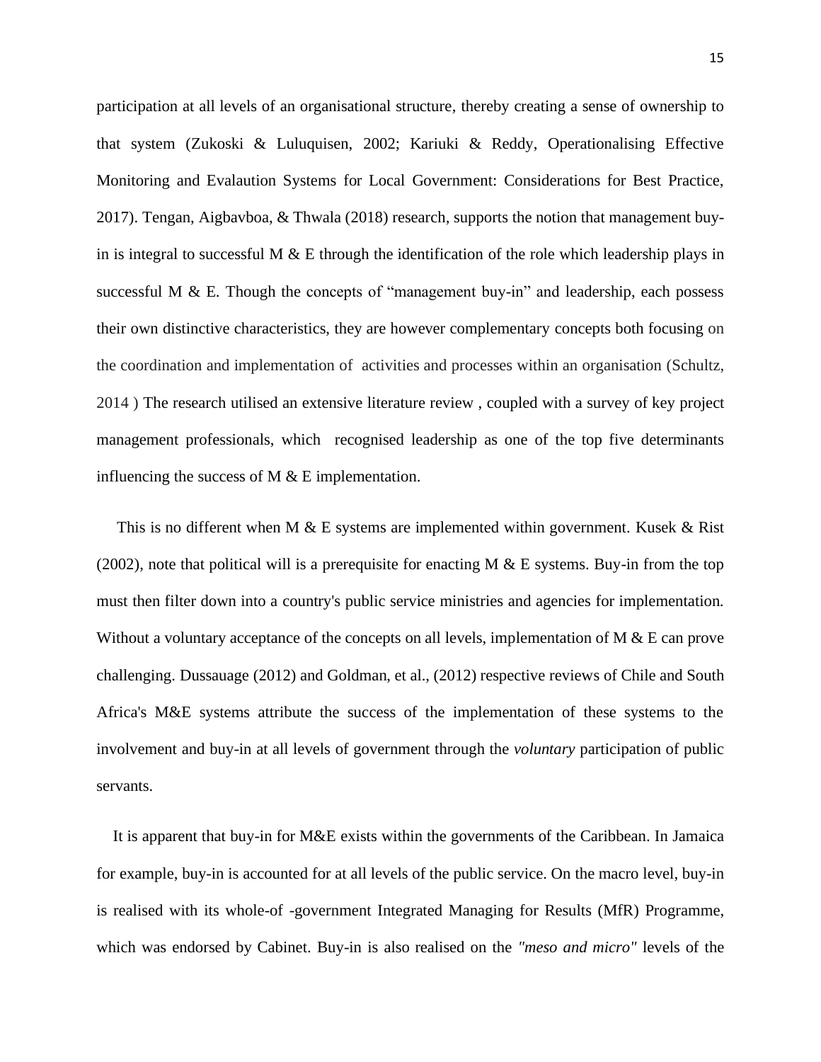participation at all levels of an organisational structure, thereby creating a sense of ownership to that system (Zukoski & Luluquisen, 2002; Kariuki & Reddy, Operationalising Effective Monitoring and Evalaution Systems for Local Government: Considerations for Best Practice, 2017). Tengan, Aigbavboa, & Thwala (2018) research, supports the notion that management buy-in is integral to successful M & E through the identification of the role which leadership plays in successful M & E. Though the concepts of "management buy-in" and leadership, each possess their own distinctive characteristics, they are however complementary concepts both focusing on the coordination and implementation of activities and processes within an organisation (Schultz, 2014 ) The research utilised an extensive literature review , coupled with a survey of key project management professionals, which recognised leadership as one of the top five determinants influencing the success of M & E implementation.

This is no different when M & E systems are implemented within government. Kusek & Rist (2002), note that political will is a prerequisite for enacting M & E systems. Buy-in from the top must then filter down into a country's public service ministries and agencies for implementation. Without a voluntary acceptance of the concepts on all levels, implementation of M & E can prove challenging. Dussauage (2012) and Goldman, et al., (2012) respective reviews of Chile and South Africa's M&E systems attribute the success of the implementation of these systems to the involvement and buy-in at all levels of government through the *voluntary* participation of public servants.

It is apparent that buy-in for M&E exists within the governments of the Caribbean. In Jamaica for example, buy-in is accounted for at all levels of the public service. On the macro level, buy-in is realised with its whole-of -government Integrated Managing for Results (MfR) Programme, which was endorsed by Cabinet. Buy-in is also realised on the *"meso and micro"* levels of the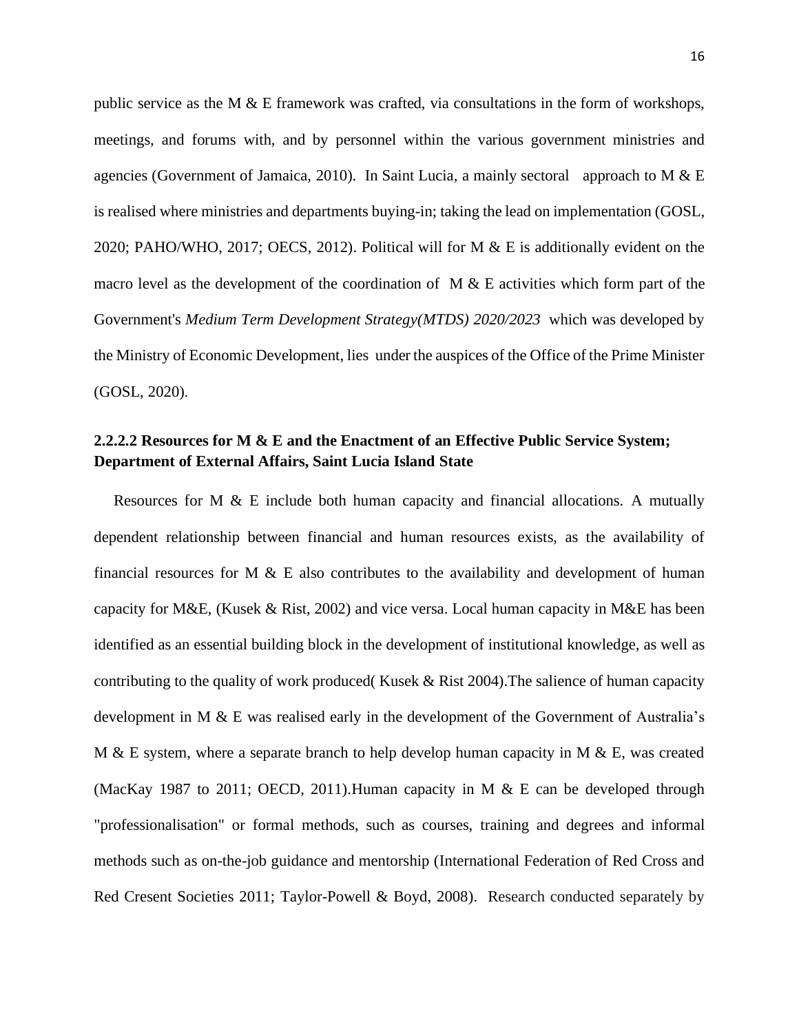public service as the M & E framework was crafted, via consultations in the form of workshops, meetings, and forums with, and by personnel within the various government ministries and agencies (Government of Jamaica, 2010). In Saint Lucia, a mainly sectoral approach to M & E is realised where ministries and departments buying-in; taking the lead on implementation (GOSL, 2020; PAHO/WHO, 2017; OECS, 2012). Political will for M & E is additionally evident on the macro level as the development of the coordination of M & E activities which form part of the Government's *Medium Term Development Strategy(MTDS) 2020/2023* which was developed by the Ministry of Economic Development, lies under the auspices of the Office of the Prime Minister (GOSL, 2020).

#### 2.2.2.2 Resources for M & E and the Enactment of an Effective Public Service System; Department of External Affairs, Saint Lucia Island State

Resources for M & E include both human capacity and financial allocations. A mutually dependent relationship between financial and human resources exists, as the availability of financial resources for M & E also contributes to the availability and development of human capacity for M&E, (Kusek & Rist, 2002) and vice versa. Local human capacity in M&E has been identified as an essential building block in the development of institutional knowledge, as well as contributing to the quality of work produced( Kusek & Rist 2004).The salience of human capacity development in M & E was realised early in the development of the Government of Australia's M & E system, where a separate branch to help develop human capacity in M & E, was created (MacKay 1987 to 2011; OECD, 2011).Human capacity in M & E can be developed through "professionalisation" or formal methods, such as courses, training and degrees and informal methods such as on-the-job guidance and mentorship (International Federation of Red Cross and Red Cresent Societies 2011; Taylor-Powell & Boyd, 2008). Research conducted separately by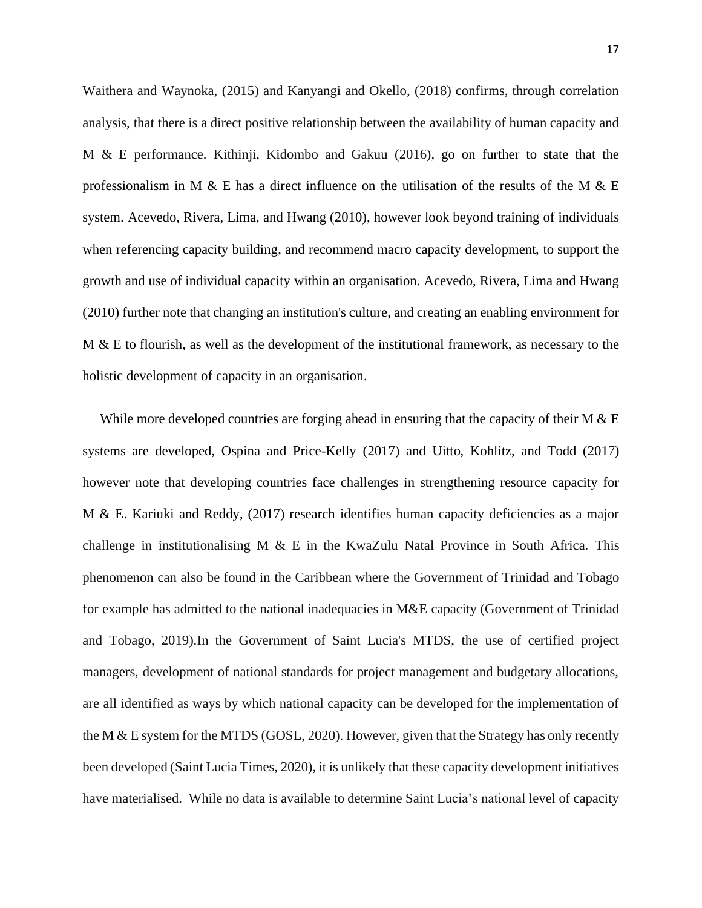Waithera and Waynoka, (2015) and Kanyangi and Okello, (2018) confirms, through correlation analysis, that there is a direct positive relationship between the availability of human capacity and M & E performance. Kithinji, Kidombo and Gakuu (2016), go on further to state that the professionalism in M & E has a direct influence on the utilisation of the results of the M & E system. Acevedo, Rivera, Lima, and Hwang (2010), however look beyond training of individuals when referencing capacity building, and recommend macro capacity development, to support the growth and use of individual capacity within an organisation. Acevedo, Rivera, Lima and Hwang (2010) further note that changing an institution's culture, and creating an enabling environment for M & E to flourish, as well as the development of the institutional framework, as necessary to the holistic development of capacity in an organisation.

While more developed countries are forging ahead in ensuring that the capacity of their M & E systems are developed, Ospina and Price-Kelly (2017) and Uitto, Kohlitz, and Todd (2017) however note that developing countries face challenges in strengthening resource capacity for M & E. Kariuki and Reddy, (2017) research identifies human capacity deficiencies as a major challenge in institutionalising M & E in the KwaZulu Natal Province in South Africa. This phenomenon can also be found in the Caribbean where the Government of Trinidad and Tobago for example has admitted to the national inadequacies in M&E capacity (Government of Trinidad and Tobago, 2019).In the Government of Saint Lucia's MTDS, the use of certified project managers, development of national standards for project management and budgetary allocations, are all identified as ways by which national capacity can be developed for the implementation of the M & E system for the MTDS (GOSL, 2020). However, given that the Strategy has only recently been developed (Saint Lucia Times, 2020), it is unlikely that these capacity development initiatives have materialised. While no data is available to determine Saint Lucia's national level of capacity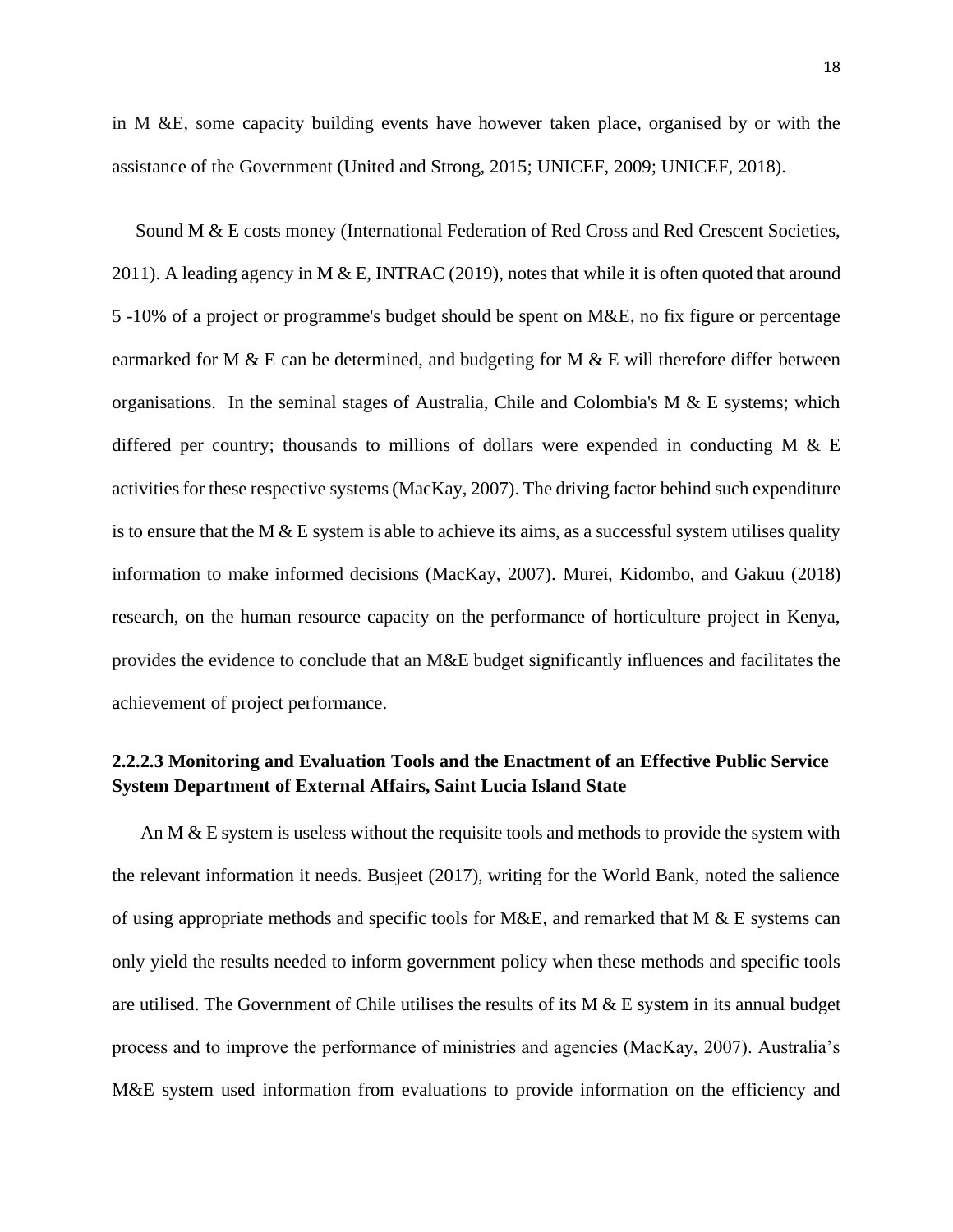in M &E, some capacity building events have however taken place, organised by or with the assistance of the Government (United and Strong, 2015; UNICEF, 2009; UNICEF, 2018).

Sound M & E costs money (International Federation of Red Cross and Red Crescent Societies, 2011). A leading agency in M & E, INTRAC (2019), notes that while it is often quoted that around 5 -10% of a project or programme's budget should be spent on M&E, no fix figure or percentage earmarked for M & E can be determined, and budgeting for M & E will therefore differ between organisations. In the seminal stages of Australia, Chile and Colombia's M & E systems; which differed per country; thousands to millions of dollars were expended in conducting M & E activities for these respective systems (MacKay, 2007). The driving factor behind such expenditure is to ensure that the M & E system is able to achieve its aims, as a successful system utilises quality information to make informed decisions (MacKay, 2007). Murei, Kidombo, and Gakuu (2018) research, on the human resource capacity on the performance of horticulture project in Kenya, provides the evidence to conclude that an M&E budget significantly influences and facilitates the achievement of project performance.

#### 2.2.2.3 Monitoring and Evaluation Tools and the Enactment of an Effective Public Service System Department of External Affairs, Saint Lucia Island State

An M & E system is useless without the requisite tools and methods to provide the system with the relevant information it needs. Busjeet (2017), writing for the World Bank, noted the salience of using appropriate methods and specific tools for M&E, and remarked that M & E systems can only yield the results needed to inform government policy when these methods and specific tools are utilised. The Government of Chile utilises the results of its M & E system in its annual budget process and to improve the performance of ministries and agencies (MacKay, 2007). Australia's M&E system used information from evaluations to provide information on the efficiency and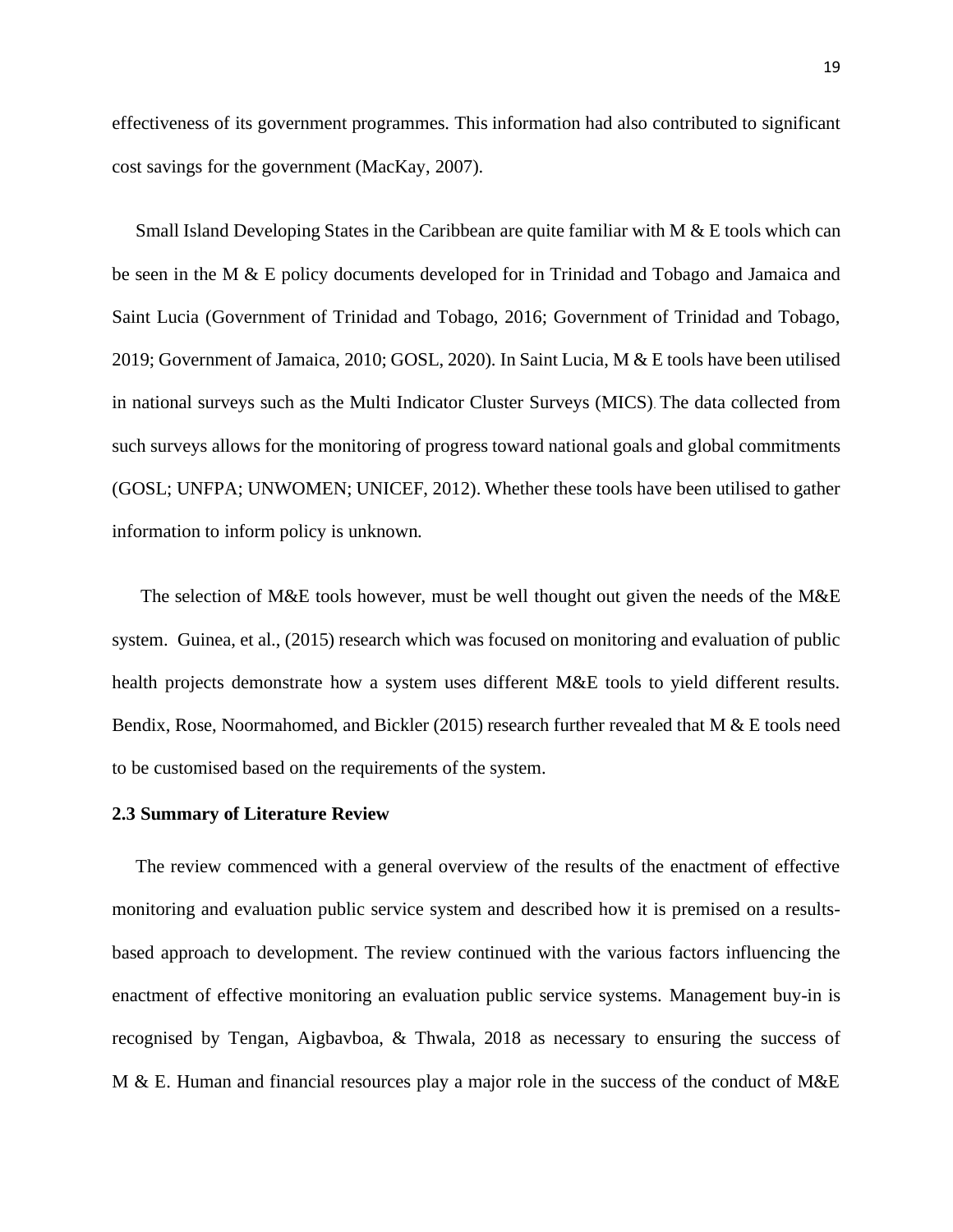effectiveness of its government programmes. This information had also contributed to significant cost savings for the government (MacKay, 2007).

Small Island Developing States in the Caribbean are quite familiar with M & E tools which can be seen in the M & E policy documents developed for in Trinidad and Tobago and Jamaica and Saint Lucia (Government of Trinidad and Tobago, 2016; Government of Trinidad and Tobago, 2019; Government of Jamaica, 2010; GOSL, 2020). In Saint Lucia, M & E tools have been utilised in national surveys such as the Multi Indicator Cluster Surveys (MICS). The data collected from such surveys allows for the monitoring of progress toward national goals and global commitments (GOSL; UNFPA; UNWOMEN; UNICEF, 2012). Whether these tools have been utilised to gather information to inform policy is unknown.

The selection of M&E tools however, must be well thought out given the needs of the M&E system. Guinea, et al., (2015) research which was focused on monitoring and evaluation of public health projects demonstrate how a system uses different M&E tools to yield different results. Bendix, Rose, Noormahomed, and Bickler (2015) research further revealed that M & E tools need to be customised based on the requirements of the system.

**2.3 Summary of Literature Review**

The review commenced with a general overview of the results of the enactment of effective monitoring and evaluation public service system and described how it is premised on a results-based approach to development. The review continued with the various factors influencing the enactment of effective monitoring an evaluation public service systems. Management buy-in is recognised by Tengan, Aigbavboa, & Thwala, 2018 as necessary to ensuring the success of M & E. Human and financial resources play a major role in the success of the conduct of M&E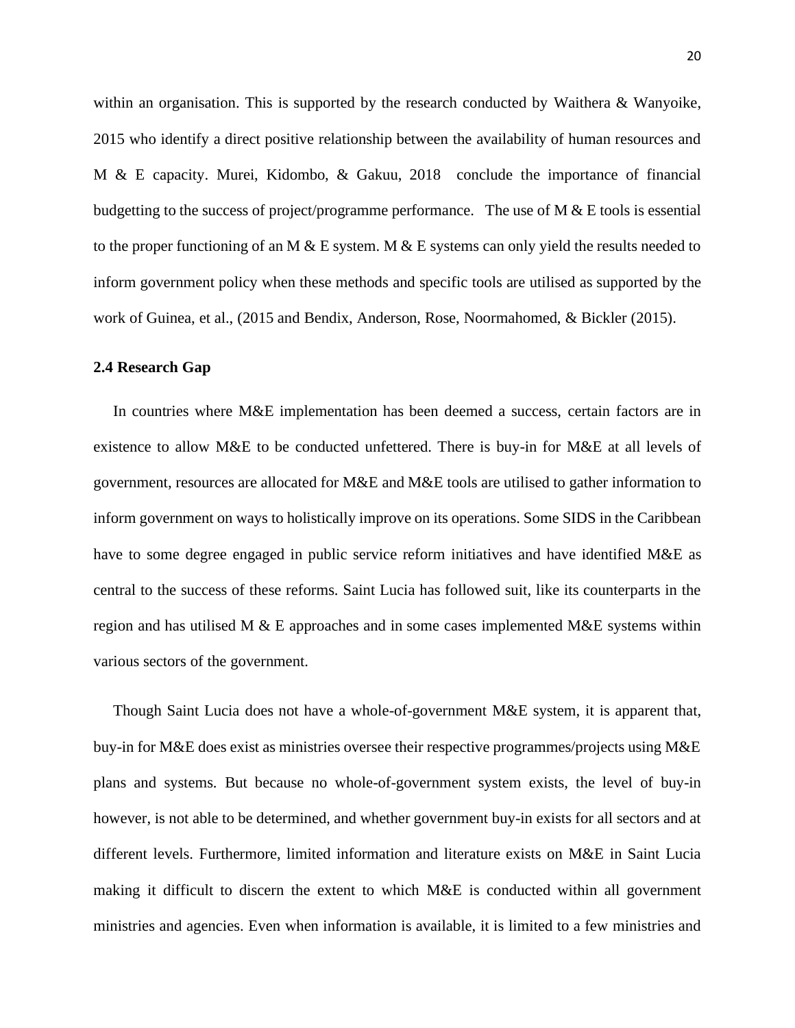within an organisation. This is supported by the research conducted by Waithera & Wanyoike, 2015 who identify a direct positive relationship between the availability of human resources and M & E capacity. Murei, Kidombo, & Gakuu, 2018 conclude the importance of financial budgetting to the success of project/programme performance. The use of M & E tools is essential to the proper functioning of an M & E system. M & E systems can only yield the results needed to inform government policy when these methods and specific tools are utilised as supported by the work of Guinea, et al., (2015 and Bendix, Anderson, Rose, Noormahomed, & Bickler (2015).

**2.4 Research Gap**

In countries where M&E implementation has been deemed a success, certain factors are in existence to allow M&E to be conducted unfettered. There is buy-in for M&E at all levels of government, resources are allocated for M&E and M&E tools are utilised to gather information to inform government on ways to holistically improve on its operations. Some SIDS in the Caribbean have to some degree engaged in public service reform initiatives and have identified M&E as central to the success of these reforms. Saint Lucia has followed suit, like its counterparts in the region and has utilised M & E approaches and in some cases implemented M&E systems within various sectors of the government.

Though Saint Lucia does not have a whole-of-government M&E system, it is apparent that, buy-in for M&E does exist as ministries oversee their respective programmes/projects using M&E plans and systems. But because no whole-of-government system exists, the level of buy-in however, is not able to be determined, and whether government buy-in exists for all sectors and at different levels. Furthermore, limited information and literature exists on M&E in Saint Lucia making it difficult to discern the extent to which M&E is conducted within all government ministries and agencies. Even when information is available, it is limited to a few ministries and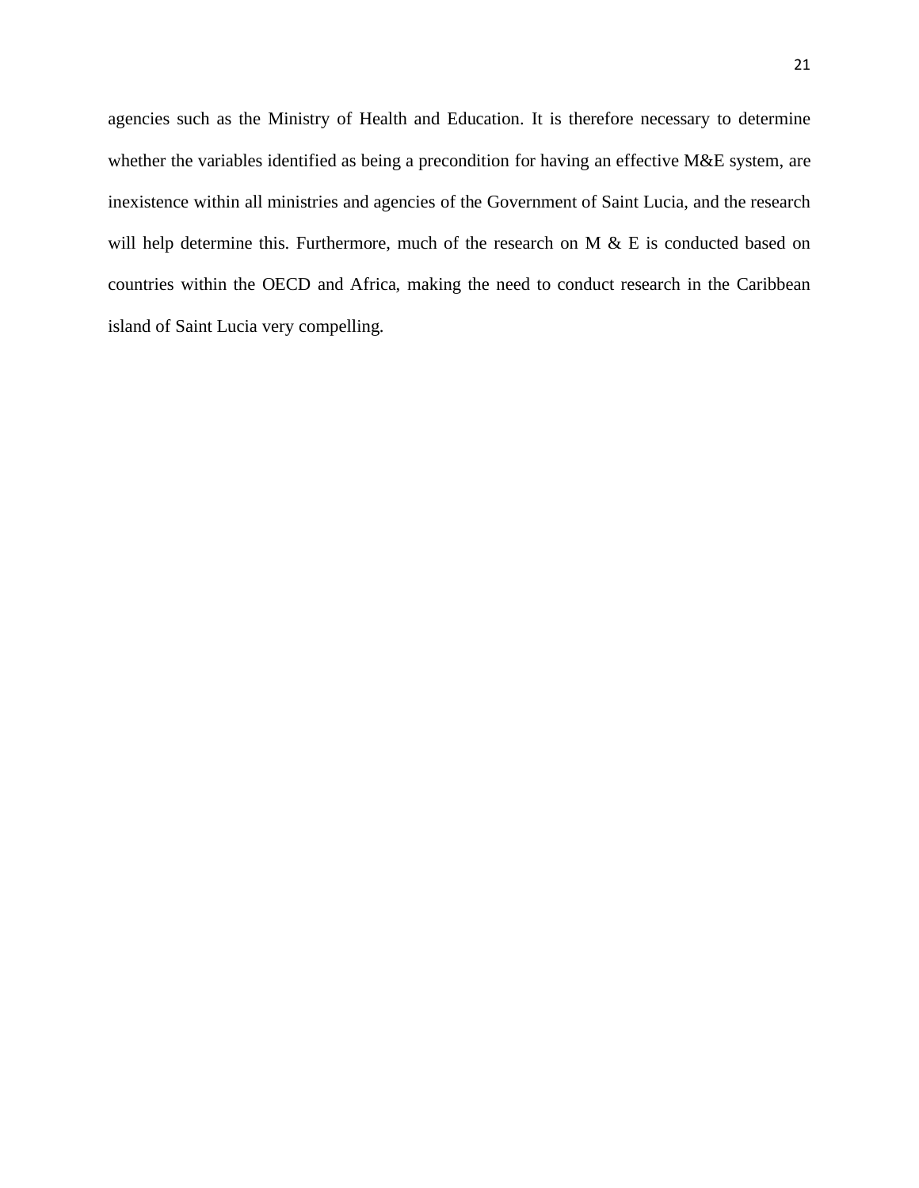agencies such as the Ministry of Health and Education. It is therefore necessary to determine whether the variables identified as being a precondition for having an effective M&E system, are inexistence within all ministries and agencies of the Government of Saint Lucia, and the research will help determine this. Furthermore, much of the research on M & E is conducted based on countries within the OECD and Africa, making the need to conduct research in the Caribbean island of Saint Lucia very compelling.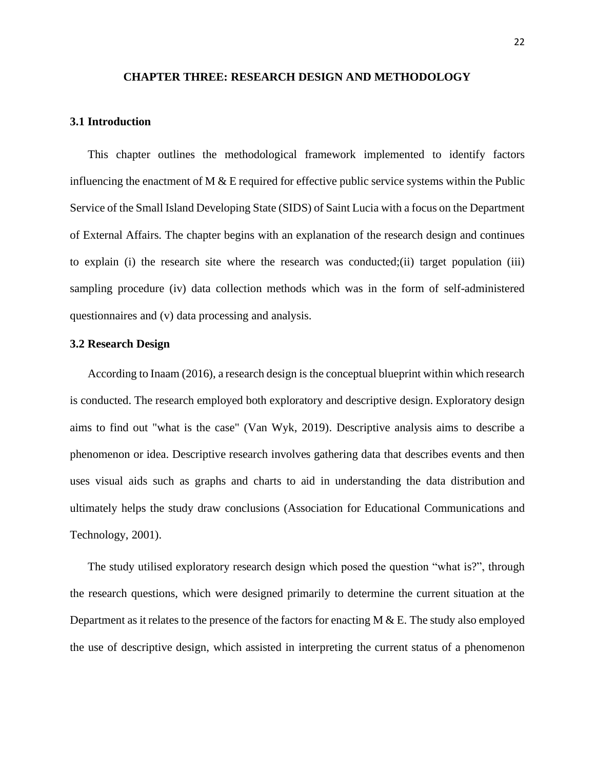# CHAPTER THREE: RESEARCH DESIGN AND METHODOLOGY

## 3.1 Introduction

This chapter outlines the methodological framework implemented to identify factors influencing the enactment of M & E required for effective public service systems within the Public Service of the Small Island Developing State (SIDS) of Saint Lucia with a focus on the Department of External Affairs. The chapter begins with an explanation of the research design and continues to explain (i) the research site where the research was conducted;(ii) target population (iii) sampling procedure (iv) data collection methods which was in the form of self-administered questionnaires and (v) data processing and analysis.

## 3.2 Research Design

According to Inaam (2016), a research design is the conceptual blueprint within which research is conducted. The research employed both exploratory and descriptive design. Exploratory design aims to find out "what is the case" (Van Wyk, 2019). Descriptive analysis aims to describe a phenomenon or idea. Descriptive research involves gathering data that describes events and then uses visual aids such as graphs and charts to aid in understanding the data distribution and ultimately helps the study draw conclusions (Association for Educational Communications and Technology, 2001).

The study utilised exploratory research design which posed the question "what is?", through the research questions, which were designed primarily to determine the current situation at the Department as it relates to the presence of the factors for enacting M & E. The study also employed the use of descriptive design, which assisted in interpreting the current status of a phenomenon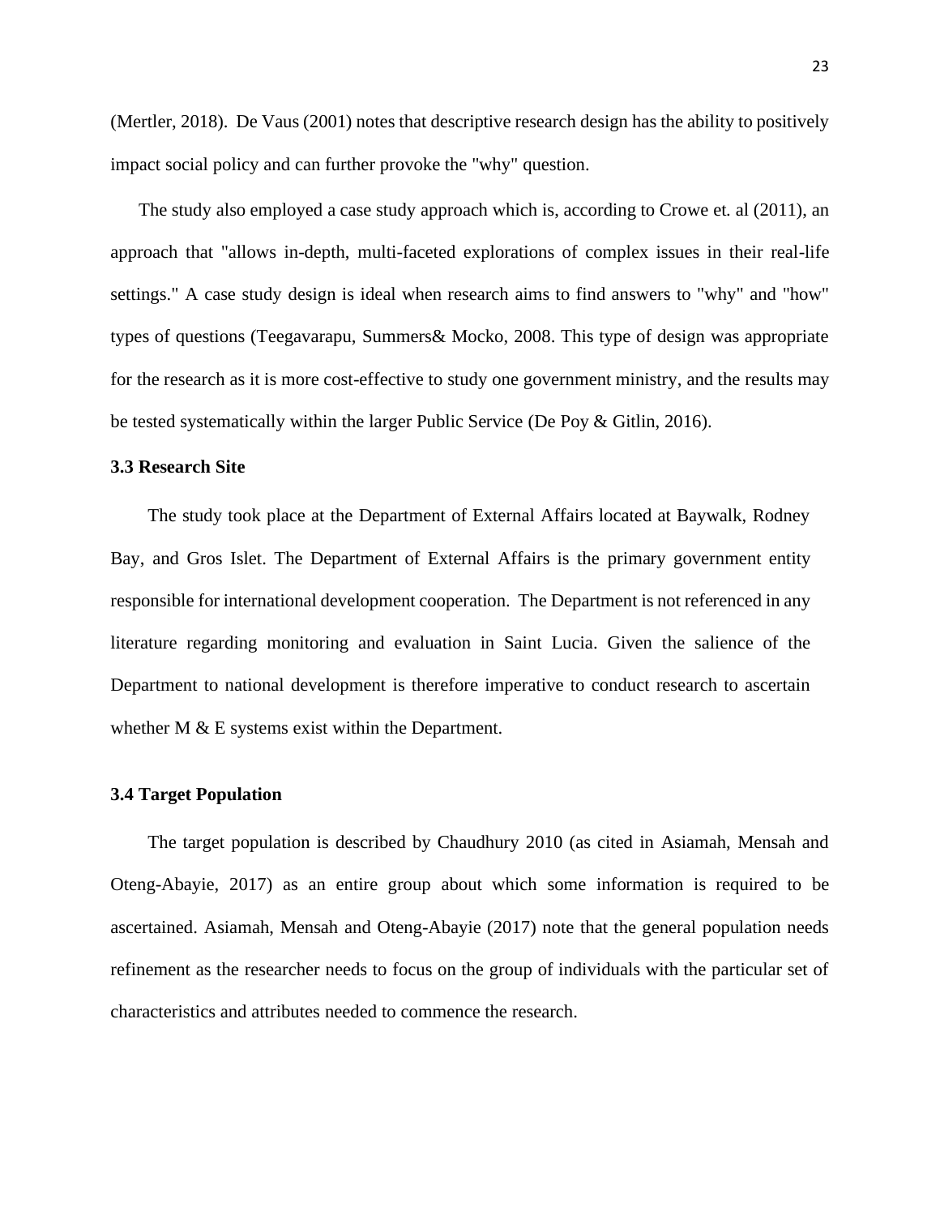(Mertler, 2018). De Vaus (2001) notes that descriptive research design has the ability to positively impact social policy and can further provoke the "why" question.

The study also employed a case study approach which is, according to Crowe et. al (2011), an approach that "allows in-depth, multi-faceted explorations of complex issues in their real-life settings." A case study design is ideal when research aims to find answers to "why" and "how" types of questions (Teegavarapu, Summers& Mocko, 2008. This type of design was appropriate for the research as it is more cost-effective to study one government ministry, and the results may be tested systematically within the larger Public Service (De Poy & Gitlin, 2016).

**3.3 Research Site**

The study took place at the Department of External Affairs located at Baywalk, Rodney Bay, and Gros Islet. The Department of External Affairs is the primary government entity responsible for international development cooperation. The Department is not referenced in any literature regarding monitoring and evaluation in Saint Lucia. Given the salience of the Department to national development is therefore imperative to conduct research to ascertain whether M & E systems exist within the Department.

**3.4 Target Population**

The target population is described by Chaudhury 2010 (as cited in Asiamah, Mensah and Oteng-Abayie, 2017) as an entire group about which some information is required to be ascertained. Asiamah, Mensah and Oteng-Abayie (2017) note that the general population needs refinement as the researcher needs to focus on the group of individuals with the particular set of characteristics and attributes needed to commence the research.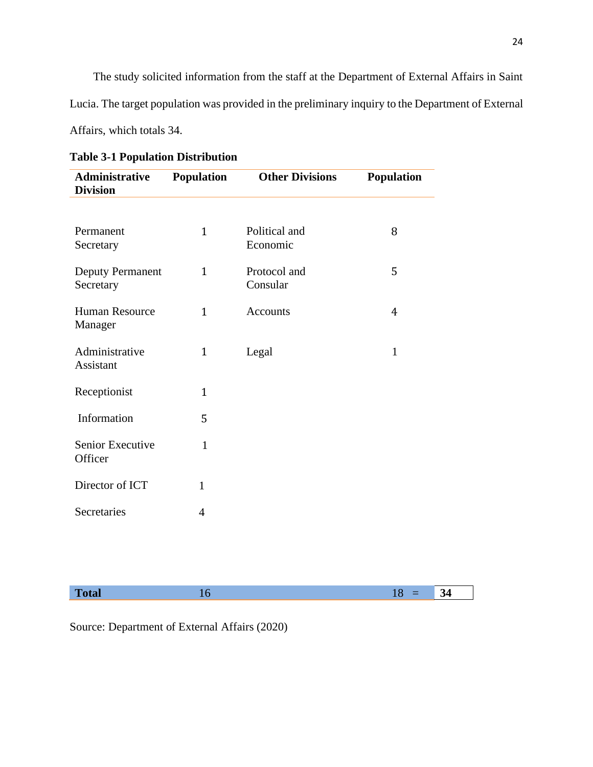The study solicited information from the staff at the Department of External Affairs in Saint Lucia. The target population was provided in the preliminary inquiry to the Department of External Affairs, which totals 34.

**Table 3-1 Population Distribution**

| Administrative Division | Population | Other Divisions | Population | |
|---|---|---|---|---|
| Permanent Secretary | 1 | Political and Economic | 8 | |
| Deputy Permanent Secretary | 1 | Protocol and Consular | 5 | |
| Human Resource Manager | 1 | Accounts | 4 | |
| Administrative Assistant | 1 | Legal | 1 | |
| Receptionist | 1 | | | |
| Information | 5 | | | |
| Senior Executive Officer | 1 | | | |
| Director of ICT | 1 | | | |
| Secretaries | 4 | | | |
| **Total** | 16 | | 18 = | **34** |

Source: Department of External Affairs (2020)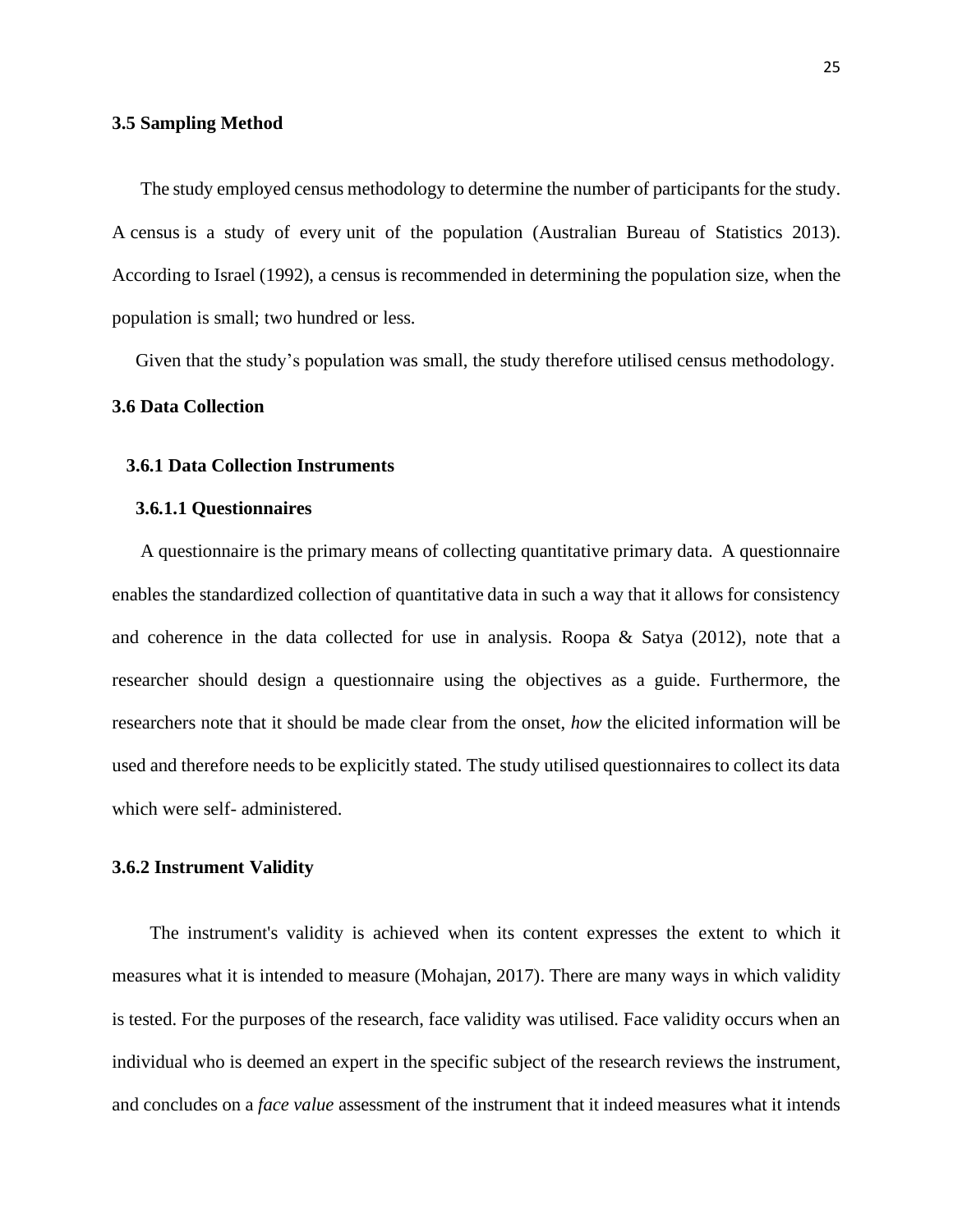### 3.5 Sampling Method

The study employed census methodology to determine the number of participants for the study. A census is a study of every unit of the population (Australian Bureau of Statistics 2013). According to Israel (1992), a census is recommended in determining the population size, when the population is small; two hundred or less.

Given that the study's population was small, the study therefore utilised census methodology.

### 3.6 Data Collection

#### 3.6.1 Data Collection Instruments

##### 3.6.1.1 Questionnaires

A questionnaire is the primary means of collecting quantitative primary data. A questionnaire enables the standardized collection of quantitative data in such a way that it allows for consistency and coherence in the data collected for use in analysis. Roopa & Satya (2012), note that a researcher should design a questionnaire using the objectives as a guide. Furthermore, the researchers note that it should be made clear from the onset, *how* the elicited information will be used and therefore needs to be explicitly stated. The study utilised questionnaires to collect its data which were self- administered.

#### 3.6.2 Instrument Validity

The instrument's validity is achieved when its content expresses the extent to which it measures what it is intended to measure (Mohajan, 2017). There are many ways in which validity is tested. For the purposes of the research, face validity was utilised. Face validity occurs when an individual who is deemed an expert in the specific subject of the research reviews the instrument, and concludes on a *face value* assessment of the instrument that it indeed measures what it intends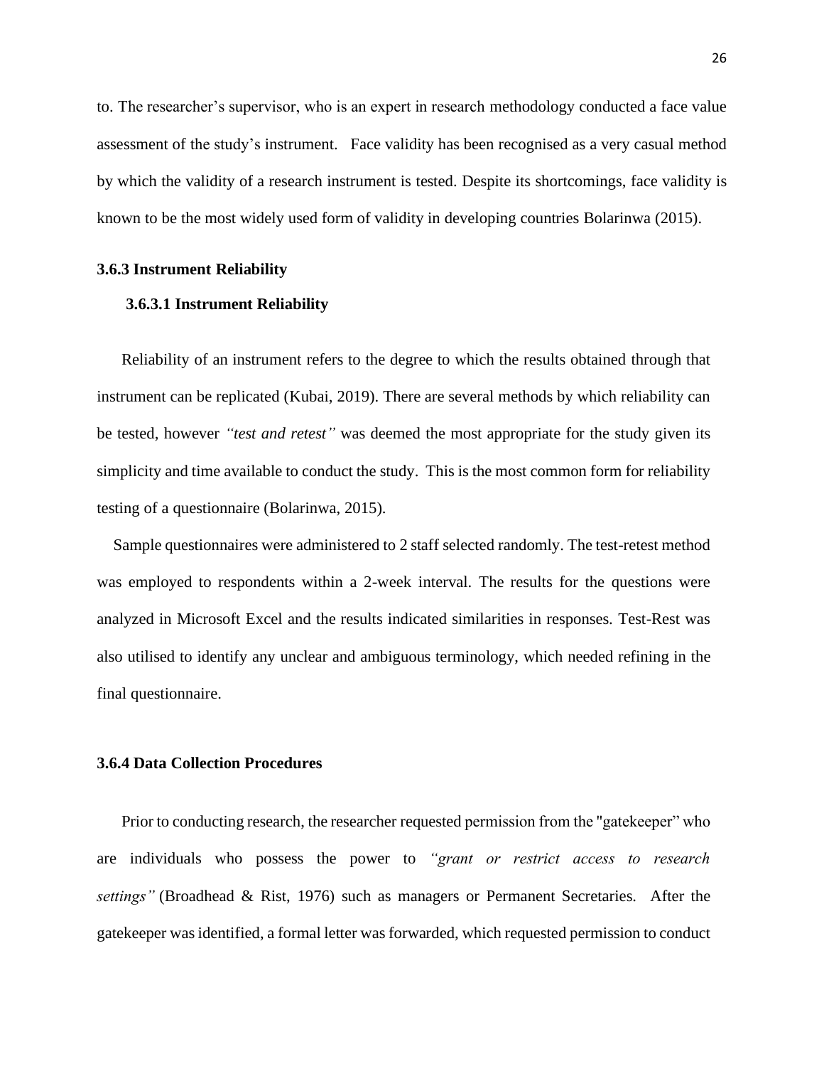to. The researcher's supervisor, who is an expert in research methodology conducted a face value assessment of the study's instrument. Face validity has been recognised as a very casual method by which the validity of a research instrument is tested. Despite its shortcomings, face validity is known to be the most widely used form of validity in developing countries Bolarinwa (2015).

### 3.6.3 Instrument Reliability

#### 3.6.3.1 Instrument Reliability

Reliability of an instrument refers to the degree to which the results obtained through that instrument can be replicated (Kubai, 2019). There are several methods by which reliability can be tested, however *"test and retest"* was deemed the most appropriate for the study given its simplicity and time available to conduct the study. This is the most common form for reliability testing of a questionnaire (Bolarinwa, 2015).

Sample questionnaires were administered to 2 staff selected randomly. The test-retest method was employed to respondents within a 2-week interval. The results for the questions were analyzed in Microsoft Excel and the results indicated similarities in responses. Test-Rest was also utilised to identify any unclear and ambiguous terminology, which needed refining in the final questionnaire.

### 3.6.4 Data Collection Procedures

Prior to conducting research, the researcher requested permission from the "gatekeeper" who are individuals who possess the power to *"grant or restrict access to research settings"* (Broadhead & Rist, 1976) such as managers or Permanent Secretaries. After the gatekeeper was identified, a formal letter was forwarded, which requested permission to conduct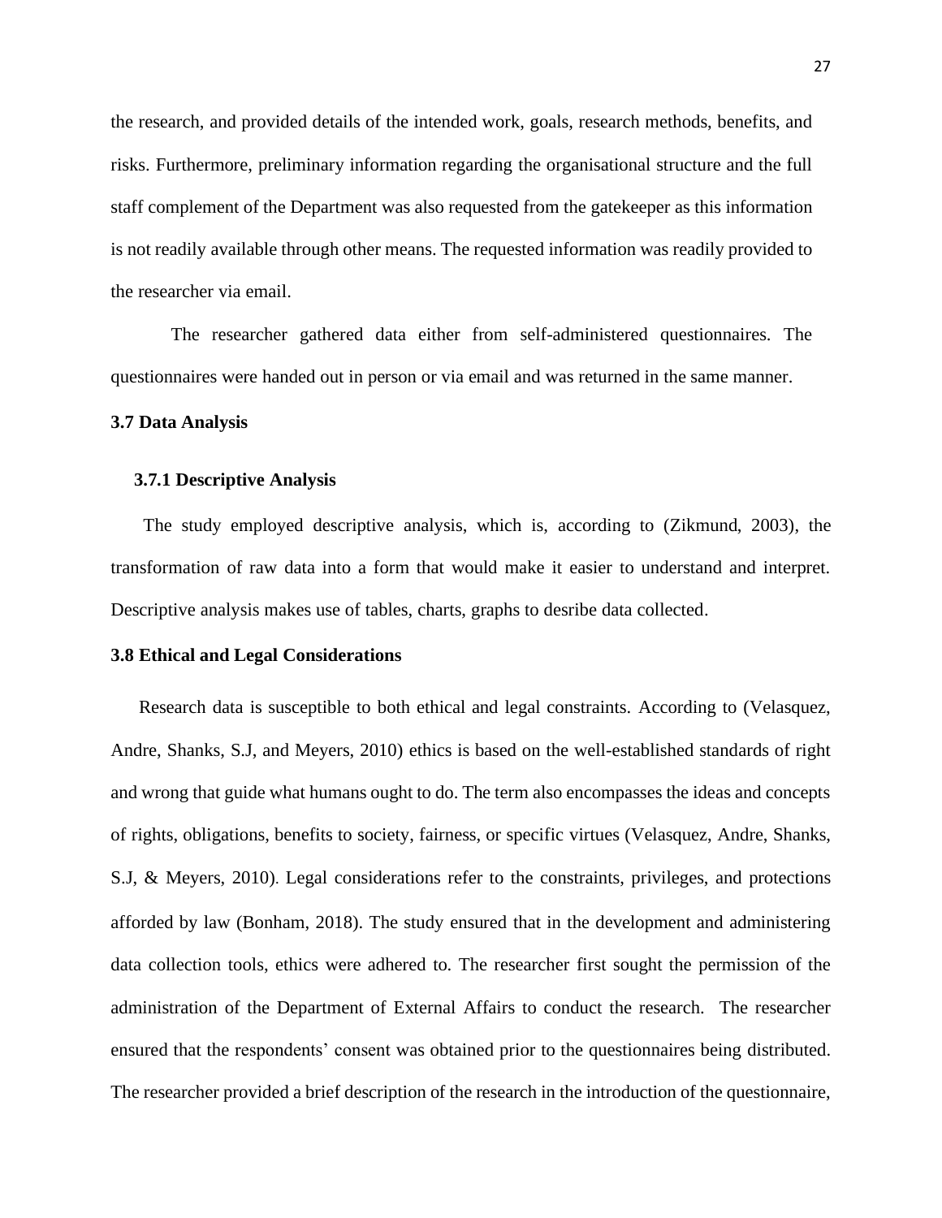the research, and provided details of the intended work, goals, research methods, benefits, and risks. Furthermore, preliminary information regarding the organisational structure and the full staff complement of the Department was also requested from the gatekeeper as this information is not readily available through other means. The requested information was readily provided to the researcher via email.

The researcher gathered data either from self-administered questionnaires. The questionnaires were handed out in person or via email and was returned in the same manner.

## 3.7 Data Analysis

### 3.7.1 Descriptive Analysis

The study employed descriptive analysis, which is, according to (Zikmund, 2003), the transformation of raw data into a form that would make it easier to understand and interpret. Descriptive analysis makes use of tables, charts, graphs to desribe data collected.

## 3.8 Ethical and Legal Considerations

Research data is susceptible to both ethical and legal constraints. According to (Velasquez, Andre, Shanks, S.J, and Meyers, 2010) ethics is based on the well-established standards of right and wrong that guide what humans ought to do. The term also encompasses the ideas and concepts of rights, obligations, benefits to society, fairness, or specific virtues (Velasquez, Andre, Shanks, S.J, & Meyers, 2010). Legal considerations refer to the constraints, privileges, and protections afforded by law (Bonham, 2018). The study ensured that in the development and administering data collection tools, ethics were adhered to. The researcher first sought the permission of the administration of the Department of External Affairs to conduct the research. The researcher ensured that the respondents' consent was obtained prior to the questionnaires being distributed. The researcher provided a brief description of the research in the introduction of the questionnaire,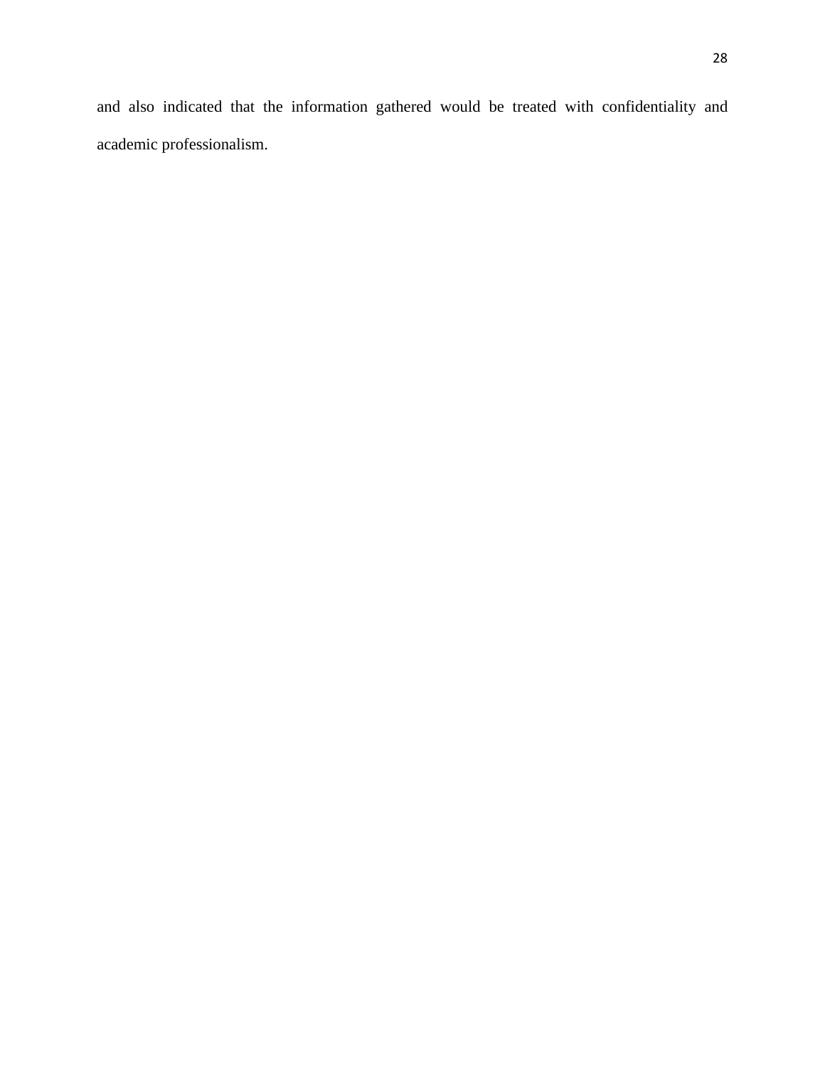and also indicated that the information gathered would be treated with confidentiality and academic professionalism.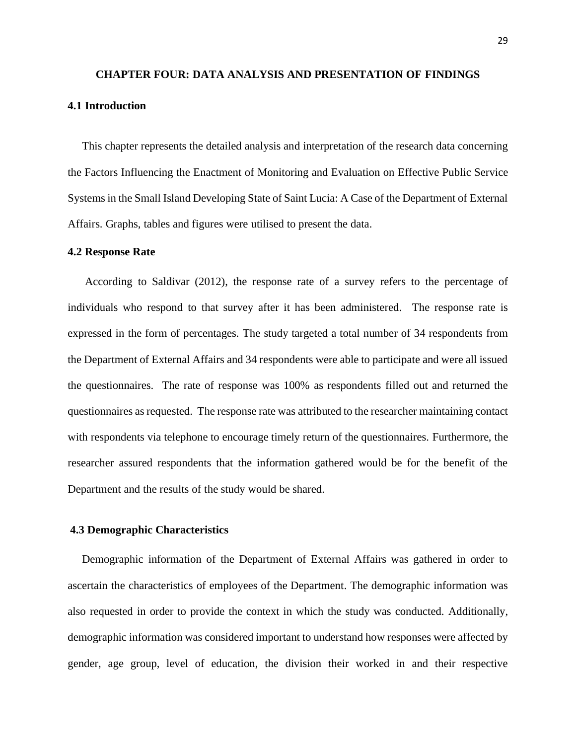# CHAPTER FOUR: DATA ANALYSIS AND PRESENTATION OF FINDINGS

## 4.1 Introduction

This chapter represents the detailed analysis and interpretation of the research data concerning the Factors Influencing the Enactment of Monitoring and Evaluation on Effective Public Service Systems in the Small Island Developing State of Saint Lucia: A Case of the Department of External Affairs. Graphs, tables and figures were utilised to present the data.

## 4.2 Response Rate

According to Saldivar (2012), the response rate of a survey refers to the percentage of individuals who respond to that survey after it has been administered. The response rate is expressed in the form of percentages. The study targeted a total number of 34 respondents from the Department of External Affairs and 34 respondents were able to participate and were all issued the questionnaires. The rate of response was 100% as respondents filled out and returned the questionnaires as requested. The response rate was attributed to the researcher maintaining contact with respondents via telephone to encourage timely return of the questionnaires. Furthermore, the researcher assured respondents that the information gathered would be for the benefit of the Department and the results of the study would be shared.

## 4.3 Demographic Characteristics

Demographic information of the Department of External Affairs was gathered in order to ascertain the characteristics of employees of the Department. The demographic information was also requested in order to provide the context in which the study was conducted. Additionally, demographic information was considered important to understand how responses were affected by gender, age group, level of education, the division their worked in and their respective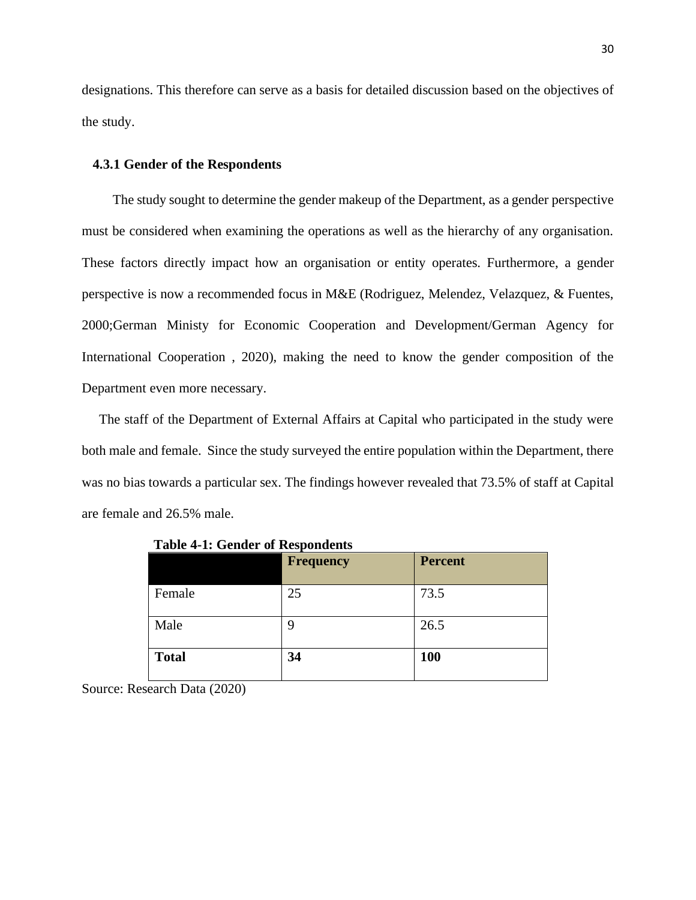designations. This therefore can serve as a basis for detailed discussion based on the objectives of the study.

### 4.3.1 Gender of the Respondents

The study sought to determine the gender makeup of the Department, as a gender perspective must be considered when examining the operations as well as the hierarchy of any organisation. These factors directly impact how an organisation or entity operates. Furthermore, a gender perspective is now a recommended focus in M&E (Rodriguez, Melendez, Velazquez, & Fuentes, 2000;German Ministy for Economic Cooperation and Development/German Agency for International Cooperation , 2020), making the need to know the gender composition of the Department even more necessary.

The staff of the Department of External Affairs at Capital who participated in the study were both male and female. Since the study surveyed the entire population within the Department, there was no bias towards a particular sex. The findings however revealed that 73.5% of staff at Capital are female and 26.5% male.

**Table 4-1: Gender of Respondents**

| | Frequency | Percent |
|---|---|---|
| Female | 25 | 73.5 |
| Male | 9 | 26.5 |
| **Total** | **34** | **100** |

Source: Research Data (2020)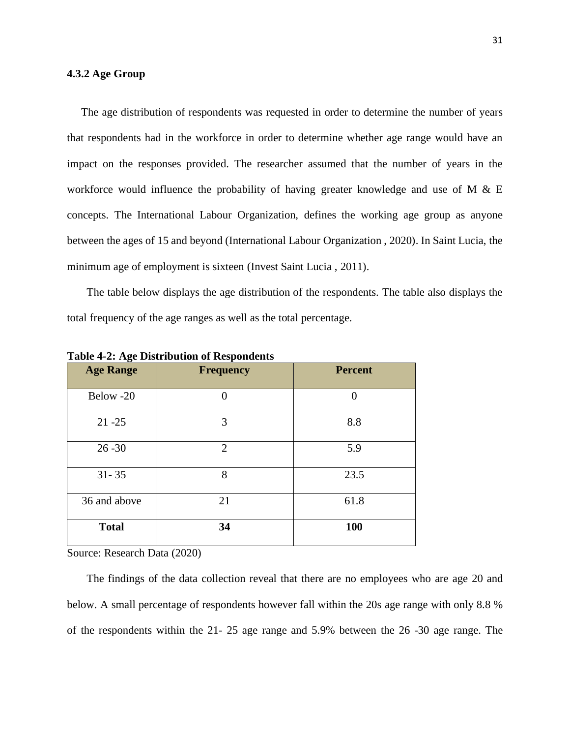### 4.3.2 Age Group

The age distribution of respondents was requested in order to determine the number of years that respondents had in the workforce in order to determine whether age range would have an impact on the responses provided. The researcher assumed that the number of years in the workforce would influence the probability of having greater knowledge and use of M & E concepts. The International Labour Organization, defines the working age group as anyone between the ages of 15 and beyond (International Labour Organization , 2020). In Saint Lucia, the minimum age of employment is sixteen (Invest Saint Lucia , 2011).

The table below displays the age distribution of the respondents. The table also displays the total frequency of the age ranges as well as the total percentage.

**Table 4-2: Age Distribution of Respondents**

| Age Range | Frequency | Percent |
|---|---|---|
| Below -20 | 0 | 0 |
| 21 -25 | 3 | 8.8 |
| 26 -30 | 2 | 5.9 |
| 31- 35 | 8 | 23.5 |
| 36 and above | 21 | 61.8 |
| **Total** | **34** | **100** |

Source: Research Data (2020)

The findings of the data collection reveal that there are no employees who are age 20 and below. A small percentage of respondents however fall within the 20s age range with only 8.8 % of the respondents within the 21- 25 age range and 5.9% between the 26 -30 age range. The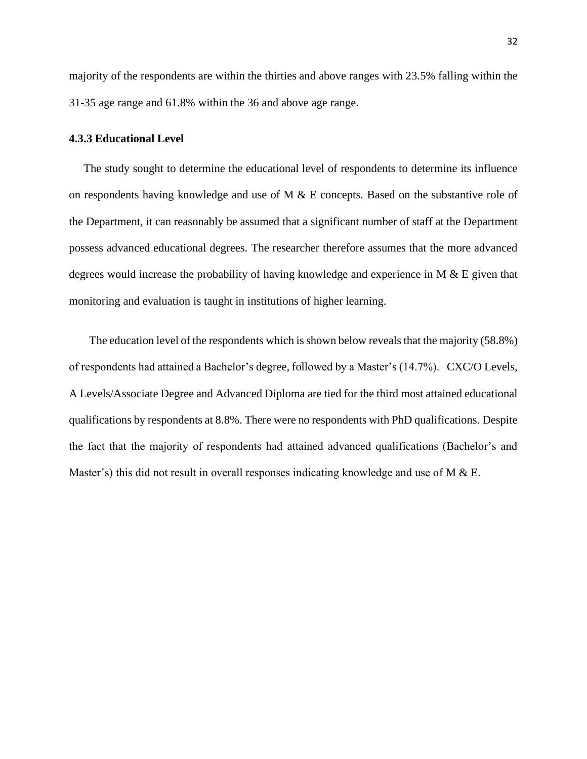majority of the respondents are within the thirties and above ranges with 23.5% falling within the 31-35 age range and 61.8% within the 36 and above age range.

### 4.3.3 Educational Level

The study sought to determine the educational level of respondents to determine its influence on respondents having knowledge and use of M & E concepts. Based on the substantive role of the Department, it can reasonably be assumed that a significant number of staff at the Department possess advanced educational degrees. The researcher therefore assumes that the more advanced degrees would increase the probability of having knowledge and experience in M & E given that monitoring and evaluation is taught in institutions of higher learning.

The education level of the respondents which is shown below reveals that the majority (58.8%) of respondents had attained a Bachelor's degree, followed by a Master's (14.7%). CXC/O Levels, A Levels/Associate Degree and Advanced Diploma are tied for the third most attained educational qualifications by respondents at 8.8%. There were no respondents with PhD qualifications. Despite the fact that the majority of respondents had attained advanced qualifications (Bachelor's and Master's) this did not result in overall responses indicating knowledge and use of M & E.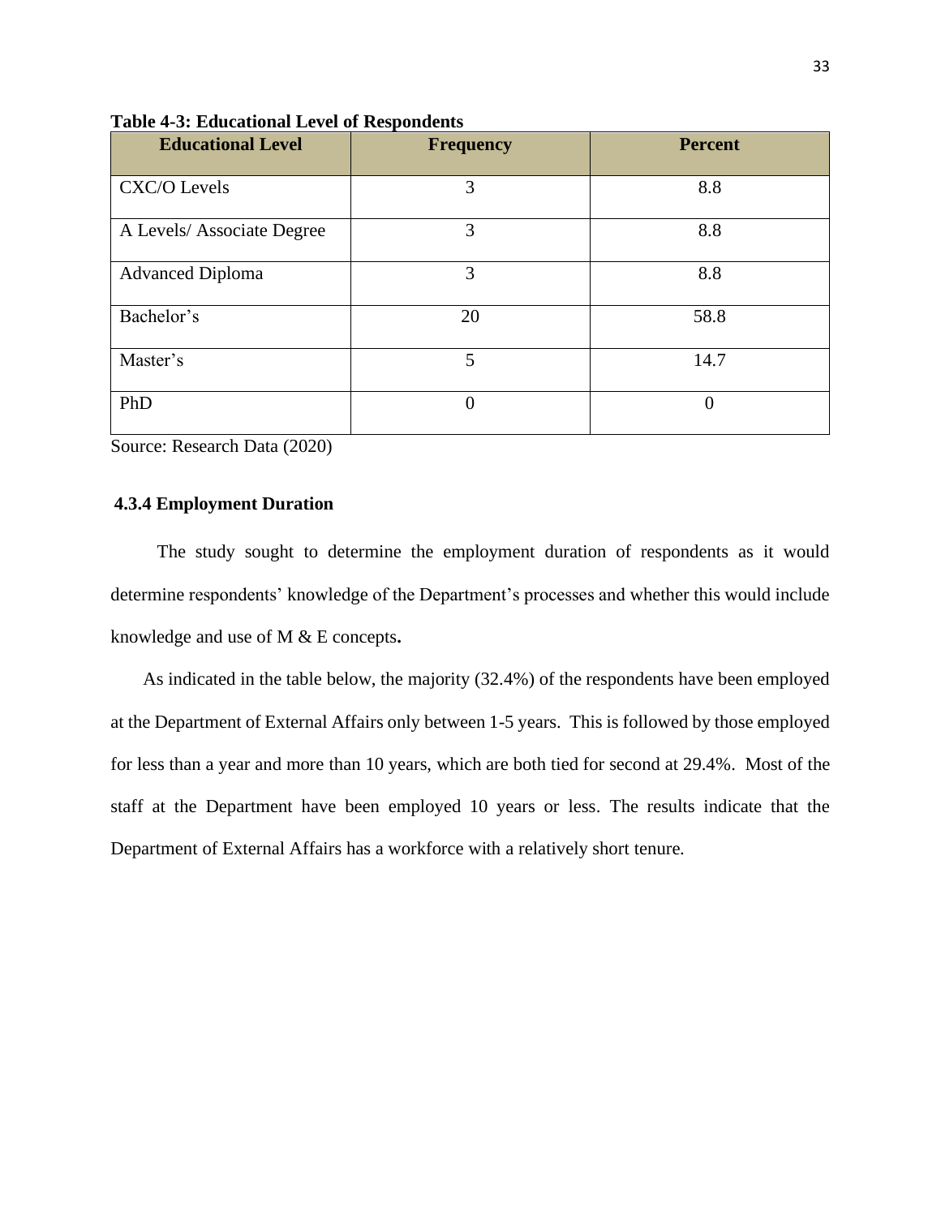**Table 4-3: Educational Level of Respondents**

| Educational Level | Frequency | Percent |
|---|---|---|
| CXC/O Levels | 3 | 8.8 |
| A Levels/ Associate Degree | 3 | 8.8 |
| Advanced Diploma | 3 | 8.8 |
| Bachelor's | 20 | 58.8 |
| Master's | 5 | 14.7 |
| PhD | 0 | 0 |

Source: Research Data (2020)

### 4.3.4 Employment Duration

The study sought to determine the employment duration of respondents as it would determine respondents' knowledge of the Department's processes and whether this would include knowledge and use of M & E concepts**.**

As indicated in the table below, the majority (32.4%) of the respondents have been employed at the Department of External Affairs only between 1-5 years. This is followed by those employed for less than a year and more than 10 years, which are both tied for second at 29.4%. Most of the staff at the Department have been employed 10 years or less. The results indicate that the Department of External Affairs has a workforce with a relatively short tenure.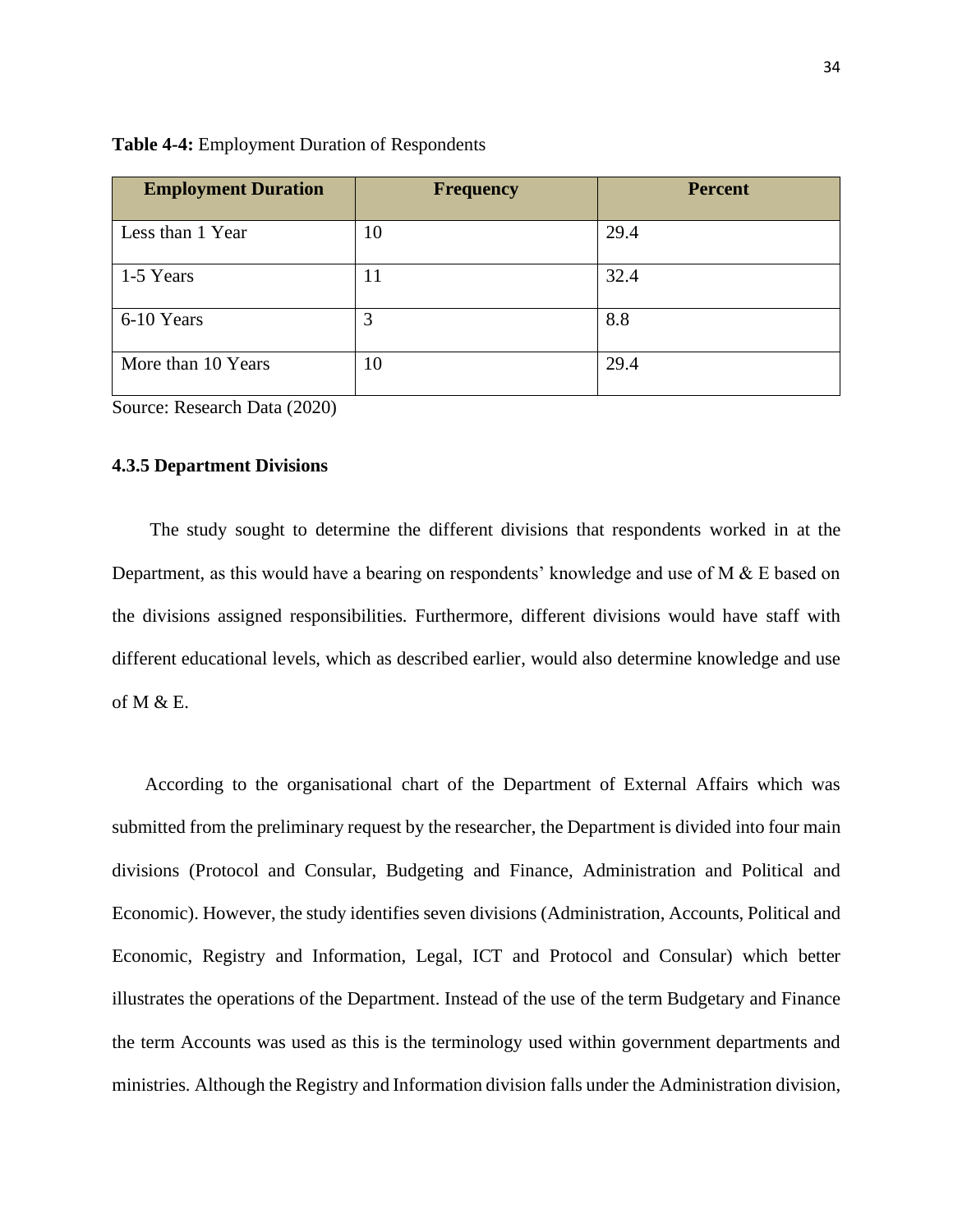**Table 4-4:** Employment Duration of Respondents

| Employment Duration | Frequency | Percent |
|---|---|---|
| Less than 1 Year | 10 | 29.4 |
| 1-5 Years | 11 | 32.4 |
| 6-10 Years | 3 | 8.8 |
| More than 10 Years | 10 | 29.4 |

Source: Research Data (2020)

### 4.3.5 Department Divisions

The study sought to determine the different divisions that respondents worked in at the Department, as this would have a bearing on respondents' knowledge and use of M & E based on the divisions assigned responsibilities. Furthermore, different divisions would have staff with different educational levels, which as described earlier, would also determine knowledge and use of M & E.

According to the organisational chart of the Department of External Affairs which was submitted from the preliminary request by the researcher, the Department is divided into four main divisions (Protocol and Consular, Budgeting and Finance, Administration and Political and Economic). However, the study identifies seven divisions (Administration, Accounts, Political and Economic, Registry and Information, Legal, ICT and Protocol and Consular) which better illustrates the operations of the Department. Instead of the use of the term Budgetary and Finance the term Accounts was used as this is the terminology used within government departments and ministries. Although the Registry and Information division falls under the Administration division,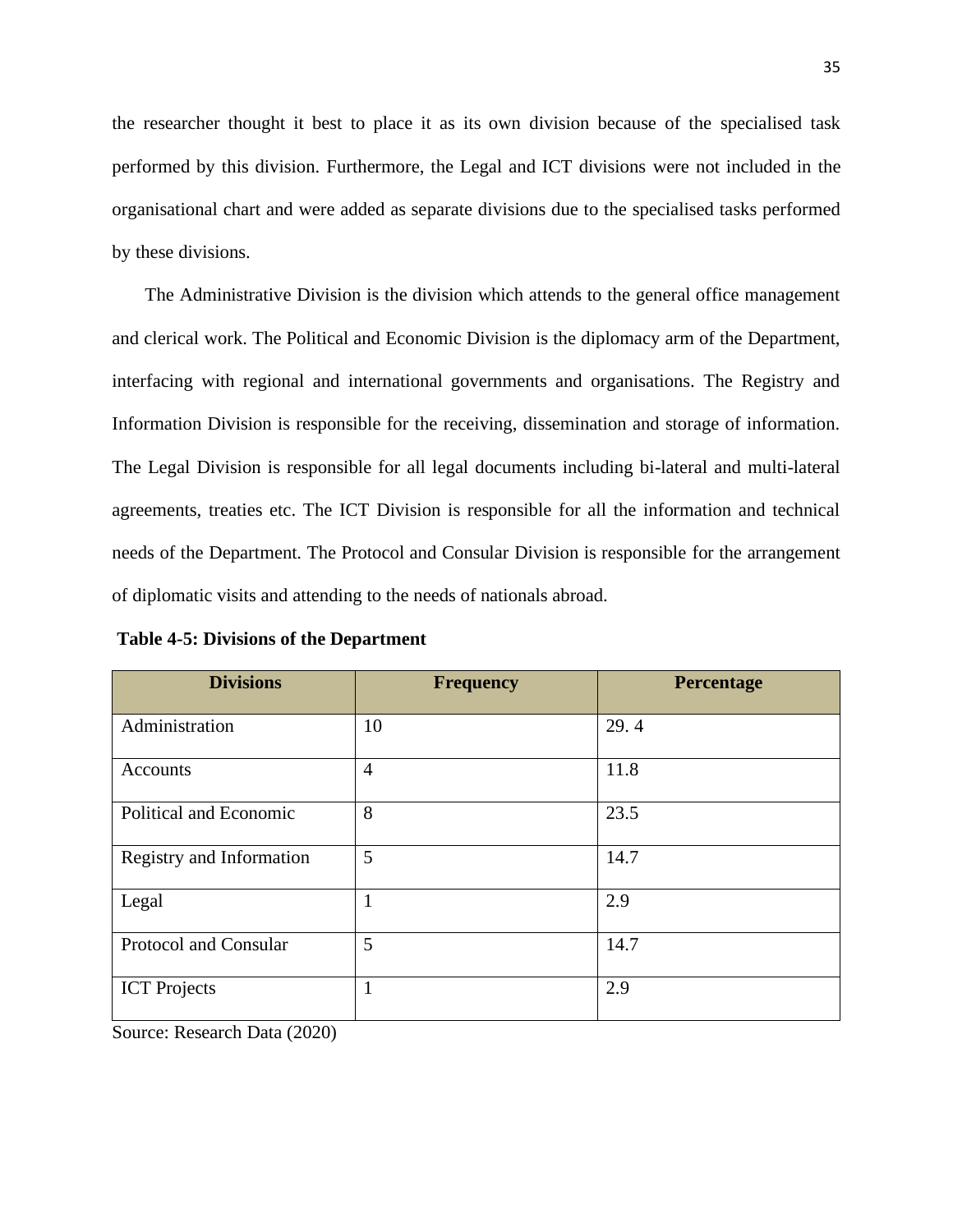the researcher thought it best to place it as its own division because of the specialised task performed by this division. Furthermore, the Legal and ICT divisions were not included in the organisational chart and were added as separate divisions due to the specialised tasks performed by these divisions.

The Administrative Division is the division which attends to the general office management and clerical work. The Political and Economic Division is the diplomacy arm of the Department, interfacing with regional and international governments and organisations. The Registry and Information Division is responsible for the receiving, dissemination and storage of information. The Legal Division is responsible for all legal documents including bi-lateral and multi-lateral agreements, treaties etc. The ICT Division is responsible for all the information and technical needs of the Department. The Protocol and Consular Division is responsible for the arrangement of diplomatic visits and attending to the needs of nationals abroad.

**Table 4-5: Divisions of the Department**

| Divisions | Frequency | Percentage |
|---|---|---|
| Administration | 10 | 29. 4 |
| Accounts | 4 | 11.8 |
| Political and Economic | 8 | 23.5 |
| Registry and Information | 5 | 14.7 |
| Legal | 1 | 2.9 |
| Protocol and Consular | 5 | 14.7 |
| ICT Projects | 1 | 2.9 |

Source: Research Data (2020)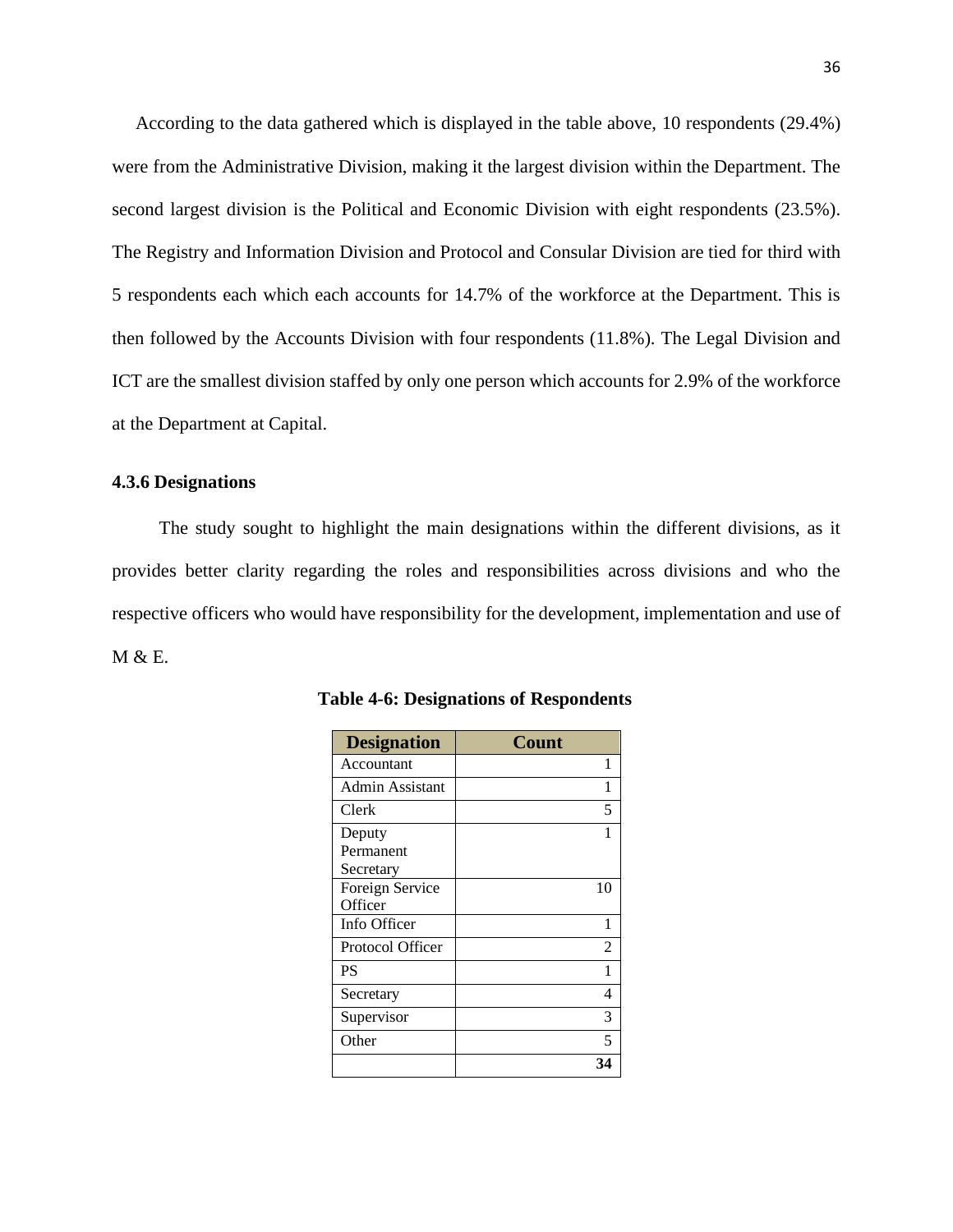According to the data gathered which is displayed in the table above, 10 respondents (29.4%) were from the Administrative Division, making it the largest division within the Department. The second largest division is the Political and Economic Division with eight respondents (23.5%). The Registry and Information Division and Protocol and Consular Division are tied for third with 5 respondents each which each accounts for 14.7% of the workforce at the Department. This is then followed by the Accounts Division with four respondents (11.8%). The Legal Division and ICT are the smallest division staffed by only one person which accounts for 2.9% of the workforce at the Department at Capital.

### 4.3.6 Designations

The study sought to highlight the main designations within the different divisions, as it provides better clarity regarding the roles and responsibilities across divisions and who the respective officers who would have responsibility for the development, implementation and use of M & E.

**Table 4-6: Designations of Respondents**

| Designation | Count |
|---|---|
| Accountant | 1 |
| Admin Assistant | 1 |
| Clerk | 5 |
| Deputy Permanent Secretary | 1 |
| Foreign Service Officer | 10 |
| Info Officer | 1 |
| Protocol Officer | 2 |
| PS | 1 |
| Secretary | 4 |
| Supervisor | 3 |
| Other | 5 |
| | **34** |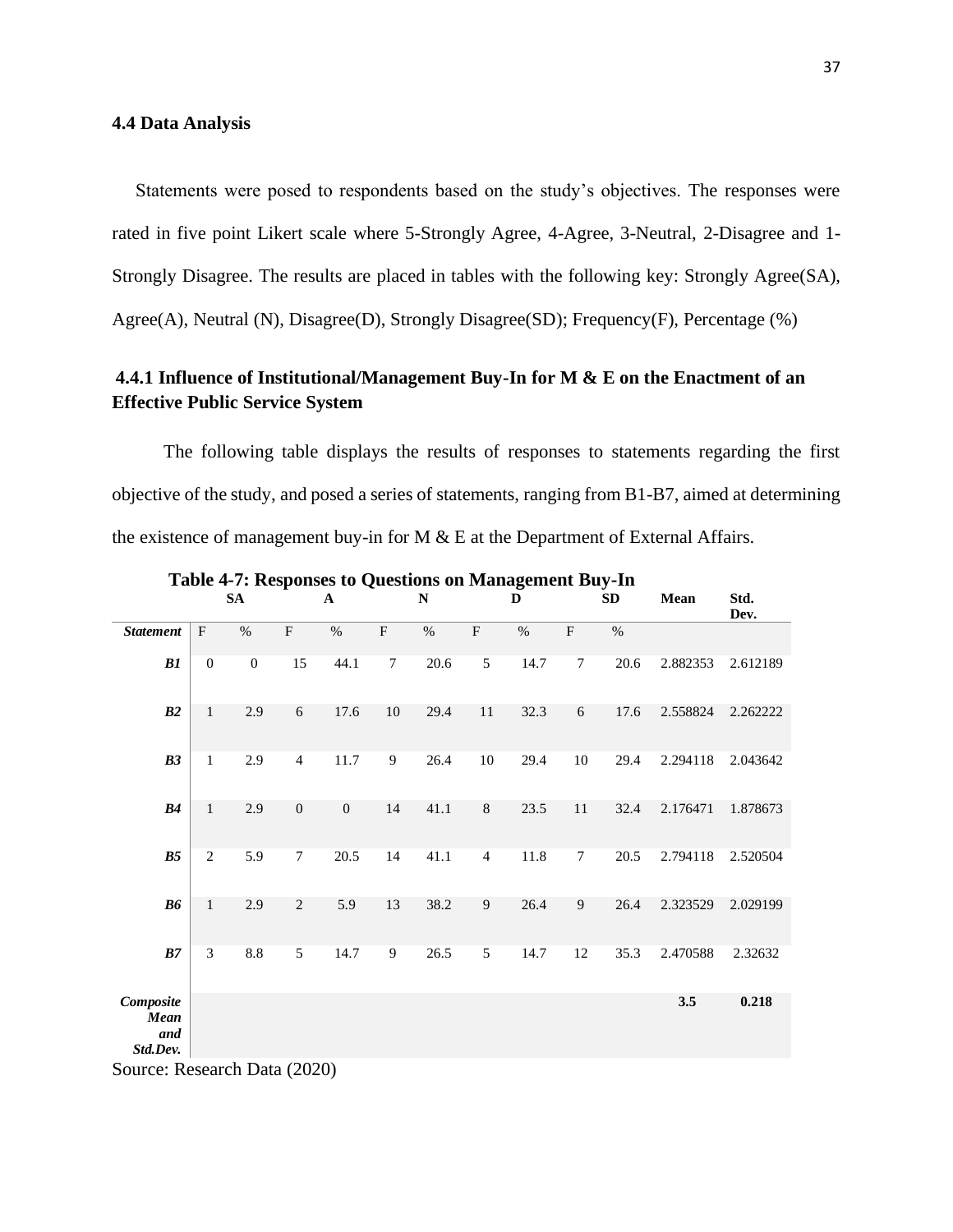### 4.4 Data Analysis

Statements were posed to respondents based on the study's objectives. The responses were rated in five point Likert scale where 5-Strongly Agree, 4-Agree, 3-Neutral, 2-Disagree and 1-Strongly Disagree. The results are placed in tables with the following key: Strongly Agree(SA), Agree(A), Neutral (N), Disagree(D), Strongly Disagree(SD); Frequency(F), Percentage (%)

### 4.4.1 Influence of Institutional/Management Buy-In for M & E on the Enactment of an Effective Public Service System

The following table displays the results of responses to statements regarding the first objective of the study, and posed a series of statements, ranging from B1-B7, aimed at determining the existence of management buy-in for M & E at the Department of External Affairs.

**Table 4-7: Responses to Questions on Management Buy-In**

| | SA | | A | | N | | D | | SD | | Mean | Std. Dev. |
|---|---|---|---|---|---|---|---|---|---|---|---|---|
| ***Statement*** | F | % | F | % | F | % | F | % | F | % | | |
| ***B1*** | 0 | 0 | 15 | 44.1 | 7 | 20.6 | 5 | 14.7 | 7 | 20.6 | 2.882353 | 2.612189 |
| ***B2*** | 1 | 2.9 | 6 | 17.6 | 10 | 29.4 | 11 | 32.3 | 6 | 17.6 | 2.558824 | 2.262222 |
| ***B3*** | 1 | 2.9 | 4 | 11.7 | 9 | 26.4 | 10 | 29.4 | 10 | 29.4 | 2.294118 | 2.043642 |
| ***B4*** | 1 | 2.9 | 0 | 0 | 14 | 41.1 | 8 | 23.5 | 11 | 32.4 | 2.176471 | 1.878673 |
| ***B5*** | 2 | 5.9 | 7 | 20.5 | 14 | 41.1 | 4 | 11.8 | 7 | 20.5 | 2.794118 | 2.520504 |
| ***B6*** | 1 | 2.9 | 2 | 5.9 | 13 | 38.2 | 9 | 26.4 | 9 | 26.4 | 2.323529 | 2.029199 |
| ***B7*** | 3 | 8.8 | 5 | 14.7 | 9 | 26.5 | 5 | 14.7 | 12 | 35.3 | 2.470588 | 2.32632 |
| ***Composite Mean and Std.Dev.*** | | | | | | | | | | | **3.5** | **0.218** |

Source: Research Data (2020)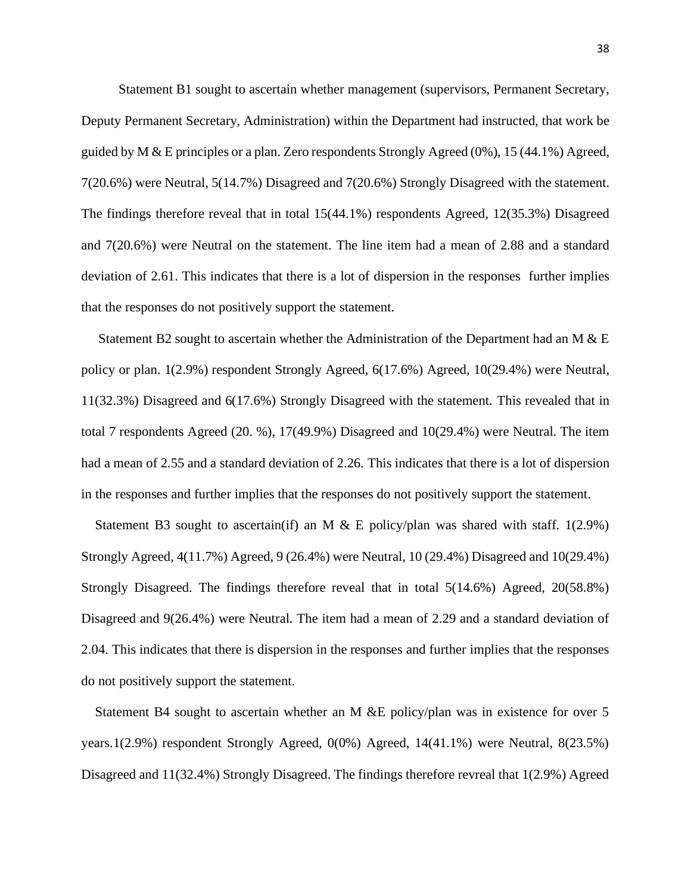Statement B1 sought to ascertain whether management (supervisors, Permanent Secretary, Deputy Permanent Secretary, Administration) within the Department had instructed, that work be guided by M & E principles or a plan. Zero respondents Strongly Agreed (0%), 15 (44.1%) Agreed, 7(20.6%) were Neutral, 5(14.7%) Disagreed and 7(20.6%) Strongly Disagreed with the statement. The findings therefore reveal that in total 15(44.1%) respondents Agreed, 12(35.3%) Disagreed and 7(20.6%) were Neutral on the statement. The line item had a mean of 2.88 and a standard deviation of 2.61. This indicates that there is a lot of dispersion in the responses further implies that the responses do not positively support the statement.

Statement B2 sought to ascertain whether the Administration of the Department had an M & E policy or plan. 1(2.9%) respondent Strongly Agreed, 6(17.6%) Agreed, 10(29.4%) were Neutral, 11(32.3%) Disagreed and 6(17.6%) Strongly Disagreed with the statement. This revealed that in total 7 respondents Agreed (20. %), 17(49.9%) Disagreed and 10(29.4%) were Neutral. The item had a mean of 2.55 and a standard deviation of 2.26. This indicates that there is a lot of dispersion in the responses and further implies that the responses do not positively support the statement.

Statement B3 sought to ascertain(if) an M & E policy/plan was shared with staff. 1(2.9%) Strongly Agreed, 4(11.7%) Agreed, 9 (26.4%) were Neutral, 10 (29.4%) Disagreed and 10(29.4%) Strongly Disagreed. The findings therefore reveal that in total 5(14.6%) Agreed, 20(58.8%) Disagreed and 9(26.4%) were Neutral. The item had a mean of 2.29 and a standard deviation of 2.04. This indicates that there is dispersion in the responses and further implies that the responses do not positively support the statement.

Statement B4 sought to ascertain whether an M &E policy/plan was in existence for over 5 years.1(2.9%) respondent Strongly Agreed, 0(0%) Agreed, 14(41.1%) were Neutral, 8(23.5%) Disagreed and 11(32.4%) Strongly Disagreed. The findings therefore revreal that 1(2.9%) Agreed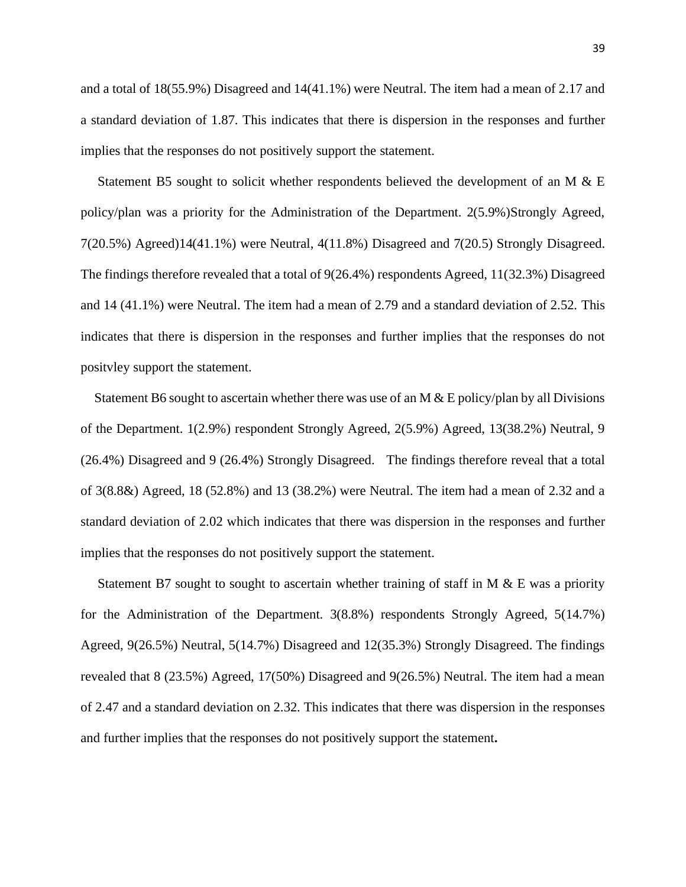and a total of 18(55.9%) Disagreed and 14(41.1%) were Neutral. The item had a mean of 2.17 and a standard deviation of 1.87. This indicates that there is dispersion in the responses and further implies that the responses do not positively support the statement.

Statement B5 sought to solicit whether respondents believed the development of an M & E policy/plan was a priority for the Administration of the Department. 2(5.9%)Strongly Agreed, 7(20.5%) Agreed)14(41.1%) were Neutral, 4(11.8%) Disagreed and 7(20.5) Strongly Disagreed. The findings therefore revealed that a total of 9(26.4%) respondents Agreed, 11(32.3%) Disagreed and 14 (41.1%) were Neutral. The item had a mean of 2.79 and a standard deviation of 2.52. This indicates that there is dispersion in the responses and further implies that the responses do not positvley support the statement.

Statement B6 sought to ascertain whether there was use of an M & E policy/plan by all Divisions of the Department. 1(2.9%) respondent Strongly Agreed, 2(5.9%) Agreed, 13(38.2%) Neutral, 9 (26.4%) Disagreed and 9 (26.4%) Strongly Disagreed. The findings therefore reveal that a total of 3(8.8&) Agreed, 18 (52.8%) and 13 (38.2%) were Neutral. The item had a mean of 2.32 and a standard deviation of 2.02 which indicates that there was dispersion in the responses and further implies that the responses do not positively support the statement.

Statement B7 sought to sought to ascertain whether training of staff in M & E was a priority for the Administration of the Department. 3(8.8%) respondents Strongly Agreed, 5(14.7%) Agreed, 9(26.5%) Neutral, 5(14.7%) Disagreed and 12(35.3%) Strongly Disagreed. The findings revealed that 8 (23.5%) Agreed, 17(50%) Disagreed and 9(26.5%) Neutral. The item had a mean of 2.47 and a standard deviation on 2.32. This indicates that there was dispersion in the responses and further implies that the responses do not positively support the statement**.**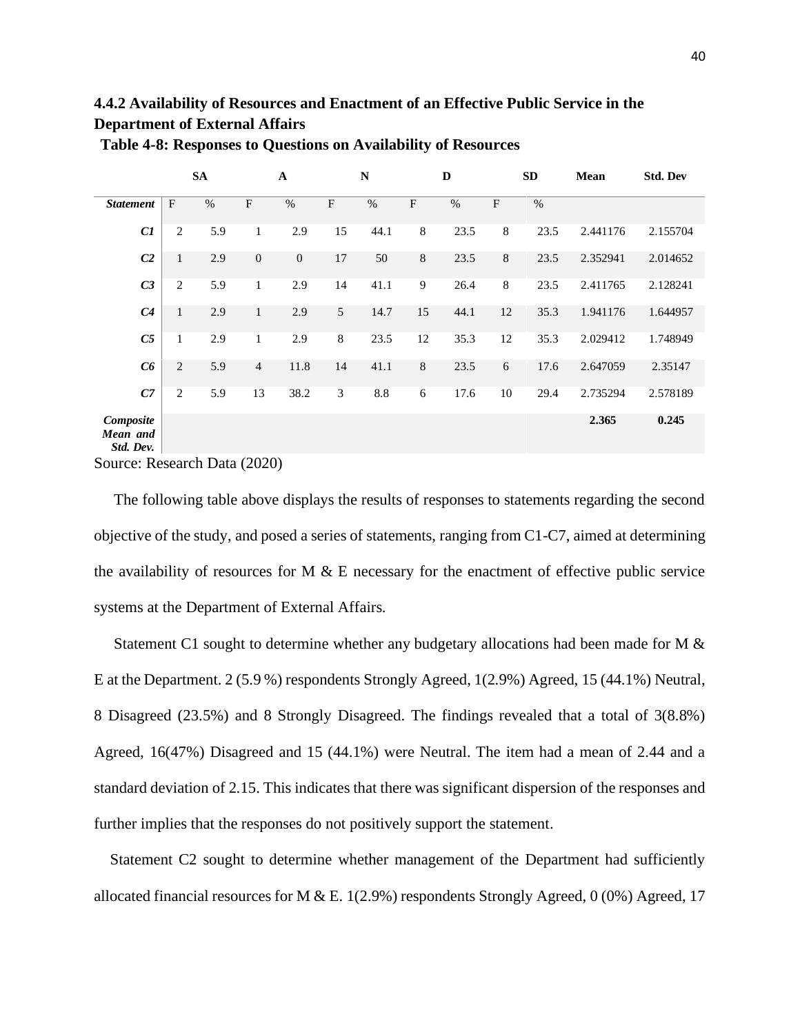### 4.4.2 Availability of Resources and Enactment of an Effective Public Service in the Department of External Affairs

**Table 4-8: Responses to Questions on Availability of Resources**

| | SA | | A | | N | | D | | SD | | Mean | Std. Dev |
|---|---|---|---|---|---|---|---|---|---|---|---|---|
| ***Statement*** | F | % | F | % | F | % | F | % | F | % | | |
| ***C1*** | 2 | 5.9 | 1 | 2.9 | 15 | 44.1 | 8 | 23.5 | 8 | 23.5 | 2.441176 | 2.155704 |
| ***C2*** | 1 | 2.9 | 0 | 0 | 17 | 50 | 8 | 23.5 | 8 | 23.5 | 2.352941 | 2.014652 |
| ***C3*** | 2 | 5.9 | 1 | 2.9 | 14 | 41.1 | 9 | 26.4 | 8 | 23.5 | 2.411765 | 2.128241 |
| ***C4*** | 1 | 2.9 | 1 | 2.9 | 5 | 14.7 | 15 | 44.1 | 12 | 35.3 | 1.941176 | 1.644957 |
| ***C5*** | 1 | 2.9 | 1 | 2.9 | 8 | 23.5 | 12 | 35.3 | 12 | 35.3 | 2.029412 | 1.748949 |
| ***C6*** | 2 | 5.9 | 4 | 11.8 | 14 | 41.1 | 8 | 23.5 | 6 | 17.6 | 2.647059 | 2.35147 |
| ***C7*** | 2 | 5.9 | 13 | 38.2 | 3 | 8.8 | 6 | 17.6 | 10 | 29.4 | 2.735294 | 2.578189 |
| ***Composite Mean and Std. Dev.*** | | | | | | | | | | | **2.365** | **0.245** |

Source: Research Data (2020)

The following table above displays the results of responses to statements regarding the second objective of the study, and posed a series of statements, ranging from C1-C7, aimed at determining the availability of resources for M & E necessary for the enactment of effective public service systems at the Department of External Affairs.

Statement C1 sought to determine whether any budgetary allocations had been made for M & E at the Department. 2 (5.9 %) respondents Strongly Agreed, 1(2.9%) Agreed, 15 (44.1%) Neutral, 8 Disagreed (23.5%) and 8 Strongly Disagreed. The findings revealed that a total of 3(8.8%) Agreed, 16(47%) Disagreed and 15 (44.1%) were Neutral. The item had a mean of 2.44 and a standard deviation of 2.15. This indicates that there was significant dispersion of the responses and further implies that the responses do not positively support the statement.

Statement C2 sought to determine whether management of the Department had sufficiently allocated financial resources for M & E. 1(2.9%) respondents Strongly Agreed, 0 (0%) Agreed, 17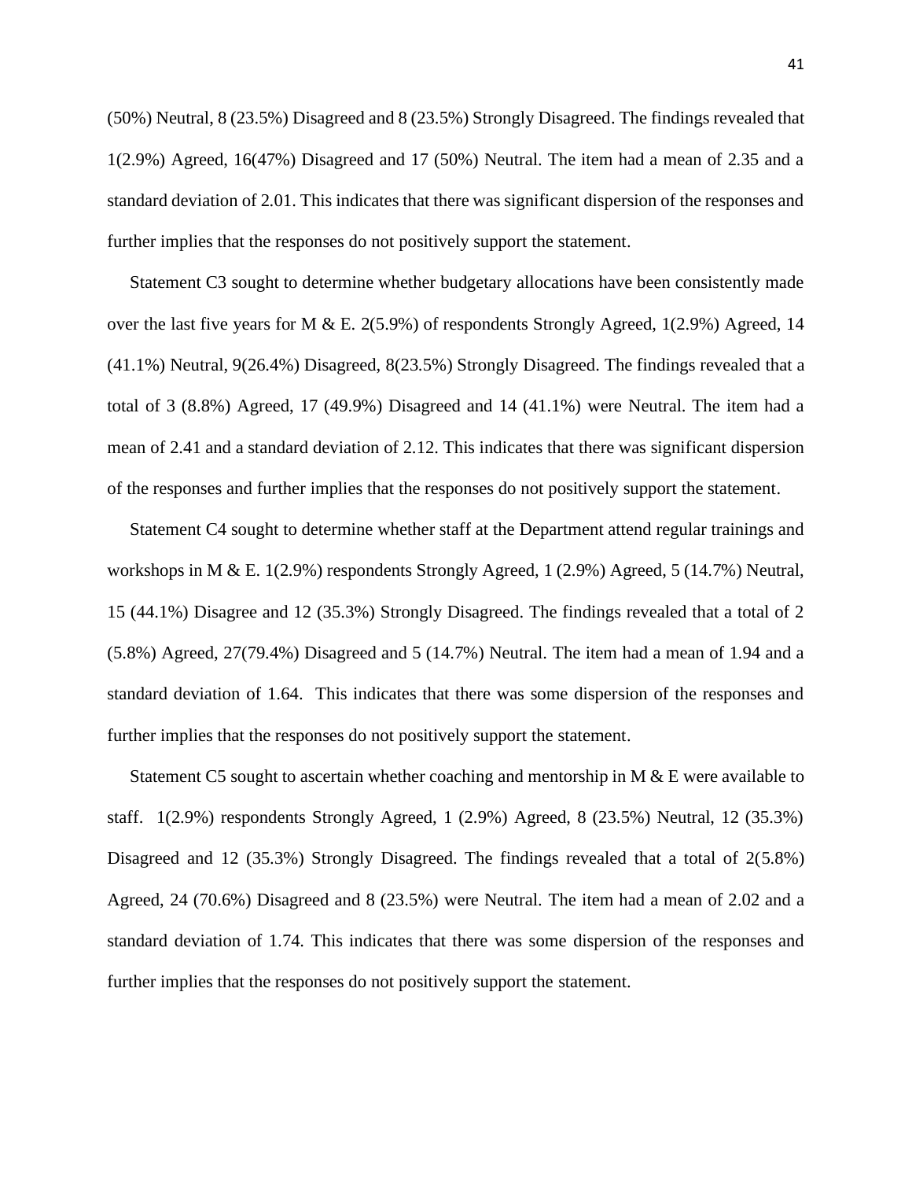(50%) Neutral, 8 (23.5%) Disagreed and 8 (23.5%) Strongly Disagreed. The findings revealed that 1(2.9%) Agreed, 16(47%) Disagreed and 17 (50%) Neutral. The item had a mean of 2.35 and a standard deviation of 2.01. This indicates that there was significant dispersion of the responses and further implies that the responses do not positively support the statement.

Statement C3 sought to determine whether budgetary allocations have been consistently made over the last five years for M & E. 2(5.9%) of respondents Strongly Agreed, 1(2.9%) Agreed, 14 (41.1%) Neutral, 9(26.4%) Disagreed, 8(23.5%) Strongly Disagreed. The findings revealed that a total of 3 (8.8%) Agreed, 17 (49.9%) Disagreed and 14 (41.1%) were Neutral. The item had a mean of 2.41 and a standard deviation of 2.12. This indicates that there was significant dispersion of the responses and further implies that the responses do not positively support the statement.

Statement C4 sought to determine whether staff at the Department attend regular trainings and workshops in M & E. 1(2.9%) respondents Strongly Agreed, 1 (2.9%) Agreed, 5 (14.7%) Neutral, 15 (44.1%) Disagree and 12 (35.3%) Strongly Disagreed. The findings revealed that a total of 2 (5.8%) Agreed, 27(79.4%) Disagreed and 5 (14.7%) Neutral. The item had a mean of 1.94 and a standard deviation of 1.64. This indicates that there was some dispersion of the responses and further implies that the responses do not positively support the statement.

Statement C5 sought to ascertain whether coaching and mentorship in M & E were available to staff. 1(2.9%) respondents Strongly Agreed, 1 (2.9%) Agreed, 8 (23.5%) Neutral, 12 (35.3%) Disagreed and 12 (35.3%) Strongly Disagreed. The findings revealed that a total of 2(5.8%) Agreed, 24 (70.6%) Disagreed and 8 (23.5%) were Neutral. The item had a mean of 2.02 and a standard deviation of 1.74. This indicates that there was some dispersion of the responses and further implies that the responses do not positively support the statement.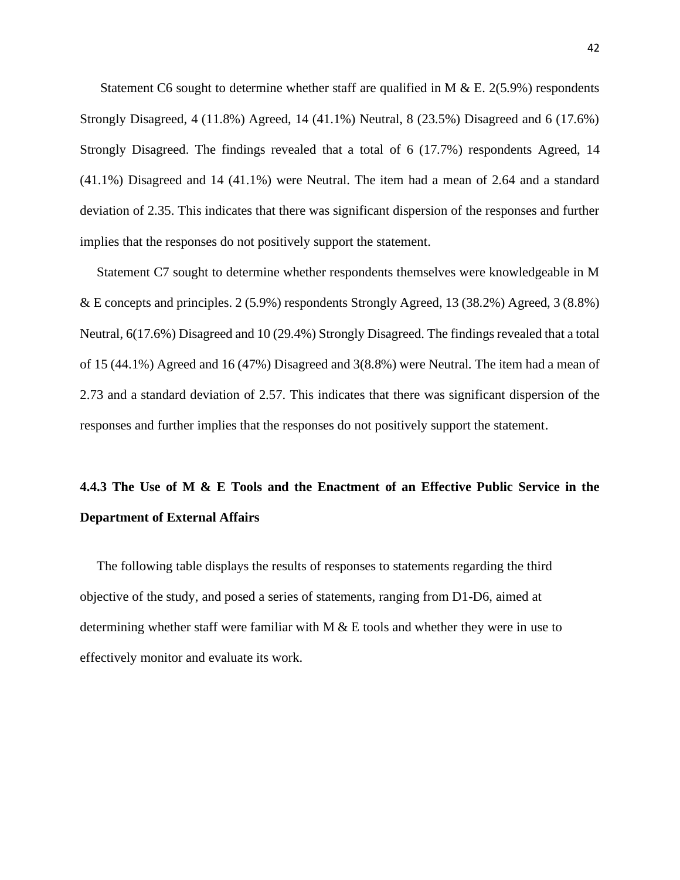Statement C6 sought to determine whether staff are qualified in M & E. 2(5.9%) respondents Strongly Disagreed, 4 (11.8%) Agreed, 14 (41.1%) Neutral, 8 (23.5%) Disagreed and 6 (17.6%) Strongly Disagreed. The findings revealed that a total of 6 (17.7%) respondents Agreed, 14 (41.1%) Disagreed and 14 (41.1%) were Neutral. The item had a mean of 2.64 and a standard deviation of 2.35. This indicates that there was significant dispersion of the responses and further implies that the responses do not positively support the statement.

Statement C7 sought to determine whether respondents themselves were knowledgeable in M & E concepts and principles. 2 (5.9%) respondents Strongly Agreed, 13 (38.2%) Agreed, 3 (8.8%) Neutral, 6(17.6%) Disagreed and 10 (29.4%) Strongly Disagreed. The findings revealed that a total of 15 (44.1%) Agreed and 16 (47%) Disagreed and 3(8.8%) were Neutral. The item had a mean of 2.73 and a standard deviation of 2.57. This indicates that there was significant dispersion of the responses and further implies that the responses do not positively support the statement.

### 4.4.3 The Use of M & E Tools and the Enactment of an Effective Public Service in the Department of External Affairs

The following table displays the results of responses to statements regarding the third objective of the study, and posed a series of statements, ranging from D1-D6, aimed at determining whether staff were familiar with M & E tools and whether they were in use to effectively monitor and evaluate its work.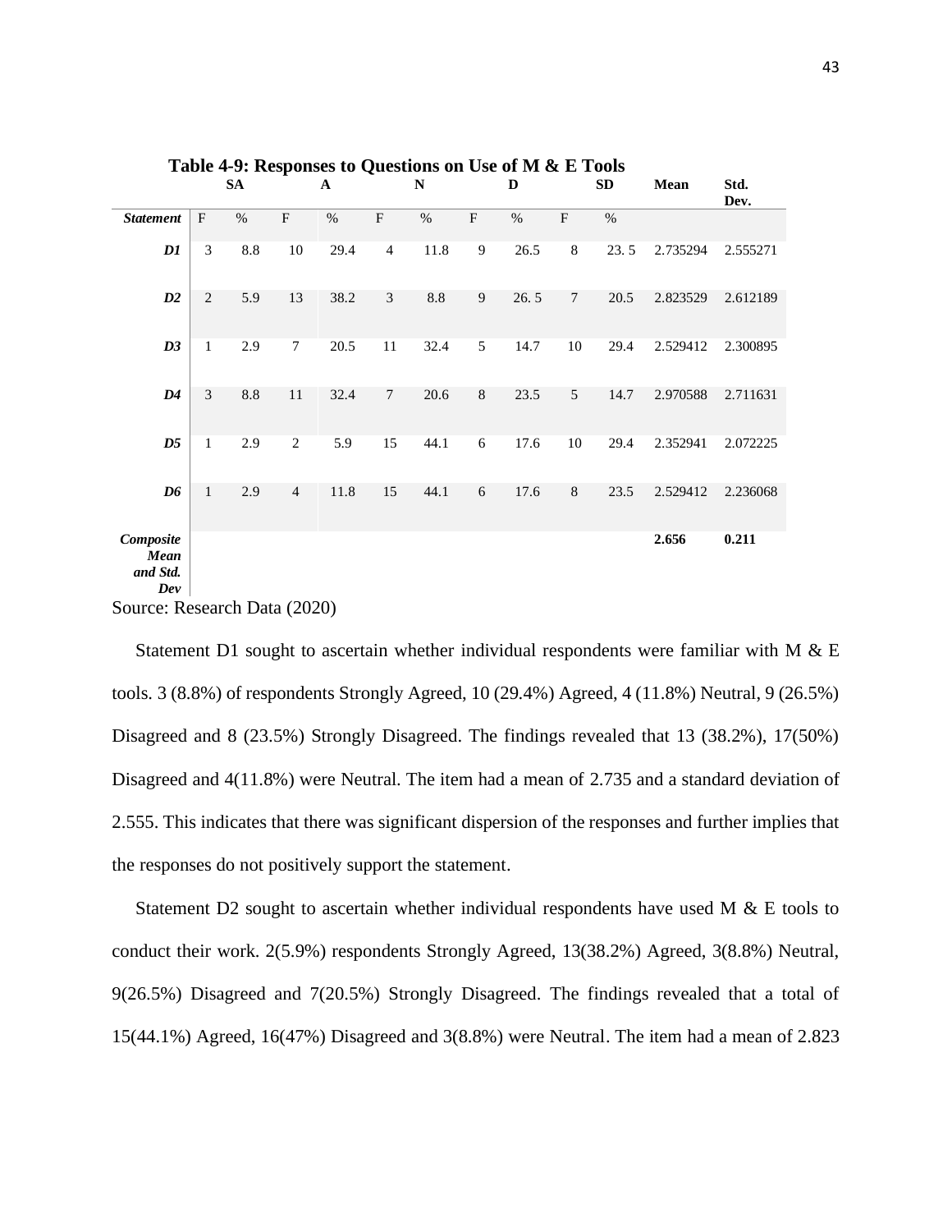**Table 4-9: Responses to Questions on Use of M & E Tools**

| | SA | | A | | N | | D | | SD | | Mean | Std. Dev. |
|---|---|---|---|---|---|---|---|---|---|---|---|---|
| ***Statement*** | F | % | F | % | F | % | F | % | F | % | | |
| ***D1*** | 3 | 8.8 | 10 | 29.4 | 4 | 11.8 | 9 | 26.5 | 8 | 23. 5 | 2.735294 | 2.555271 |
| ***D2*** | 2 | 5.9 | 13 | 38.2 | 3 | 8.8 | 9 | 26. 5 | 7 | 20.5 | 2.823529 | 2.612189 |
| ***D3*** | 1 | 2.9 | 7 | 20.5 | 11 | 32.4 | 5 | 14.7 | 10 | 29.4 | 2.529412 | 2.300895 |
| ***D4*** | 3 | 8.8 | 11 | 32.4 | 7 | 20.6 | 8 | 23.5 | 5 | 14.7 | 2.970588 | 2.711631 |
| ***D5*** | 1 | 2.9 | 2 | 5.9 | 15 | 44.1 | 6 | 17.6 | 10 | 29.4 | 2.352941 | 2.072225 |
| ***D6*** | 1 | 2.9 | 4 | 11.8 | 15 | 44.1 | 6 | 17.6 | 8 | 23.5 | 2.529412 | 2.236068 |
| ***Composite Mean and Std. Dev*** | | | | | | | | | | | **2.656** | **0.211** |

Source: Research Data (2020)

Statement D1 sought to ascertain whether individual respondents were familiar with M & E tools. 3 (8.8%) of respondents Strongly Agreed, 10 (29.4%) Agreed, 4 (11.8%) Neutral, 9 (26.5%) Disagreed and 8 (23.5%) Strongly Disagreed. The findings revealed that 13 (38.2%), 17(50%) Disagreed and 4(11.8%) were Neutral. The item had a mean of 2.735 and a standard deviation of 2.555. This indicates that there was significant dispersion of the responses and further implies that the responses do not positively support the statement.

Statement D2 sought to ascertain whether individual respondents have used M & E tools to conduct their work. 2(5.9%) respondents Strongly Agreed, 13(38.2%) Agreed, 3(8.8%) Neutral, 9(26.5%) Disagreed and 7(20.5%) Strongly Disagreed. The findings revealed that a total of 15(44.1%) Agreed, 16(47%) Disagreed and 3(8.8%) were Neutral. The item had a mean of 2.823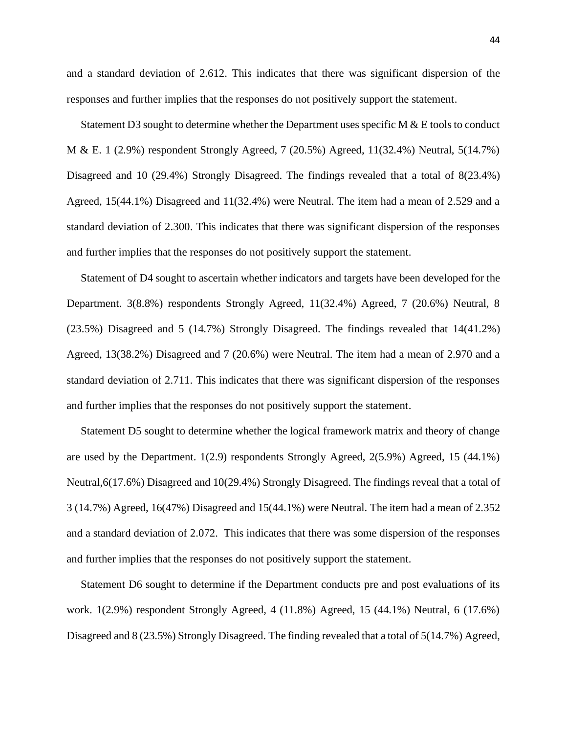and a standard deviation of 2.612. This indicates that there was significant dispersion of the responses and further implies that the responses do not positively support the statement.

Statement D3 sought to determine whether the Department uses specific M & E tools to conduct M & E. 1 (2.9%) respondent Strongly Agreed, 7 (20.5%) Agreed, 11(32.4%) Neutral, 5(14.7%) Disagreed and 10 (29.4%) Strongly Disagreed. The findings revealed that a total of 8(23.4%) Agreed, 15(44.1%) Disagreed and 11(32.4%) were Neutral. The item had a mean of 2.529 and a standard deviation of 2.300. This indicates that there was significant dispersion of the responses and further implies that the responses do not positively support the statement.

Statement of D4 sought to ascertain whether indicators and targets have been developed for the Department. 3(8.8%) respondents Strongly Agreed, 11(32.4%) Agreed, 7 (20.6%) Neutral, 8 (23.5%) Disagreed and 5 (14.7%) Strongly Disagreed. The findings revealed that 14(41.2%) Agreed, 13(38.2%) Disagreed and 7 (20.6%) were Neutral. The item had a mean of 2.970 and a standard deviation of 2.711. This indicates that there was significant dispersion of the responses and further implies that the responses do not positively support the statement.

Statement D5 sought to determine whether the logical framework matrix and theory of change are used by the Department. 1(2.9) respondents Strongly Agreed, 2(5.9%) Agreed, 15 (44.1%) Neutral,6(17.6%) Disagreed and 10(29.4%) Strongly Disagreed. The findings reveal that a total of 3 (14.7%) Agreed, 16(47%) Disagreed and 15(44.1%) were Neutral. The item had a mean of 2.352 and a standard deviation of 2.072. This indicates that there was some dispersion of the responses and further implies that the responses do not positively support the statement.

Statement D6 sought to determine if the Department conducts pre and post evaluations of its work. 1(2.9%) respondent Strongly Agreed, 4 (11.8%) Agreed, 15 (44.1%) Neutral, 6 (17.6%) Disagreed and 8 (23.5%) Strongly Disagreed. The finding revealed that a total of 5(14.7%) Agreed,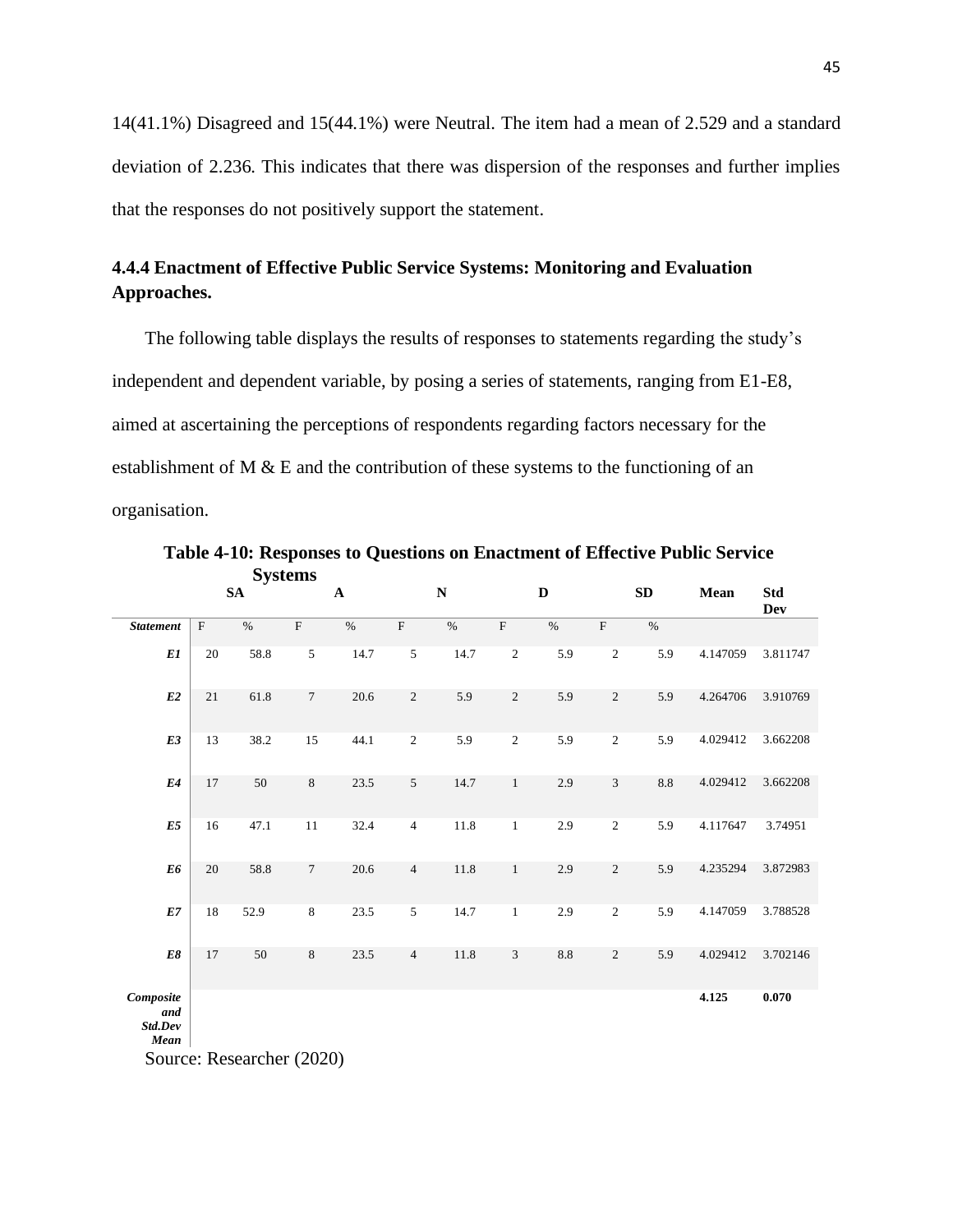14(41.1%) Disagreed and 15(44.1%) were Neutral. The item had a mean of 2.529 and a standard deviation of 2.236. This indicates that there was dispersion of the responses and further implies that the responses do not positively support the statement.

### 4.4.4 Enactment of Effective Public Service Systems: Monitoring and Evaluation Approaches.

The following table displays the results of responses to statements regarding the study's independent and dependent variable, by posing a series of statements, ranging from E1-E8, aimed at ascertaining the perceptions of respondents regarding factors necessary for the establishment of M & E and the contribution of these systems to the functioning of an organisation.

**Table 4-10: Responses to Questions on Enactment of Effective Public Service Systems**

| | SA | | A | | N | | D | | SD | | Mean | Std Dev |
|---|---|---|---|---|---|---|---|---|---|---|---|---|
| ***Statement*** | F | % | F | % | F | % | F | % | F | % | | |
| ***E1*** | 20 | 58.8 | 5 | 14.7 | 5 | 14.7 | 2 | 5.9 | 2 | 5.9 | 4.147059 | 3.811747 |
| ***E2*** | 21 | 61.8 | 7 | 20.6 | 2 | 5.9 | 2 | 5.9 | 2 | 5.9 | 4.264706 | 3.910769 |
| ***E3*** | 13 | 38.2 | 15 | 44.1 | 2 | 5.9 | 2 | 5.9 | 2 | 5.9 | 4.029412 | 3.662208 |
| ***E4*** | 17 | 50 | 8 | 23.5 | 5 | 14.7 | 1 | 2.9 | 3 | 8.8 | 4.029412 | 3.662208 |
| ***E5*** | 16 | 47.1 | 11 | 32.4 | 4 | 11.8 | 1 | 2.9 | 2 | 5.9 | 4.117647 | 3.74951 |
| ***E6*** | 20 | 58.8 | 7 | 20.6 | 4 | 11.8 | 1 | 2.9 | 2 | 5.9 | 4.235294 | 3.872983 |
| ***E7*** | 18 | 52.9 | 8 | 23.5 | 5 | 14.7 | 1 | 2.9 | 2 | 5.9 | 4.147059 | 3.788528 |
| ***E8*** | 17 | 50 | 8 | 23.5 | 4 | 11.8 | 3 | 8.8 | 2 | 5.9 | 4.029412 | 3.702146 |
| ***Composite and Std.Dev Mean*** | | | | | | | | | | | **4.125** | **0.070** |

Source: Researcher (2020)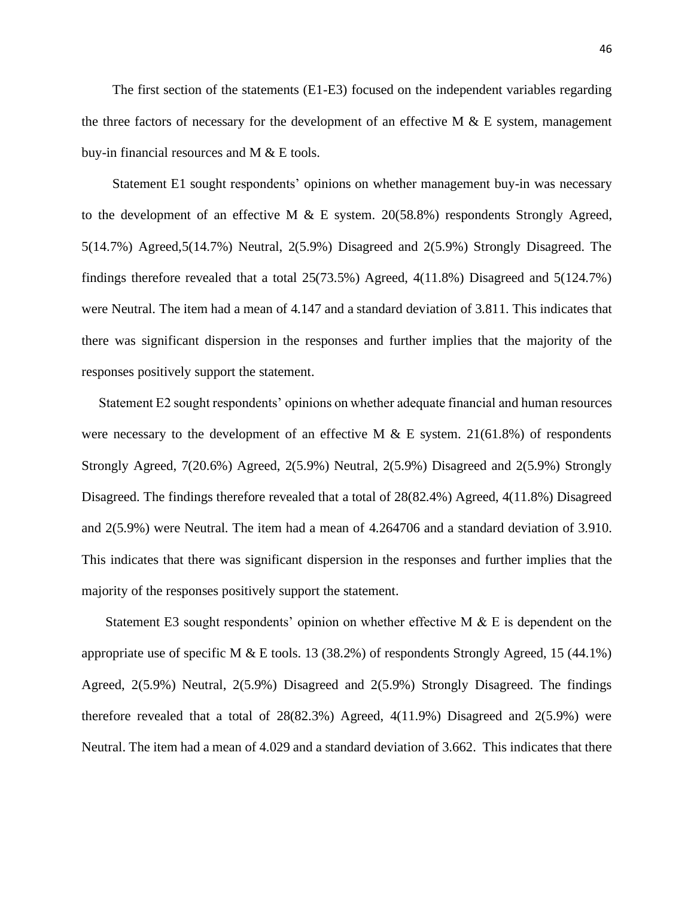The first section of the statements (E1-E3) focused on the independent variables regarding the three factors of necessary for the development of an effective M & E system, management buy-in financial resources and M & E tools.

Statement E1 sought respondents' opinions on whether management buy-in was necessary to the development of an effective M & E system. 20(58.8%) respondents Strongly Agreed, 5(14.7%) Agreed,5(14.7%) Neutral, 2(5.9%) Disagreed and 2(5.9%) Strongly Disagreed. The findings therefore revealed that a total 25(73.5%) Agreed, 4(11.8%) Disagreed and 5(124.7%) were Neutral. The item had a mean of 4.147 and a standard deviation of 3.811. This indicates that there was significant dispersion in the responses and further implies that the majority of the responses positively support the statement.

Statement E2 sought respondents' opinions on whether adequate financial and human resources were necessary to the development of an effective M & E system. 21(61.8%) of respondents Strongly Agreed, 7(20.6%) Agreed, 2(5.9%) Neutral, 2(5.9%) Disagreed and 2(5.9%) Strongly Disagreed. The findings therefore revealed that a total of 28(82.4%) Agreed, 4(11.8%) Disagreed and 2(5.9%) were Neutral. The item had a mean of 4.264706 and a standard deviation of 3.910. This indicates that there was significant dispersion in the responses and further implies that the majority of the responses positively support the statement.

Statement E3 sought respondents' opinion on whether effective M & E is dependent on the appropriate use of specific M & E tools. 13 (38.2%) of respondents Strongly Agreed, 15 (44.1%) Agreed, 2(5.9%) Neutral, 2(5.9%) Disagreed and 2(5.9%) Strongly Disagreed. The findings therefore revealed that a total of 28(82.3%) Agreed, 4(11.9%) Disagreed and 2(5.9%) were Neutral. The item had a mean of 4.029 and a standard deviation of 3.662. This indicates that there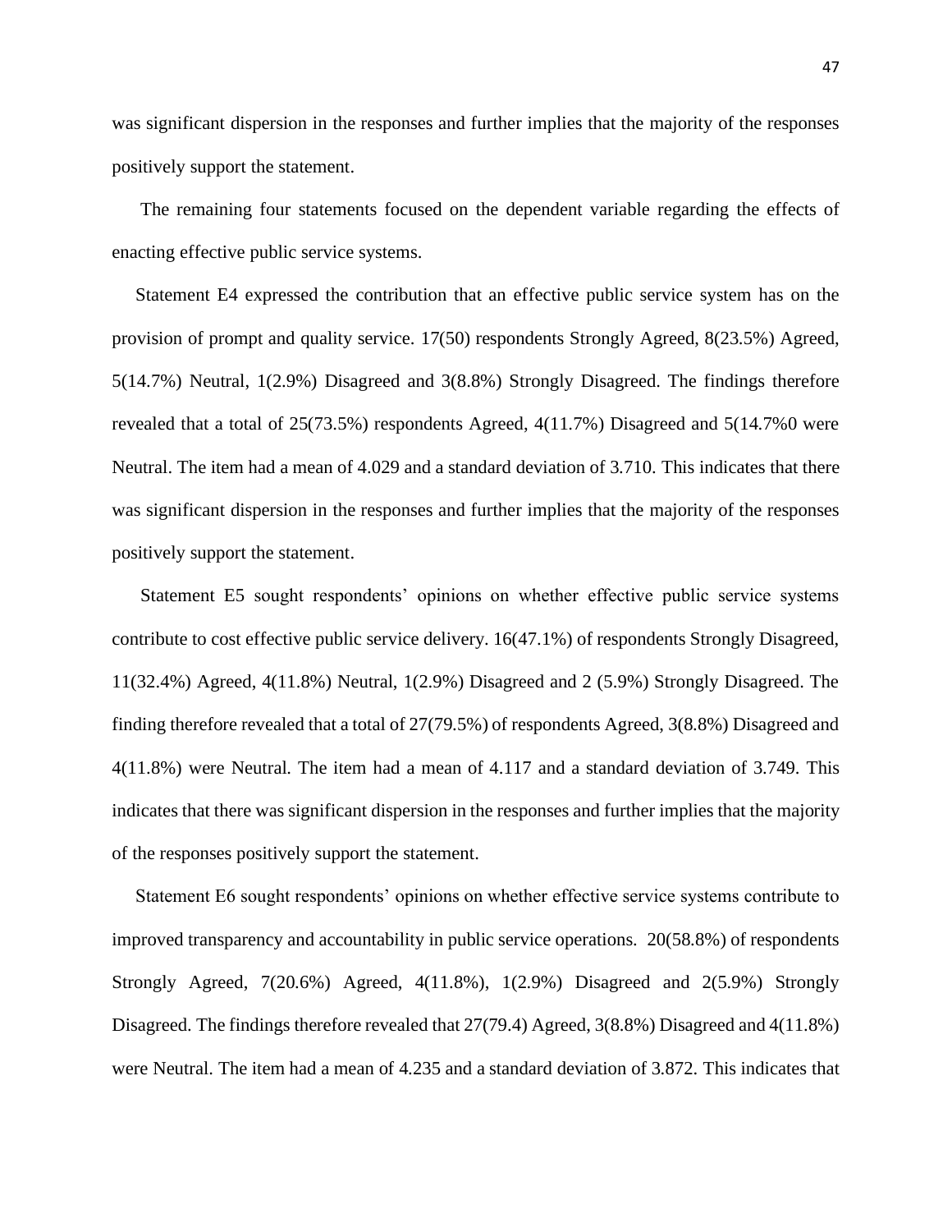was significant dispersion in the responses and further implies that the majority of the responses positively support the statement.

The remaining four statements focused on the dependent variable regarding the effects of enacting effective public service systems.

Statement E4 expressed the contribution that an effective public service system has on the provision of prompt and quality service. 17(50) respondents Strongly Agreed, 8(23.5%) Agreed, 5(14.7%) Neutral, 1(2.9%) Disagreed and 3(8.8%) Strongly Disagreed. The findings therefore revealed that a total of 25(73.5%) respondents Agreed, 4(11.7%) Disagreed and 5(14.7%0 were Neutral. The item had a mean of 4.029 and a standard deviation of 3.710. This indicates that there was significant dispersion in the responses and further implies that the majority of the responses positively support the statement.

Statement E5 sought respondents' opinions on whether effective public service systems contribute to cost effective public service delivery. 16(47.1%) of respondents Strongly Disagreed, 11(32.4%) Agreed, 4(11.8%) Neutral, 1(2.9%) Disagreed and 2 (5.9%) Strongly Disagreed. The finding therefore revealed that a total of 27(79.5%) of respondents Agreed, 3(8.8%) Disagreed and 4(11.8%) were Neutral. The item had a mean of 4.117 and a standard deviation of 3.749. This indicates that there was significant dispersion in the responses and further implies that the majority of the responses positively support the statement.

Statement E6 sought respondents' opinions on whether effective service systems contribute to improved transparency and accountability in public service operations. 20(58.8%) of respondents Strongly Agreed, 7(20.6%) Agreed, 4(11.8%), 1(2.9%) Disagreed and 2(5.9%) Strongly Disagreed. The findings therefore revealed that 27(79.4) Agreed, 3(8.8%) Disagreed and 4(11.8%) were Neutral. The item had a mean of 4.235 and a standard deviation of 3.872. This indicates that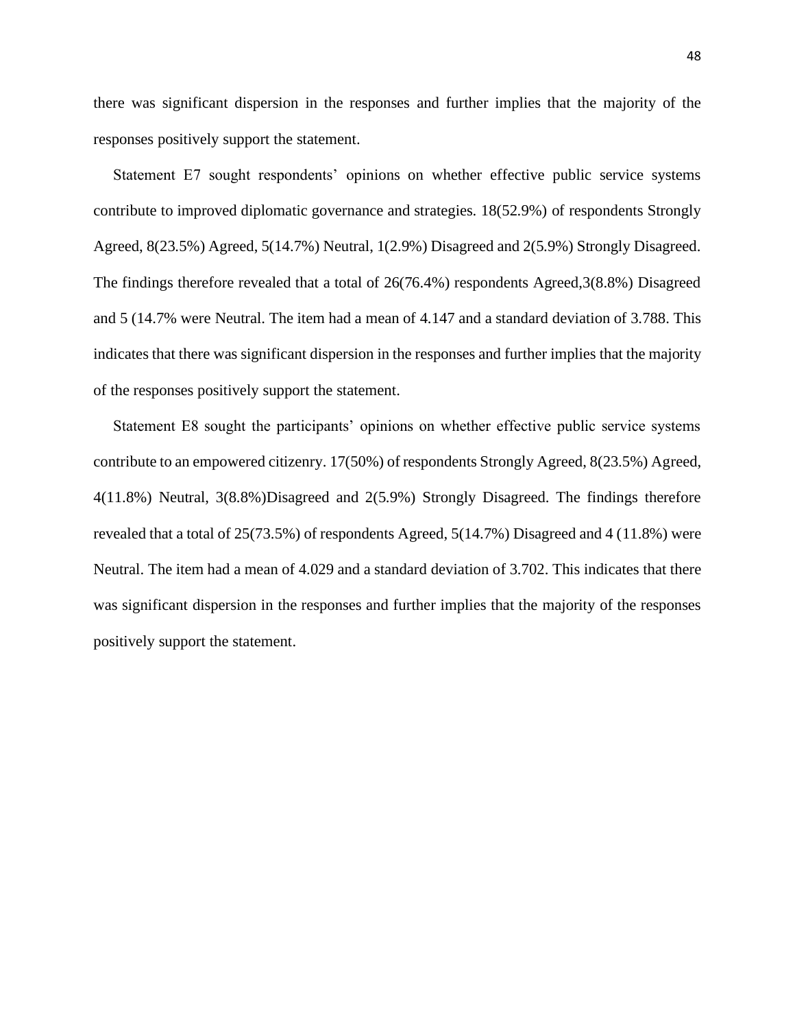there was significant dispersion in the responses and further implies that the majority of the responses positively support the statement.

Statement E7 sought respondents' opinions on whether effective public service systems contribute to improved diplomatic governance and strategies. 18(52.9%) of respondents Strongly Agreed, 8(23.5%) Agreed, 5(14.7%) Neutral, 1(2.9%) Disagreed and 2(5.9%) Strongly Disagreed. The findings therefore revealed that a total of 26(76.4%) respondents Agreed,3(8.8%) Disagreed and 5 (14.7% were Neutral. The item had a mean of 4.147 and a standard deviation of 3.788. This indicates that there was significant dispersion in the responses and further implies that the majority of the responses positively support the statement.

Statement E8 sought the participants' opinions on whether effective public service systems contribute to an empowered citizenry. 17(50%) of respondents Strongly Agreed, 8(23.5%) Agreed, 4(11.8%) Neutral, 3(8.8%)Disagreed and 2(5.9%) Strongly Disagreed. The findings therefore revealed that a total of 25(73.5%) of respondents Agreed, 5(14.7%) Disagreed and 4 (11.8%) were Neutral. The item had a mean of 4.029 and a standard deviation of 3.702. This indicates that there was significant dispersion in the responses and further implies that the majority of the responses positively support the statement.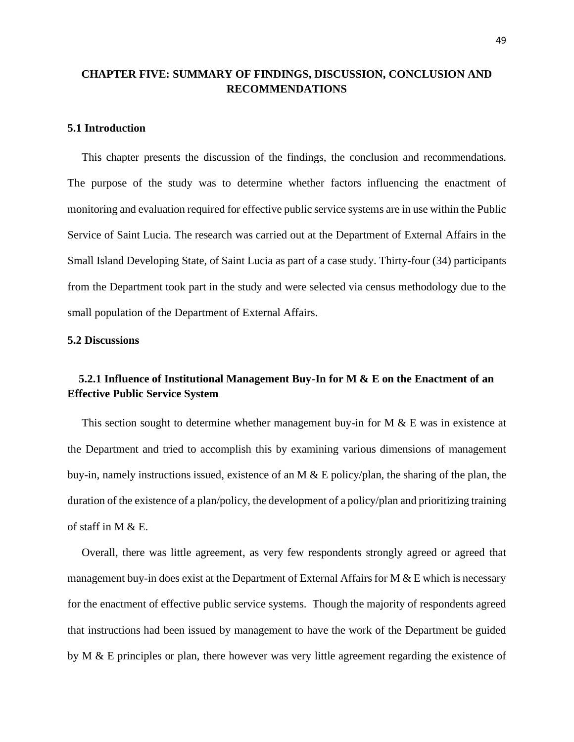# CHAPTER FIVE: SUMMARY OF FINDINGS, DISCUSSION, CONCLUSION AND RECOMMENDATIONS

## 5.1 Introduction

This chapter presents the discussion of the findings, the conclusion and recommendations. The purpose of the study was to determine whether factors influencing the enactment of monitoring and evaluation required for effective public service systems are in use within the Public Service of Saint Lucia. The research was carried out at the Department of External Affairs in the Small Island Developing State, of Saint Lucia as part of a case study. Thirty-four (34) participants from the Department took part in the study and were selected via census methodology due to the small population of the Department of External Affairs.

## 5.2 Discussions

### 5.2.1 Influence of Institutional Management Buy-In for M & E on the Enactment of an Effective Public Service System

This section sought to determine whether management buy-in for M & E was in existence at the Department and tried to accomplish this by examining various dimensions of management buy-in, namely instructions issued, existence of an M & E policy/plan, the sharing of the plan, the duration of the existence of a plan/policy, the development of a policy/plan and prioritizing training of staff in M & E.

Overall, there was little agreement, as very few respondents strongly agreed or agreed that management buy-in does exist at the Department of External Affairs for M & E which is necessary for the enactment of effective public service systems. Though the majority of respondents agreed that instructions had been issued by management to have the work of the Department be guided by M & E principles or plan, there however was very little agreement regarding the existence of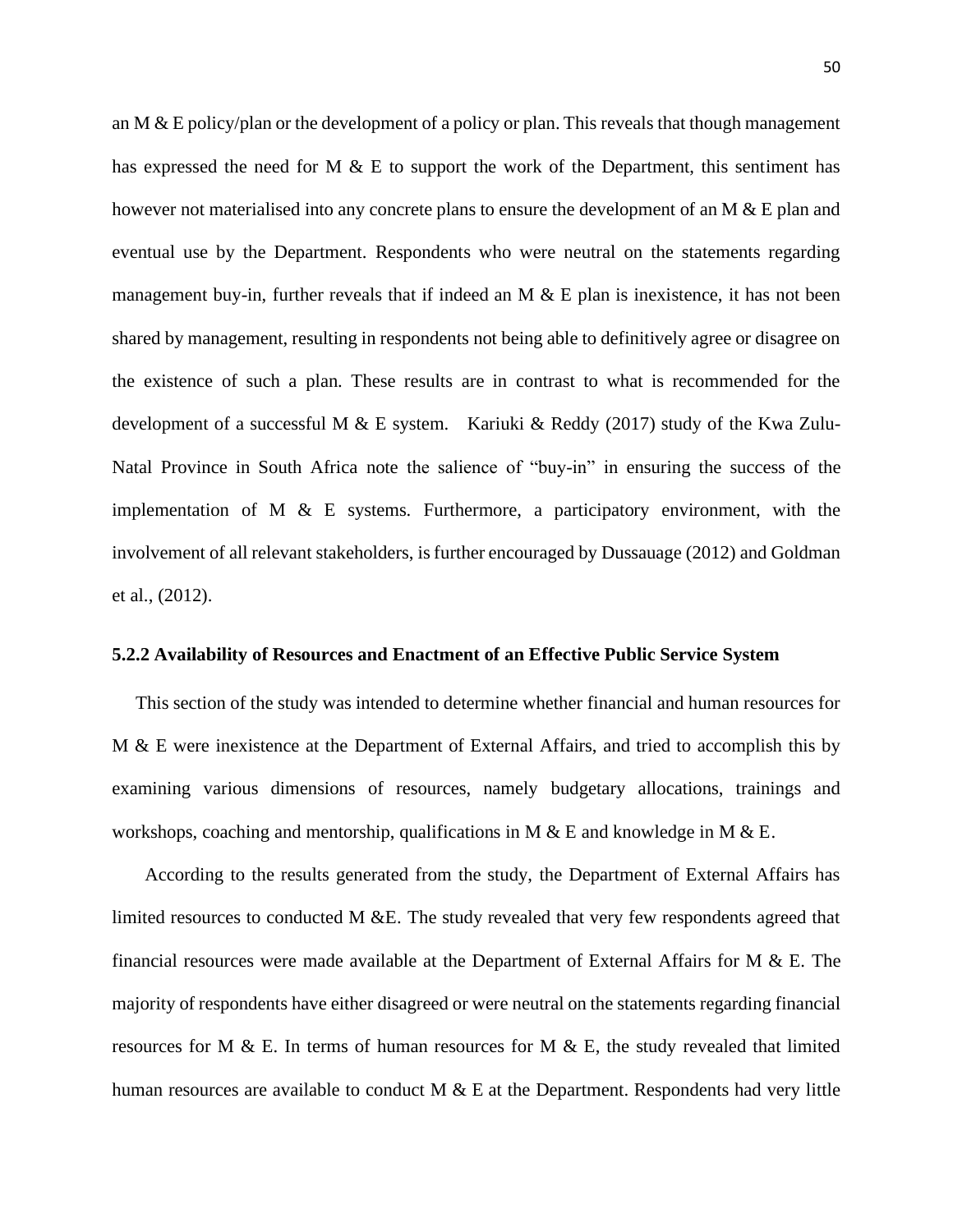an M & E policy/plan or the development of a policy or plan. This reveals that though management has expressed the need for M & E to support the work of the Department, this sentiment has however not materialised into any concrete plans to ensure the development of an M & E plan and eventual use by the Department. Respondents who were neutral on the statements regarding management buy-in, further reveals that if indeed an M & E plan is inexistence, it has not been shared by management, resulting in respondents not being able to definitively agree or disagree on the existence of such a plan. These results are in contrast to what is recommended for the development of a successful M & E system. Kariuki & Reddy (2017) study of the Kwa Zulu-Natal Province in South Africa note the salience of "buy-in" in ensuring the success of the implementation of M & E systems. Furthermore, a participatory environment, with the involvement of all relevant stakeholders, is further encouraged by Dussauage (2012) and Goldman et al., (2012).

### 5.2.2 Availability of Resources and Enactment of an Effective Public Service System

This section of the study was intended to determine whether financial and human resources for M & E were inexistence at the Department of External Affairs, and tried to accomplish this by examining various dimensions of resources, namely budgetary allocations, trainings and workshops, coaching and mentorship, qualifications in M & E and knowledge in M & E.

According to the results generated from the study, the Department of External Affairs has limited resources to conducted M &E. The study revealed that very few respondents agreed that financial resources were made available at the Department of External Affairs for M & E. The majority of respondents have either disagreed or were neutral on the statements regarding financial resources for M & E. In terms of human resources for M & E, the study revealed that limited human resources are available to conduct M & E at the Department. Respondents had very little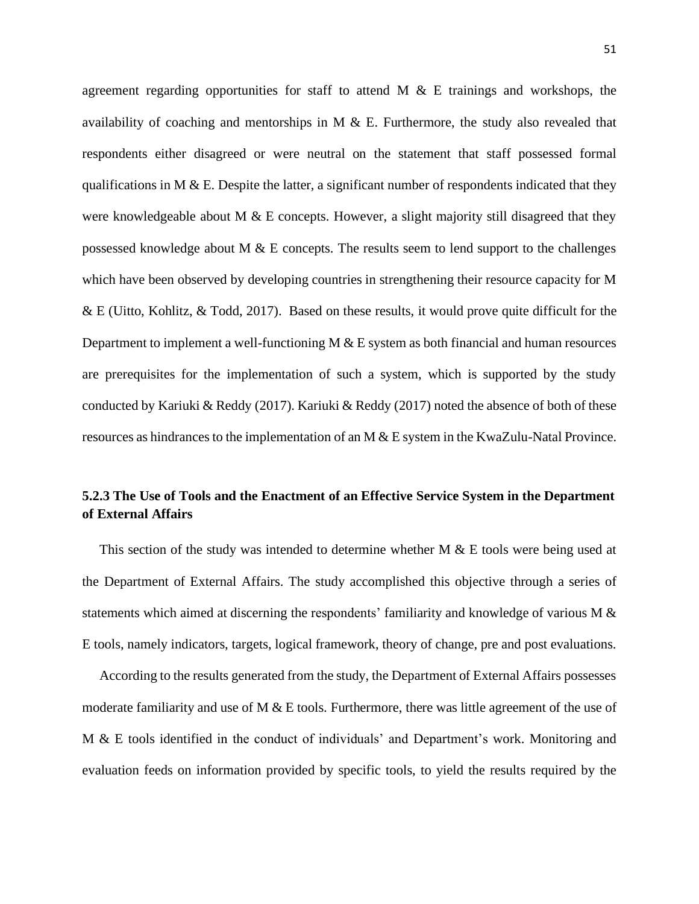agreement regarding opportunities for staff to attend M & E trainings and workshops, the availability of coaching and mentorships in M & E. Furthermore, the study also revealed that respondents either disagreed or were neutral on the statement that staff possessed formal qualifications in M & E. Despite the latter, a significant number of respondents indicated that they were knowledgeable about M & E concepts. However, a slight majority still disagreed that they possessed knowledge about M & E concepts. The results seem to lend support to the challenges which have been observed by developing countries in strengthening their resource capacity for M & E (Uitto, Kohlitz, & Todd, 2017). Based on these results, it would prove quite difficult for the Department to implement a well-functioning M & E system as both financial and human resources are prerequisites for the implementation of such a system, which is supported by the study conducted by Kariuki & Reddy (2017). Kariuki & Reddy (2017) noted the absence of both of these resources as hindrances to the implementation of an M & E system in the KwaZulu-Natal Province.

### 5.2.3 The Use of Tools and the Enactment of an Effective Service System in the Department of External Affairs

This section of the study was intended to determine whether M & E tools were being used at the Department of External Affairs. The study accomplished this objective through a series of statements which aimed at discerning the respondents' familiarity and knowledge of various M & E tools, namely indicators, targets, logical framework, theory of change, pre and post evaluations.

According to the results generated from the study, the Department of External Affairs possesses moderate familiarity and use of M & E tools. Furthermore, there was little agreement of the use of M & E tools identified in the conduct of individuals' and Department's work. Monitoring and evaluation feeds on information provided by specific tools, to yield the results required by the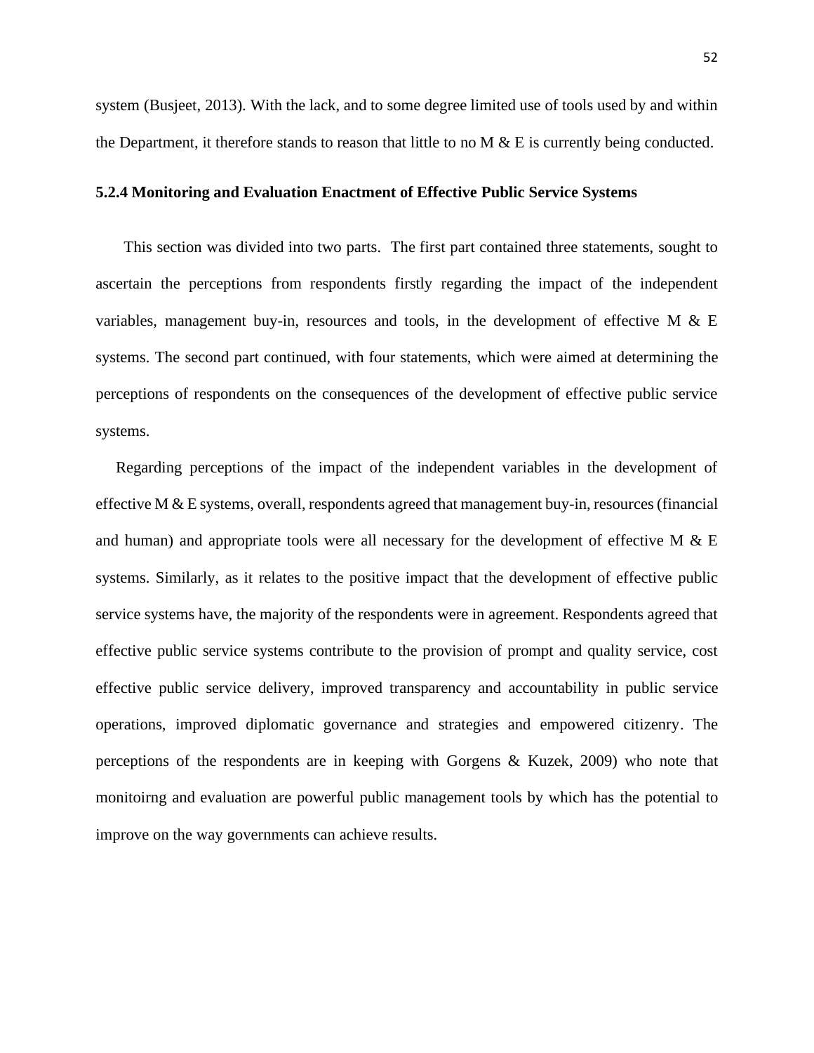system (Busjeet, 2013). With the lack, and to some degree limited use of tools used by and within the Department, it therefore stands to reason that little to no M & E is currently being conducted.

### 5.2.4 Monitoring and Evaluation Enactment of Effective Public Service Systems

This section was divided into two parts. The first part contained three statements, sought to ascertain the perceptions from respondents firstly regarding the impact of the independent variables, management buy-in, resources and tools, in the development of effective M & E systems. The second part continued, with four statements, which were aimed at determining the perceptions of respondents on the consequences of the development of effective public service systems.

Regarding perceptions of the impact of the independent variables in the development of effective M & E systems, overall, respondents agreed that management buy-in, resources (financial and human) and appropriate tools were all necessary for the development of effective M & E systems. Similarly, as it relates to the positive impact that the development of effective public service systems have, the majority of the respondents were in agreement. Respondents agreed that effective public service systems contribute to the provision of prompt and quality service, cost effective public service delivery, improved transparency and accountability in public service operations, improved diplomatic governance and strategies and empowered citizenry. The perceptions of the respondents are in keeping with Gorgens & Kuzek, 2009) who note that monitoirng and evaluation are powerful public management tools by which has the potential to improve on the way governments can achieve results.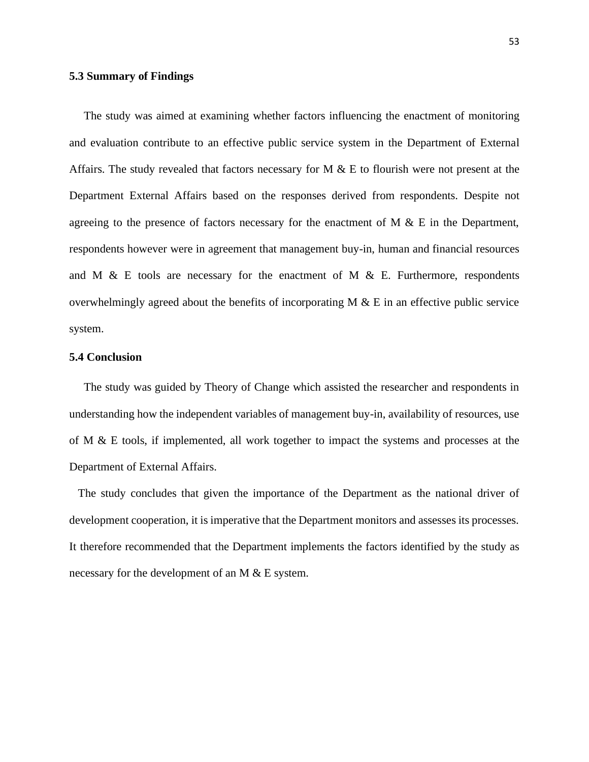### 5.3 Summary of Findings

The study was aimed at examining whether factors influencing the enactment of monitoring and evaluation contribute to an effective public service system in the Department of External Affairs. The study revealed that factors necessary for M & E to flourish were not present at the Department External Affairs based on the responses derived from respondents. Despite not agreeing to the presence of factors necessary for the enactment of M & E in the Department, respondents however were in agreement that management buy-in, human and financial resources and M & E tools are necessary for the enactment of M & E. Furthermore, respondents overwhelmingly agreed about the benefits of incorporating M & E in an effective public service system.

### 5.4 Conclusion

The study was guided by Theory of Change which assisted the researcher and respondents in understanding how the independent variables of management buy-in, availability of resources, use of M & E tools, if implemented, all work together to impact the systems and processes at the Department of External Affairs.

The study concludes that given the importance of the Department as the national driver of development cooperation, it is imperative that the Department monitors and assesses its processes. It therefore recommended that the Department implements the factors identified by the study as necessary for the development of an M & E system.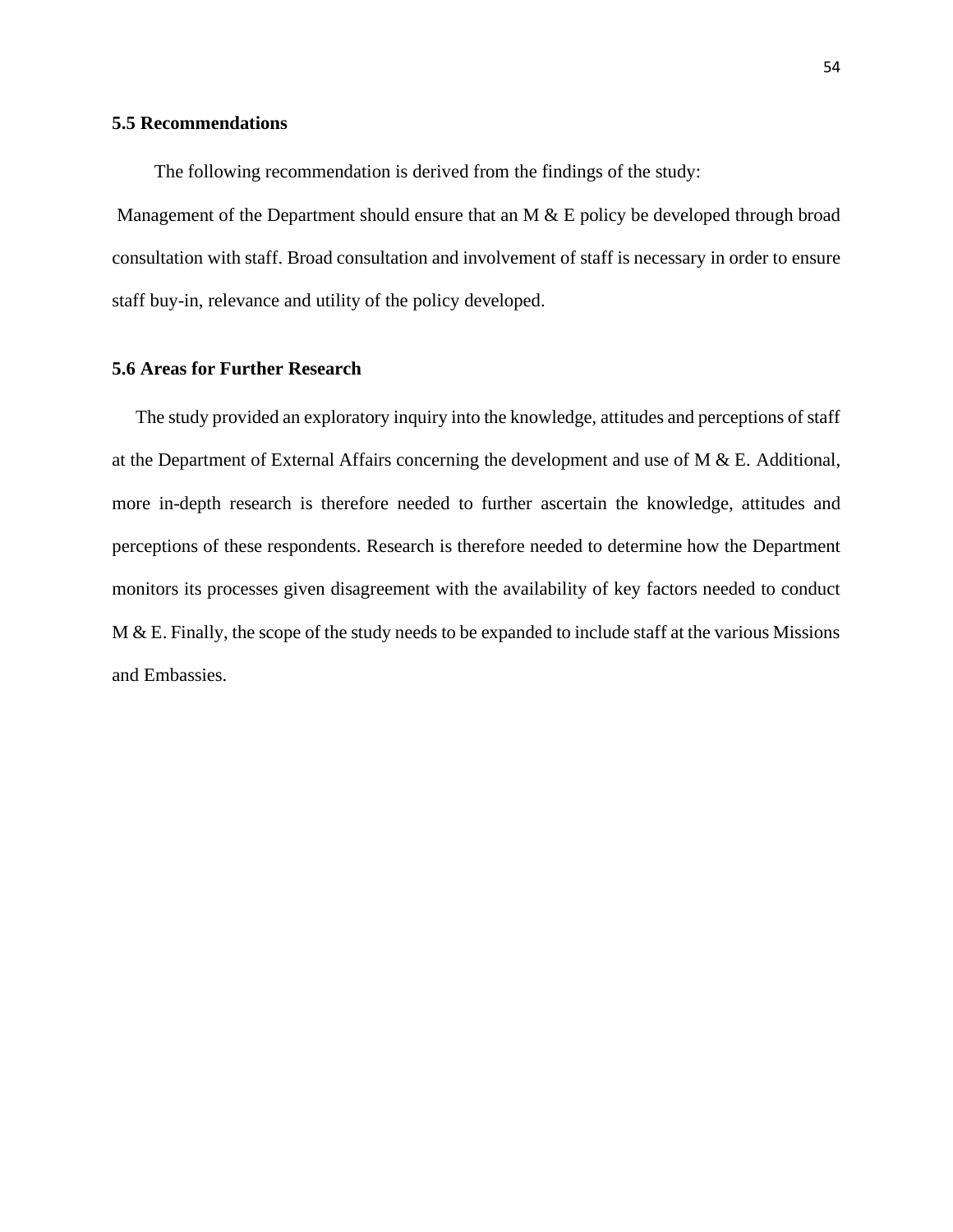### 5.5 Recommendations

The following recommendation is derived from the findings of the study:

Management of the Department should ensure that an M & E policy be developed through broad consultation with staff. Broad consultation and involvement of staff is necessary in order to ensure staff buy-in, relevance and utility of the policy developed.

### 5.6 Areas for Further Research

The study provided an exploratory inquiry into the knowledge, attitudes and perceptions of staff at the Department of External Affairs concerning the development and use of M & E. Additional, more in-depth research is therefore needed to further ascertain the knowledge, attitudes and perceptions of these respondents. Research is therefore needed to determine how the Department monitors its processes given disagreement with the availability of key factors needed to conduct M & E. Finally, the scope of the study needs to be expanded to include staff at the various Missions and Embassies.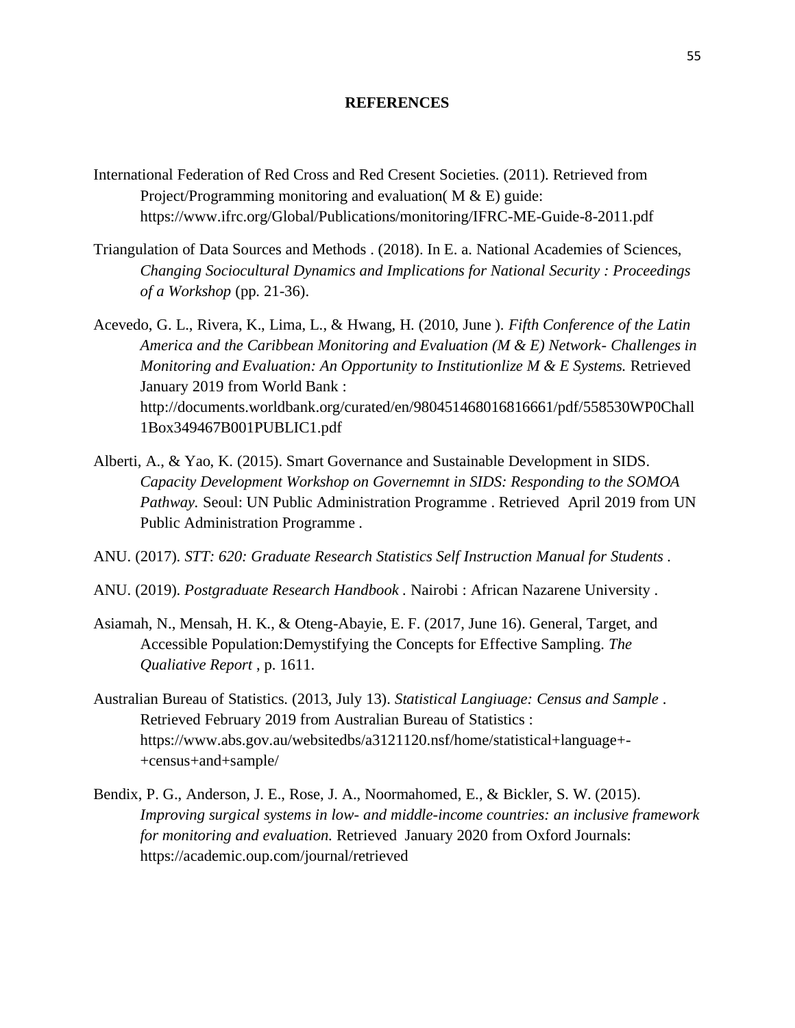# REFERENCES

International Federation of Red Cross and Red Cresent Societies. (2011). Retrieved from Project/Programming monitoring and evaluation( M & E) guide: https://www.ifrc.org/Global/Publications/monitoring/IFRC-ME-Guide-8-2011.pdf

Triangulation of Data Sources and Methods . (2018). In E. a. National Academies of Sciences, *Changing Sociocultural Dynamics and Implications for National Security : Proceedings of a Workshop* (pp. 21-36).

Acevedo, G. L., Rivera, K., Lima, L., & Hwang, H. (2010, June ). *Fifth Conference of the Latin America and the Caribbean Monitoring and Evaluation (M & E) Network- Challenges in Monitoring and Evaluation: An Opportunity to Institutionlize M & E Systems.* Retrieved January 2019 from World Bank : http://documents.worldbank.org/curated/en/980451468016816661/pdf/558530WP0Chall1Box349467B001PUBLIC1.pdf

Alberti, A., & Yao, K. (2015). Smart Governance and Sustainable Development in SIDS. *Capacity Development Workshop on Governemnt in SIDS: Responding to the SOMOA Pathway.* Seoul: UN Public Administration Programme . Retrieved April 2019 from UN Public Administration Programme .

ANU. (2017). *STT: 620: Graduate Research Statistics Self Instruction Manual for Students* .

ANU. (2019). *Postgraduate Research Handbook* . Nairobi : African Nazarene University .

Asiamah, N., Mensah, H. K., & Oteng-Abayie, E. F. (2017, June 16). General, Target, and Accessible Population:Demystifying the Concepts for Effective Sampling. *The Qualiative Report* , p. 1611.

Australian Bureau of Statistics. (2013, July 13). *Statistical Langiuage: Census and Sample* . Retrieved February 2019 from Australian Bureau of Statistics : https://www.abs.gov.au/websitedbs/a3121120.nsf/home/statistical+language+-+census+and+sample/

Bendix, P. G., Anderson, J. E., Rose, J. A., Noormahomed, E., & Bickler, S. W. (2015). *Improving surgical systems in low- and middle-income countries: an inclusive framework for monitoring and evaluation.* Retrieved January 2020 from Oxford Journals: https://academic.oup.com/journal/retrieved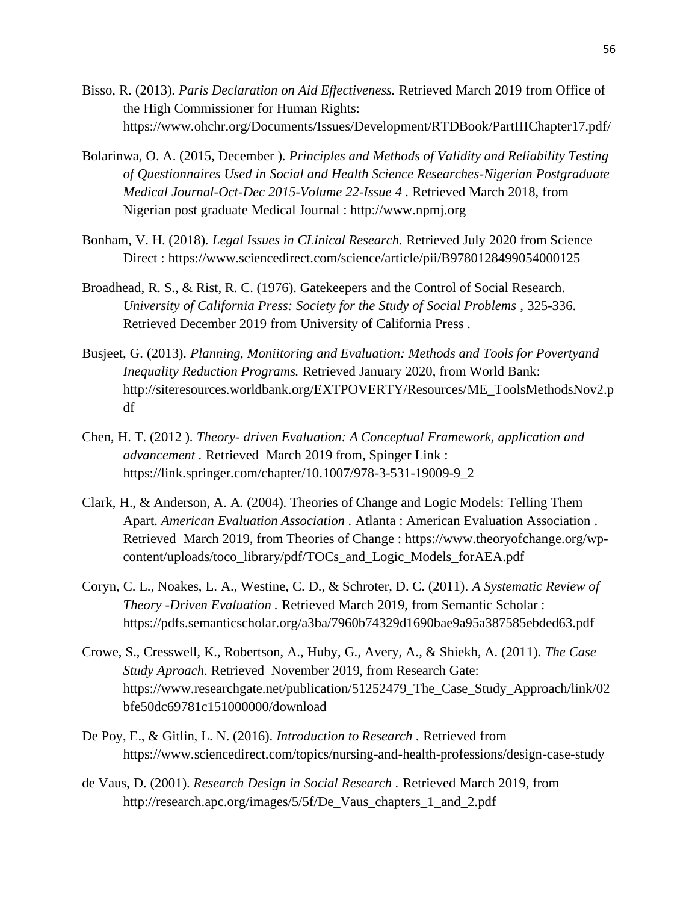Bisso, R. (2013). *Paris Declaration on Aid Effectiveness.* Retrieved March 2019 from Office of the High Commissioner for Human Rights: https://www.ohchr.org/Documents/Issues/Development/RTDBook/PartIIIChapter17.pdf/

Bolarinwa, O. A. (2015, December ). *Principles and Methods of Validity and Reliability Testing of Questionnaires Used in Social and Health Science Researches-Nigerian Postgraduate Medical Journal-Oct-Dec 2015-Volume 22-Issue 4* . Retrieved March 2018, from Nigerian post graduate Medical Journal : http://www.npmj.org

Bonham, V. H. (2018). *Legal Issues in CLinical Research.* Retrieved July 2020 from Science Direct : https://www.sciencedirect.com/science/article/pii/B9780128499054000125

Broadhead, R. S., & Rist, R. C. (1976). Gatekeepers and the Control of Social Research. *University of California Press: Society for the Study of Social Problems* , 325-336. Retrieved December 2019 from University of California Press .

Busjeet, G. (2013). *Planning, Moniitoring and Evaluation: Methods and Tools for Povertyand Inequality Reduction Programs.* Retrieved January 2020, from World Bank: http://siteresources.worldbank.org/EXTPOVERTY/Resources/ME_ToolsMethodsNov2.pdf

Chen, H. T. (2012 ). *Theory- driven Evaluation: A Conceptual Framework, application and advancement* . Retrieved March 2019 from, Spinger Link : https://link.springer.com/chapter/10.1007/978-3-531-19009-9_2

Clark, H., & Anderson, A. A. (2004). Theories of Change and Logic Models: Telling Them Apart. *American Evaluation Association* . Atlanta : American Evaluation Association . Retrieved March 2019, from Theories of Change : https://www.theoryofchange.org/wp-content/uploads/toco_library/pdf/TOCs_and_Logic_Models_forAEA.pdf

Coryn, C. L., Noakes, L. A., Westine, C. D., & Schroter, D. C. (2011). *A Systematic Review of Theory -Driven Evaluation* . Retrieved March 2019, from Semantic Scholar : https://pdfs.semanticscholar.org/a3ba/7960b74329d1690bae9a95a387585ebded63.pdf

Crowe, S., Cresswell, K., Robertson, A., Huby, G., Avery, A., & Shiekh, A. (2011). *The Case Study Aproach*. Retrieved November 2019, from Research Gate: https://www.researchgate.net/publication/51252479_The_Case_Study_Approach/link/02bfe50dc69781c151000000/download

De Poy, E., & Gitlin, L. N. (2016). *Introduction to Research* . Retrieved from https://www.sciencedirect.com/topics/nursing-and-health-professions/design-case-study

de Vaus, D. (2001). *Research Design in Social Research* . Retrieved March 2019, from http://research.apc.org/images/5/5f/De_Vaus_chapters_1_and_2.pdf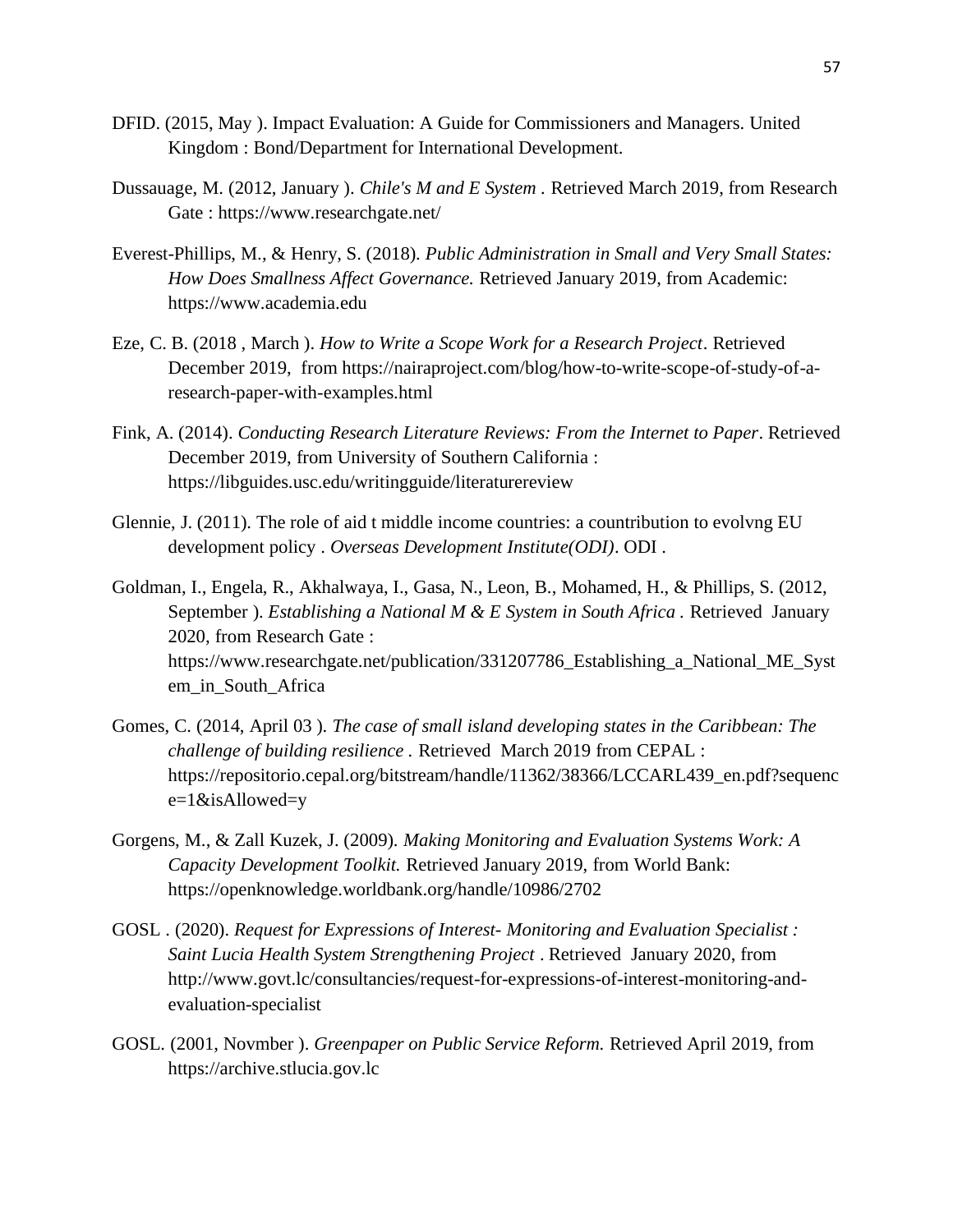DFID. (2015, May ). Impact Evaluation: A Guide for Commissioners and Managers. United Kingdom : Bond/Department for International Development.

Dussauage, M. (2012, January ). *Chile's M and E System* . Retrieved March 2019, from Research Gate : https://www.researchgate.net/

Everest-Phillips, M., & Henry, S. (2018). *Public Administration in Small and Very Small States: How Does Smallness Affect Governance.* Retrieved January 2019, from Academic: https://www.academia.edu

Eze, C. B. (2018 , March ). *How to Write a Scope Work for a Research Project*. Retrieved December 2019, from https://nairaproject.com/blog/how-to-write-scope-of-study-of-a-research-paper-with-examples.html

Fink, A. (2014). *Conducting Research Literature Reviews: From the Internet to Paper*. Retrieved December 2019, from University of Southern California : https://libguides.usc.edu/writingguide/literaturereview

Glennie, J. (2011). The role of aid t middle income countries: a countribution to evolvng EU development policy . *Overseas Development Institute(ODI)*. ODI .

Goldman, I., Engela, R., Akhalwaya, I., Gasa, N., Leon, B., Mohamed, H., & Phillips, S. (2012, September ). *Establishing a National M & E System in South Africa* . Retrieved January 2020, from Research Gate : https://www.researchgate.net/publication/331207786_Establishing_a_National_ME_System_in_South_Africa

Gomes, C. (2014, April 03 ). *The case of small island developing states in the Caribbean: The challenge of building resilience* . Retrieved March 2019 from CEPAL : https://repositorio.cepal.org/bitstream/handle/11362/38366/LCCARL439_en.pdf?sequence=1&isAllowed=y

Gorgens, M., & Zall Kuzek, J. (2009). *Making Monitoring and Evaluation Systems Work: A Capacity Development Toolkit.* Retrieved January 2019, from World Bank: https://openknowledge.worldbank.org/handle/10986/2702

GOSL . (2020). *Request for Expressions of Interest- Monitoring and Evaluation Specialist : Saint Lucia Health System Strengthening Project* . Retrieved January 2020, from http://www.govt.lc/consultancies/request-for-expressions-of-interest-monitoring-and-evaluation-specialist

GOSL. (2001, Novmber ). *Greenpaper on Public Service Reform.* Retrieved April 2019, from https://archive.stlucia.gov.lc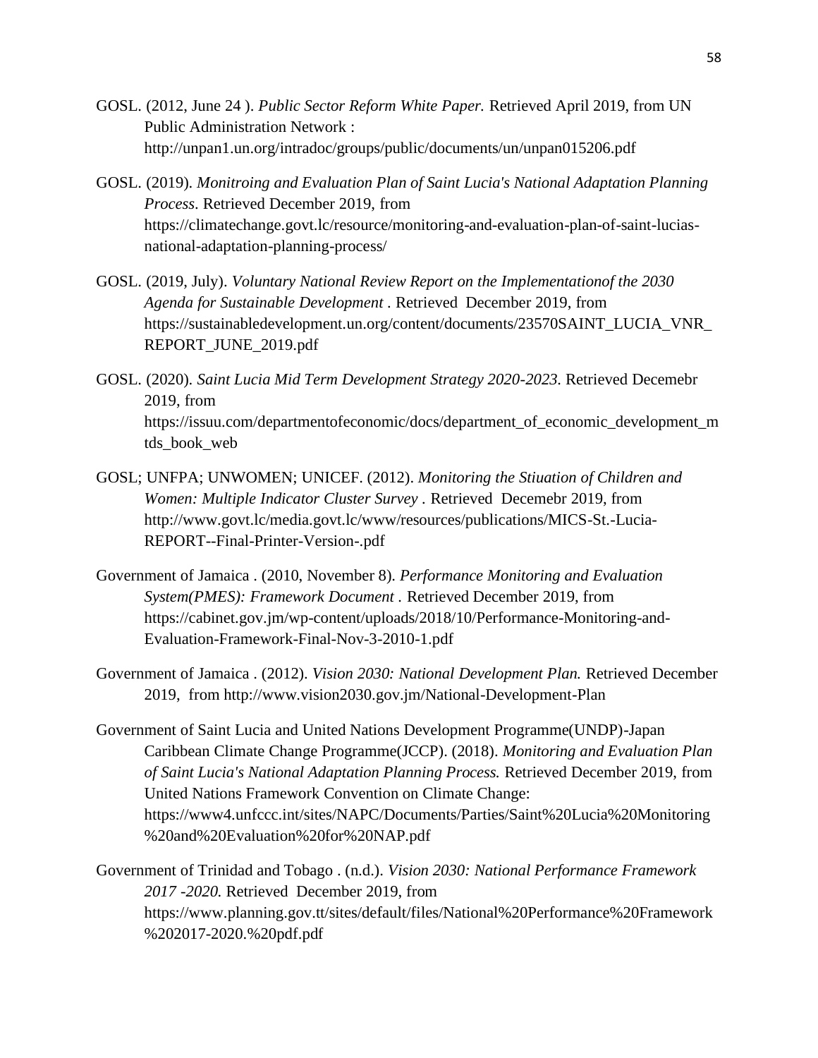GOSL. (2012, June 24 ). *Public Sector Reform White Paper.* Retrieved April 2019, from UN Public Administration Network : http://unpan1.un.org/intradoc/groups/public/documents/un/unpan015206.pdf

GOSL. (2019). *Monitroing and Evaluation Plan of Saint Lucia's National Adaptation Planning Process*. Retrieved December 2019, from https://climatechange.govt.lc/resource/monitoring-and-evaluation-plan-of-saint-lucias-national-adaptation-planning-process/

GOSL. (2019, July). *Voluntary National Review Report on the Implementationof the 2030 Agenda for Sustainable Development* . Retrieved December 2019, from https://sustainabledevelopment.un.org/content/documents/23570SAINT_LUCIA_VNR_REPORT_JUNE_2019.pdf

GOSL. (2020). *Saint Lucia Mid Term Development Strategy 2020-2023.* Retrieved Decemebr 2019, from https://issuu.com/departmentofeconomic/docs/department_of_economic_development_mtds_book_web

GOSL; UNFPA; UNWOMEN; UNICEF. (2012). *Monitoring the Stiuation of Children and Women: Multiple Indicator Cluster Survey* . Retrieved Decemebr 2019, from http://www.govt.lc/media.govt.lc/www/resources/publications/MICS-St.-Lucia-REPORT--Final-Printer-Version-.pdf

Government of Jamaica . (2010, November 8). *Performance Monitoring and Evaluation System(PMES): Framework Document* . Retrieved December 2019, from https://cabinet.gov.jm/wp-content/uploads/2018/10/Performance-Monitoring-and-Evaluation-Framework-Final-Nov-3-2010-1.pdf

Government of Jamaica . (2012). *Vision 2030: National Development Plan.* Retrieved December 2019, from http://www.vision2030.gov.jm/National-Development-Plan

Government of Saint Lucia and United Nations Development Programme(UNDP)-Japan Caribbean Climate Change Programme(JCCP). (2018). *Monitoring and Evaluation Plan of Saint Lucia's National Adaptation Planning Process.* Retrieved December 2019, from United Nations Framework Convention on Climate Change: https://www4.unfccc.int/sites/NAPC/Documents/Parties/Saint%20Lucia%20Monitoring%20and%20Evaluation%20for%20NAP.pdf

Government of Trinidad and Tobago . (n.d.). *Vision 2030: National Performance Framework 2017 -2020.* Retrieved December 2019, from https://www.planning.gov.tt/sites/default/files/National%20Performance%20Framework%202017-2020.%20pdf.pdf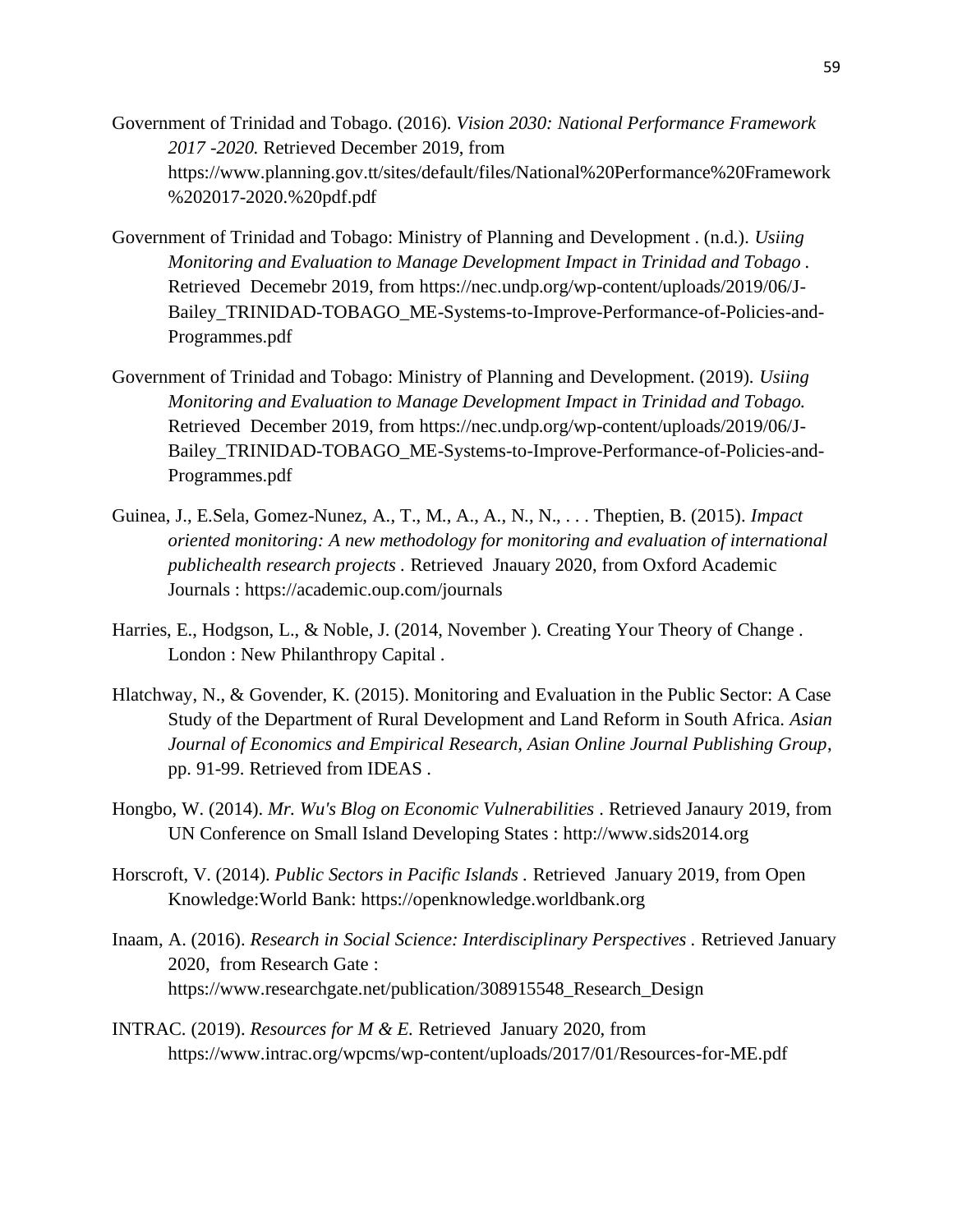Government of Trinidad and Tobago. (2016). *Vision 2030: National Performance Framework 2017 -2020.* Retrieved December 2019, from https://www.planning.gov.tt/sites/default/files/National%20Performance%20Framework%202017-2020.%20pdf.pdf

Government of Trinidad and Tobago: Ministry of Planning and Development . (n.d.). *Usiing Monitoring and Evaluation to Manage Development Impact in Trinidad and Tobago* . Retrieved Decemebr 2019, from https://nec.undp.org/wp-content/uploads/2019/06/J-Bailey_TRINIDAD-TOBAGO_ME-Systems-to-Improve-Performance-of-Policies-and-Programmes.pdf

Government of Trinidad and Tobago: Ministry of Planning and Development. (2019). *Usiing Monitoring and Evaluation to Manage Development Impact in Trinidad and Tobago.* Retrieved December 2019, from https://nec.undp.org/wp-content/uploads/2019/06/J-Bailey_TRINIDAD-TOBAGO_ME-Systems-to-Improve-Performance-of-Policies-and-Programmes.pdf

Guinea, J., E.Sela, Gomez-Nunez, A., T., M., A., A., N., N., . . . Theptien, B. (2015). *Impact oriented monitoring: A new methodology for monitoring and evaluation of international publichealth research projects* . Retrieved Jnauary 2020, from Oxford Academic Journals : https://academic.oup.com/journals

Harries, E., Hodgson, L., & Noble, J. (2014, November ). Creating Your Theory of Change . London : New Philanthropy Capital .

Hlatchway, N., & Govender, K. (2015). Monitoring and Evaluation in the Public Sector: A Case Study of the Department of Rural Development and Land Reform in South Africa. *Asian Journal of Economics and Empirical Research, Asian Online Journal Publishing Group*, pp. 91-99. Retrieved from IDEAS .

Hongbo, W. (2014). *Mr. Wu's Blog on Economic Vulnerabilities* . Retrieved Janaury 2019, from UN Conference on Small Island Developing States : http://www.sids2014.org

Horscroft, V. (2014). *Public Sectors in Pacific Islands* . Retrieved January 2019, from Open Knowledge:World Bank: https://openknowledge.worldbank.org

Inaam, A. (2016). *Research in Social Science: Interdisciplinary Perspectives* . Retrieved January 2020, from Research Gate : https://www.researchgate.net/publication/308915548_Research_Design

INTRAC. (2019). *Resources for M & E.* Retrieved January 2020, from https://www.intrac.org/wpcms/wp-content/uploads/2017/01/Resources-for-ME.pdf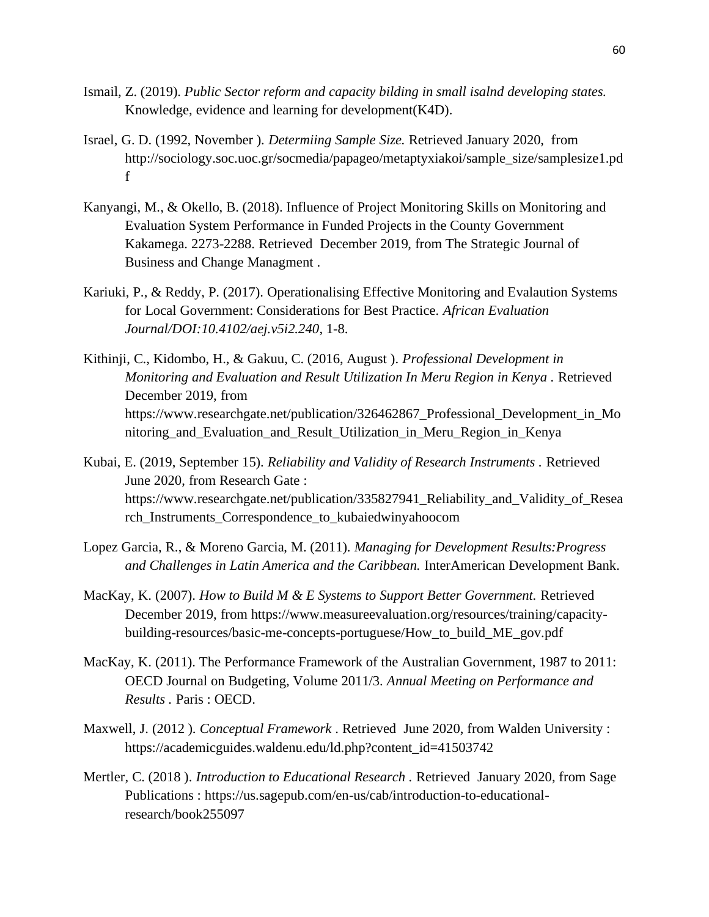Ismail, Z. (2019). *Public Sector reform and capacity bilding in small isalnd developing states.* Knowledge, evidence and learning for development(K4D).

Israel, G. D. (1992, November ). *Determiing Sample Size.* Retrieved January 2020, from http://sociology.soc.uoc.gr/socmedia/papageo/metaptyxiakoi/sample_size/samplesize1.pdf

Kanyangi, M., & Okello, B. (2018). Influence of Project Monitoring Skills on Monitoring and Evaluation System Performance in Funded Projects in the County Government Kakamega. 2273-2288. Retrieved December 2019, from The Strategic Journal of Business and Change Managment .

Kariuki, P., & Reddy, P. (2017). Operationalising Effective Monitoring and Evalaution Systems for Local Government: Considerations for Best Practice. *African Evaluation Journal/DOI:10.4102/aej.v5i2.240*, 1-8.

Kithinji, C., Kidombo, H., & Gakuu, C. (2016, August ). *Professional Development in Monitoring and Evaluation and Result Utilization In Meru Region in Kenya* . Retrieved December 2019, from https://www.researchgate.net/publication/326462867_Professional_Development_in_Monitoring_and_Evaluation_and_Result_Utilization_in_Meru_Region_in_Kenya

Kubai, E. (2019, September 15). *Reliability and Validity of Research Instruments* . Retrieved June 2020, from Research Gate : https://www.researchgate.net/publication/335827941_Reliability_and_Validity_of_Research_Instruments_Correspondence_to_kubaiedwinyahoocom

Lopez Garcia, R., & Moreno Garcia, M. (2011). *Managing for Development Results:Progress and Challenges in Latin America and the Caribbean.* InterAmerican Development Bank.

MacKay, K. (2007). *How to Build M & E Systems to Support Better Government.* Retrieved December 2019, from https://www.measureevaluation.org/resources/training/capacity-building-resources/basic-me-concepts-portuguese/How_to_build_ME_gov.pdf

MacKay, K. (2011). The Performance Framework of the Australian Government, 1987 to 2011: OECD Journal on Budgeting, Volume 2011/3. *Annual Meeting on Performance and Results* . Paris : OECD.

Maxwell, J. (2012 ). *Conceptual Framework* . Retrieved June 2020, from Walden University : https://academicguides.waldenu.edu/ld.php?content_id=41503742

Mertler, C. (2018 ). *Introduction to Educational Research* . Retrieved January 2020, from Sage Publications : https://us.sagepub.com/en-us/cab/introduction-to-educational-research/book255097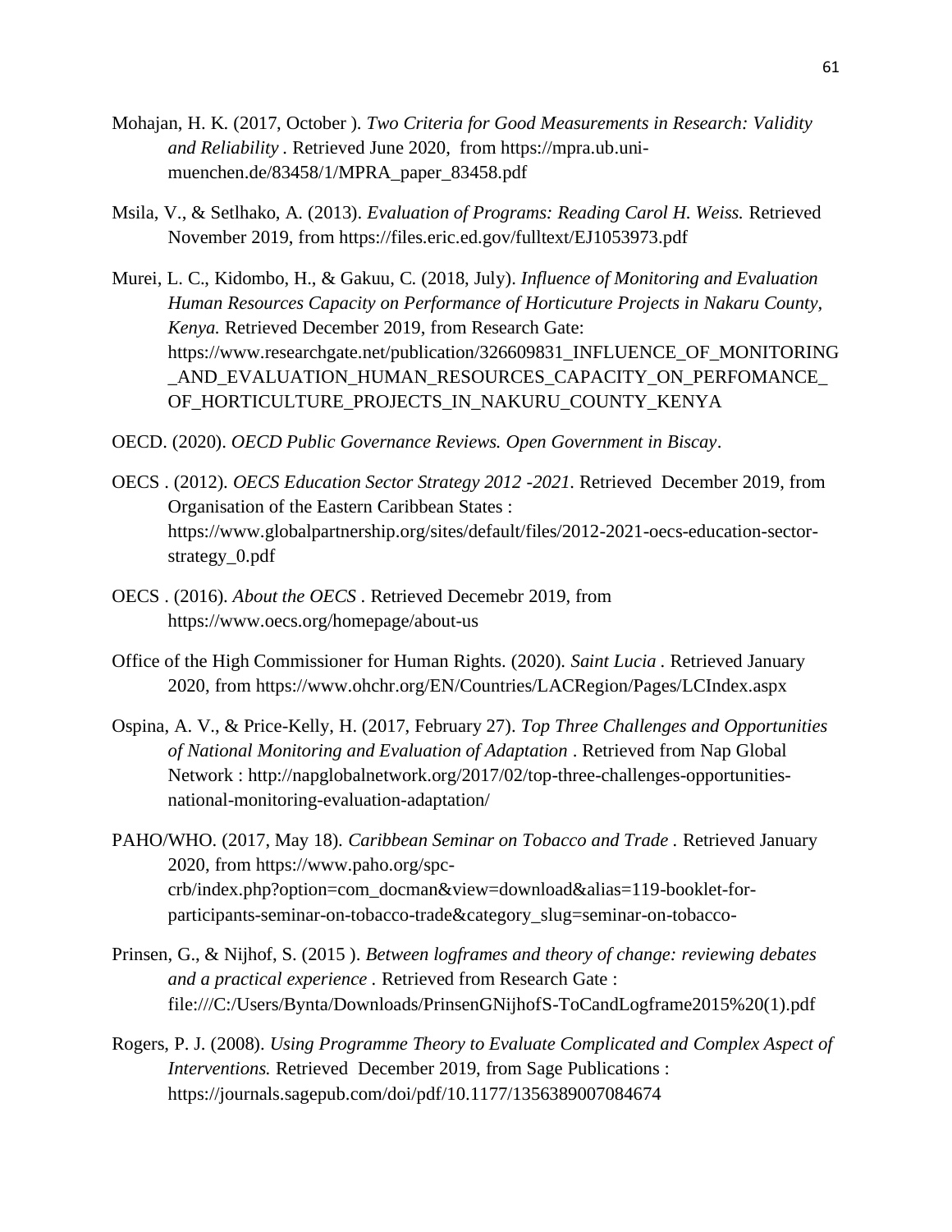Mohajan, H. K. (2017, October ). *Two Criteria for Good Measurements in Research: Validity and Reliability* . Retrieved June 2020, from https://mpra.ub.uni-muenchen.de/83458/1/MPRA_paper_83458.pdf

Msila, V., & Setlhako, A. (2013). *Evaluation of Programs: Reading Carol H. Weiss.* Retrieved November 2019, from https://files.eric.ed.gov/fulltext/EJ1053973.pdf

Murei, L. C., Kidombo, H., & Gakuu, C. (2018, July). *Influence of Monitoring and Evaluation Human Resources Capacity on Performance of Horticuture Projects in Nakaru County, Kenya.* Retrieved December 2019, from Research Gate: https://www.researchgate.net/publication/326609831_INFLUENCE_OF_MONITORING_AND_EVALUATION_HUMAN_RESOURCES_CAPACITY_ON_PERFOMANCE_OF_HORTICULTURE_PROJECTS_IN_NAKURU_COUNTY_KENYA

OECD. (2020). *OECD Public Governance Reviews. Open Government in Biscay*.

OECS . (2012). *OECS Education Sector Strategy 2012 -2021*. Retrieved December 2019, from Organisation of the Eastern Caribbean States : https://www.globalpartnership.org/sites/default/files/2012-2021-oecs-education-sector-strategy_0.pdf

OECS . (2016). *About the OECS* . Retrieved Decemebr 2019, from https://www.oecs.org/homepage/about-us

Office of the High Commissioner for Human Rights. (2020). *Saint Lucia* . Retrieved January 2020, from https://www.ohchr.org/EN/Countries/LACRegion/Pages/LCIndex.aspx

Ospina, A. V., & Price-Kelly, H. (2017, February 27). *Top Three Challenges and Opportunities of National Monitoring and Evaluation of Adaptation* . Retrieved from Nap Global Network : http://napglobalnetwork.org/2017/02/top-three-challenges-opportunities-national-monitoring-evaluation-adaptation/

PAHO/WHO. (2017, May 18). *Caribbean Seminar on Tobacco and Trade* . Retrieved January 2020, from https://www.paho.org/spc-crb/index.php?option=com_docman&view=download&alias=119-booklet-for-participants-seminar-on-tobacco-trade&category_slug=seminar-on-tobacco-

Prinsen, G., & Nijhof, S. (2015 ). *Between logframes and theory of change: reviewing debates and a practical experience* . Retrieved from Research Gate : file:///C:/Users/Bynta/Downloads/PrinsenGNijhofS-ToCandLogframe2015%20(1).pdf

Rogers, P. J. (2008). *Using Programme Theory to Evaluate Complicated and Complex Aspect of Interventions.* Retrieved December 2019, from Sage Publications : https://journals.sagepub.com/doi/pdf/10.1177/1356389007084674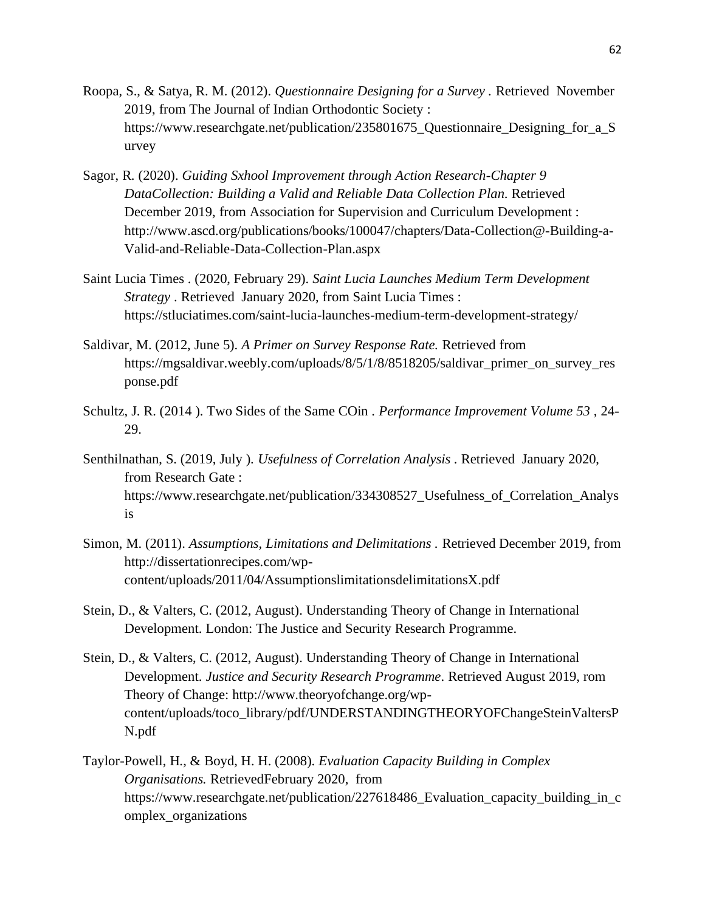Roopa, S., & Satya, R. M. (2012). *Questionnaire Designing for a Survey* . Retrieved November 2019, from The Journal of Indian Orthodontic Society : https://www.researchgate.net/publication/235801675_Questionnaire_Designing_for_a_Survey

Sagor, R. (2020). *Guiding Sxhool Improvement through Action Research-Chapter 9 DataCollection: Building a Valid and Reliable Data Collection Plan*. Retrieved December 2019, from Association for Supervision and Curriculum Development : http://www.ascd.org/publications/books/100047/chapters/Data-Collection@-Building-a-Valid-and-Reliable-Data-Collection-Plan.aspx

Saint Lucia Times . (2020, February 29). *Saint Lucia Launches Medium Term Development Strategy* . Retrieved January 2020, from Saint Lucia Times : https://stluciatimes.com/saint-lucia-launches-medium-term-development-strategy/

Saldivar, M. (2012, June 5). *A Primer on Survey Response Rate.* Retrieved from https://mgsaldivar.weebly.com/uploads/8/5/1/8/8518205/saldivar_primer_on_survey_response.pdf

Schultz, J. R. (2014 ). Two Sides of the Same COin . *Performance Improvement Volume 53* , 24-29.

Senthilnathan, S. (2019, July ). *Usefulness of Correlation Analysis* . Retrieved January 2020, from Research Gate : https://www.researchgate.net/publication/334308527_Usefulness_of_Correlation_Analysis

Simon, M. (2011). *Assumptions, Limitations and Delimitations* . Retrieved December 2019, from http://dissertationrecipes.com/wp-content/uploads/2011/04/AssumptionslimitationsdelimitationsX.pdf

Stein, D., & Valters, C. (2012, August). Understanding Theory of Change in International Development. London: The Justice and Security Research Programme.

Stein, D., & Valters, C. (2012, August). Understanding Theory of Change in International Development. *Justice and Security Research Programme*. Retrieved August 2019, rom Theory of Change: http://www.theoryofchange.org/wp-content/uploads/toco_library/pdf/UNDERSTANDINGTHEORYOFChangeSteinValtersPN.pdf

Taylor-Powell, H., & Boyd, H. H. (2008). *Evaluation Capacity Building in Complex Organisations.* RetrievedFebruary 2020, from https://www.researchgate.net/publication/227618486_Evaluation_capacity_building_in_complex_organizations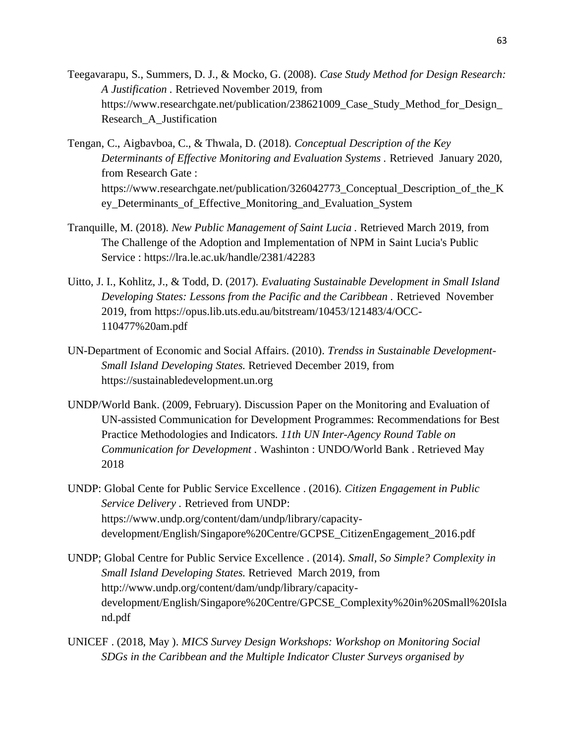Teegavarapu, S., Summers, D. J., & Mocko, G. (2008). *Case Study Method for Design Research: A Justification* . Retrieved November 2019, from https://www.researchgate.net/publication/238621009_Case_Study_Method_for_Design_Research_A_Justification

Tengan, C., Aigbavboa, C., & Thwala, D. (2018). *Conceptual Description of the Key Determinants of Effective Monitoring and Evaluation Systems* . Retrieved January 2020, from Research Gate : https://www.researchgate.net/publication/326042773_Conceptual_Description_of_the_Key_Determinants_of_Effective_Monitoring_and_Evaluation_System

Tranquille, M. (2018). *New Public Management of Saint Lucia* . Retrieved March 2019, from The Challenge of the Adoption and Implementation of NPM in Saint Lucia's Public Service : https://lra.le.ac.uk/handle/2381/42283

Uitto, J. I., Kohlitz, J., & Todd, D. (2017). *Evaluating Sustainable Development in Small Island Developing States: Lessons from the Pacific and the Caribbean* . Retrieved November 2019, from https://opus.lib.uts.edu.au/bitstream/10453/121483/4/OCC-110477%20am.pdf

UN-Department of Economic and Social Affairs. (2010). *Trendss in Sustainable Development-Small Island Developing States.* Retrieved December 2019, from https://sustainabledevelopment.un.org

UNDP/World Bank. (2009, February). Discussion Paper on the Monitoring and Evaluation of UN-assisted Communication for Development Programmes: Recommendations for Best Practice Methodologies and Indicators. *11th UN Inter-Agency Round Table on Communication for Development* . Washinton : UNDO/World Bank . Retrieved May 2018

UNDP: Global Cente for Public Service Excellence . (2016). *Citizen Engagement in Public Service Delivery* . Retrieved from UNDP: https://www.undp.org/content/dam/undp/library/capacity-development/English/Singapore%20Centre/GCPSE_CitizenEngagement_2016.pdf

UNDP; Global Centre for Public Service Excellence . (2014). *Small, So Simple? Complexity in Small Island Developing States.* Retrieved March 2019, from http://www.undp.org/content/dam/undp/library/capacity-development/English/Singapore%20Centre/GPCSE_Complexity%20in%20Small%20Island.pdf

UNICEF . (2018, May ). *MICS Survey Design Workshops: Workshop on Monitoring Social SDGs in the Caribbean and the Multiple Indicator Cluster Surveys organised by*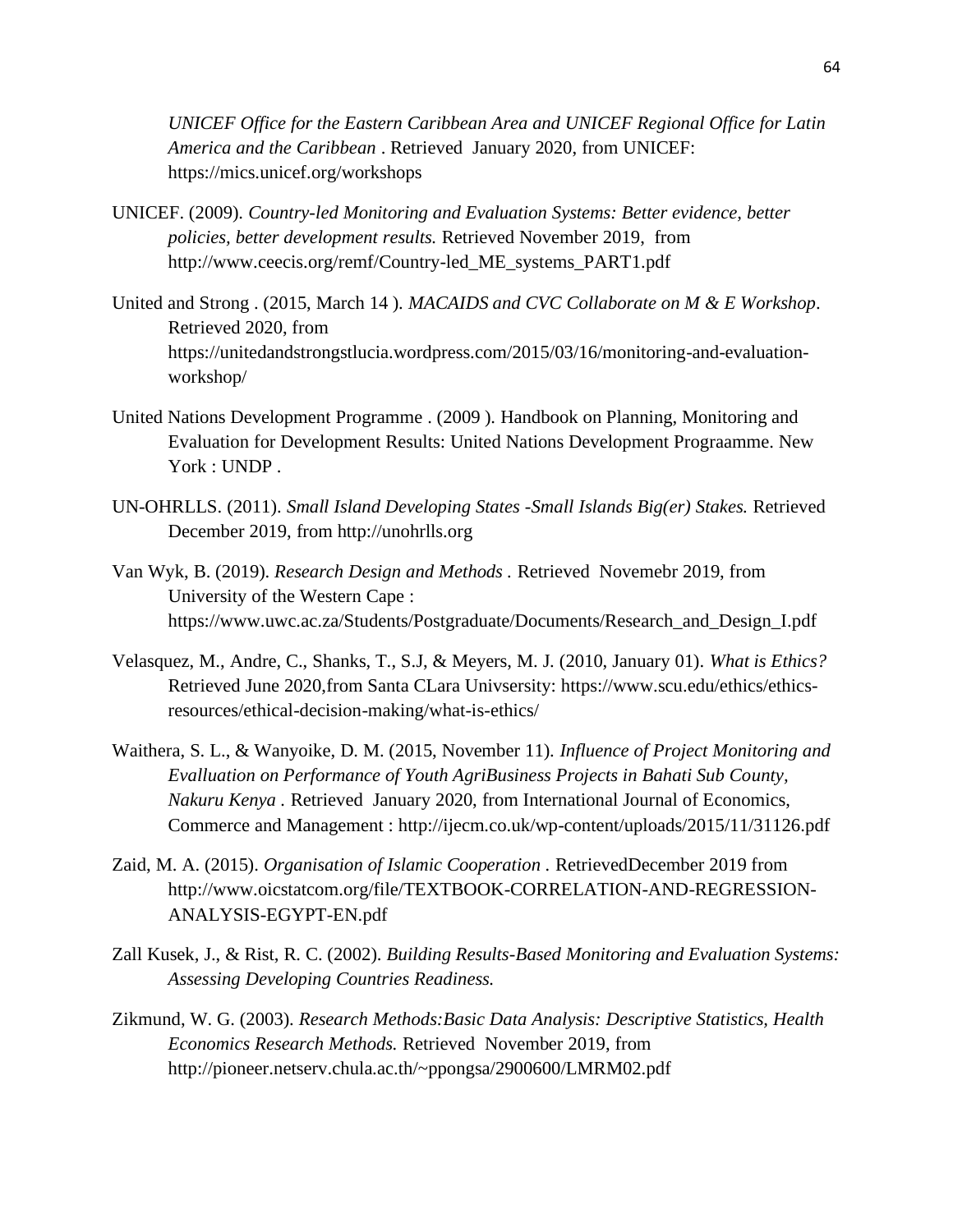*UNICEF Office for the Eastern Caribbean Area and UNICEF Regional Office for Latin America and the Caribbean* . Retrieved January 2020, from UNICEF: https://mics.unicef.org/workshops

UNICEF. (2009). *Country-led Monitoring and Evaluation Systems: Better evidence, better policies, better development results.* Retrieved November 2019, from http://www.ceecis.org/remf/Country-led_ME_systems_PART1.pdf

United and Strong . (2015, March 14 ). *MACAIDS and CVC Collaborate on M & E Workshop*. Retrieved 2020, from https://unitedandstrongstlucia.wordpress.com/2015/03/16/monitoring-and-evaluation-workshop/

United Nations Development Programme . (2009 ). Handbook on Planning, Monitoring and Evaluation for Development Results: United Nations Development Prograamme. New York : UNDP .

UN-OHRLLS. (2011). *Small Island Developing States -Small Islands Big(er) Stakes.* Retrieved December 2019, from http://unohrlls.org

Van Wyk, B. (2019). *Research Design and Methods* . Retrieved Novemebr 2019, from University of the Western Cape : https://www.uwc.ac.za/Students/Postgraduate/Documents/Research_and_Design_I.pdf

Velasquez, M., Andre, C., Shanks, T., S.J, & Meyers, M. J. (2010, January 01). *What is Ethics?* Retrieved June 2020,from Santa CLara Univsersity: https://www.scu.edu/ethics/ethics-resources/ethical-decision-making/what-is-ethics/

Waithera, S. L., & Wanyoike, D. M. (2015, November 11). *Influence of Project Monitoring and Evalluation on Performance of Youth AgriBusiness Projects in Bahati Sub County, Nakuru Kenya* . Retrieved January 2020, from International Journal of Economics, Commerce and Management : http://ijecm.co.uk/wp-content/uploads/2015/11/31126.pdf

Zaid, M. A. (2015). *Organisation of Islamic Cooperation* . RetrievedDecember 2019 from http://www.oicstatcom.org/file/TEXTBOOK-CORRELATION-AND-REGRESSION-ANALYSIS-EGYPT-EN.pdf

Zall Kusek, J., & Rist, R. C. (2002). *Building Results-Based Monitoring and Evaluation Systems: Assessing Developing Countries Readiness.*

Zikmund, W. G. (2003). *Research Methods:Basic Data Analysis: Descriptive Statistics, Health Economics Research Methods.* Retrieved November 2019, from http://pioneer.netserv.chula.ac.th/~ppongsa/2900600/LMRM02.pdf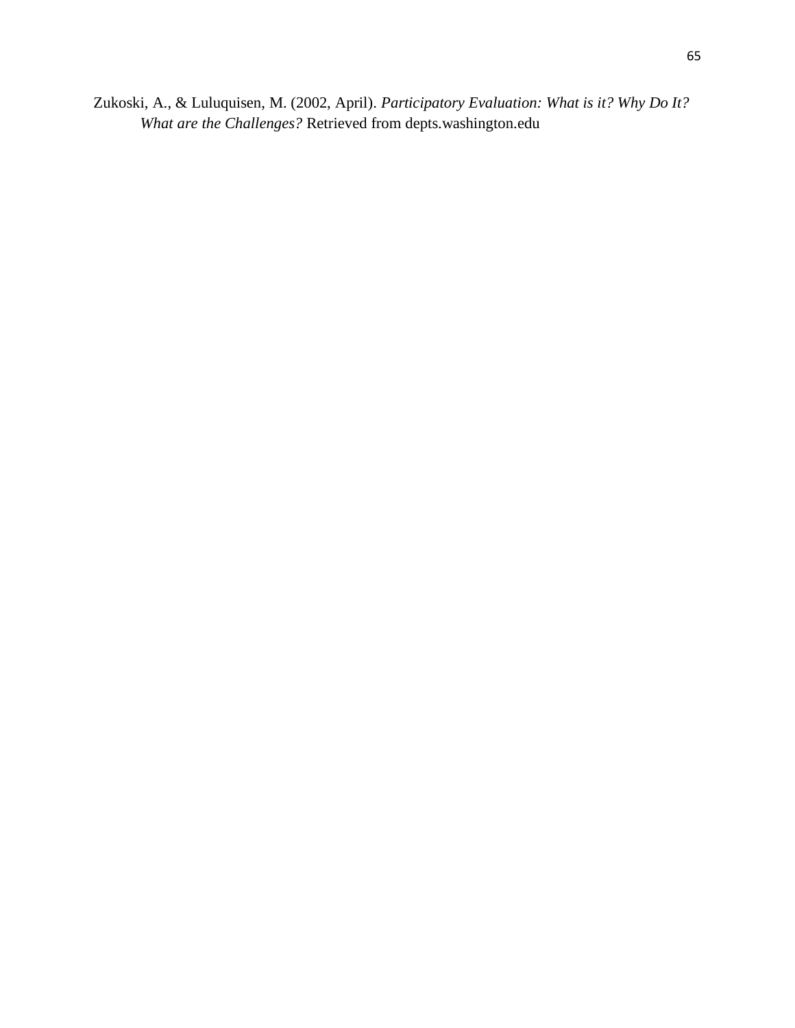Zukoski, A., & Luluquisen, M. (2002, April). *Participatory Evaluation: What is it? Why Do It? What are the Challenges?* Retrieved from depts.washington.edu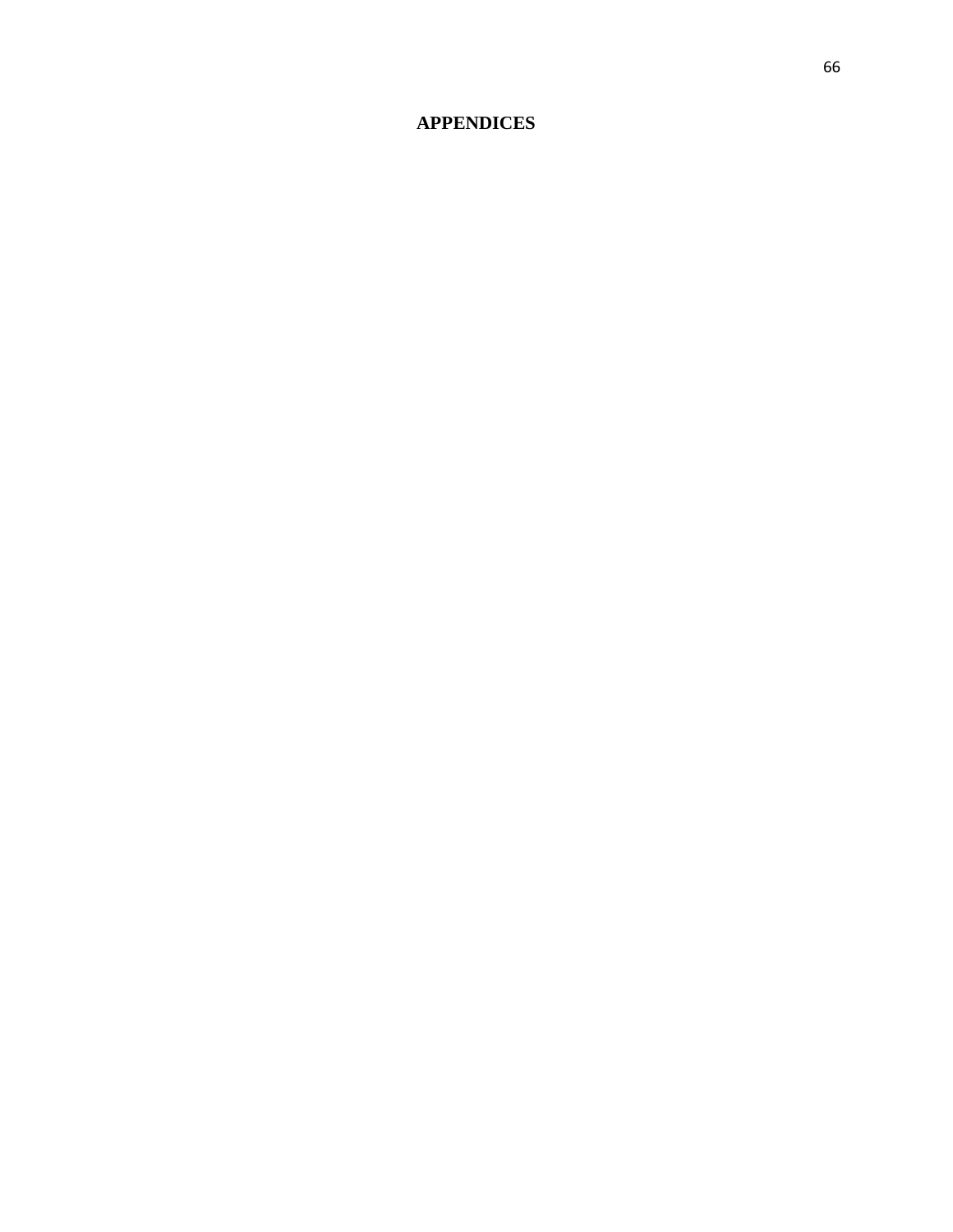# APPENDICES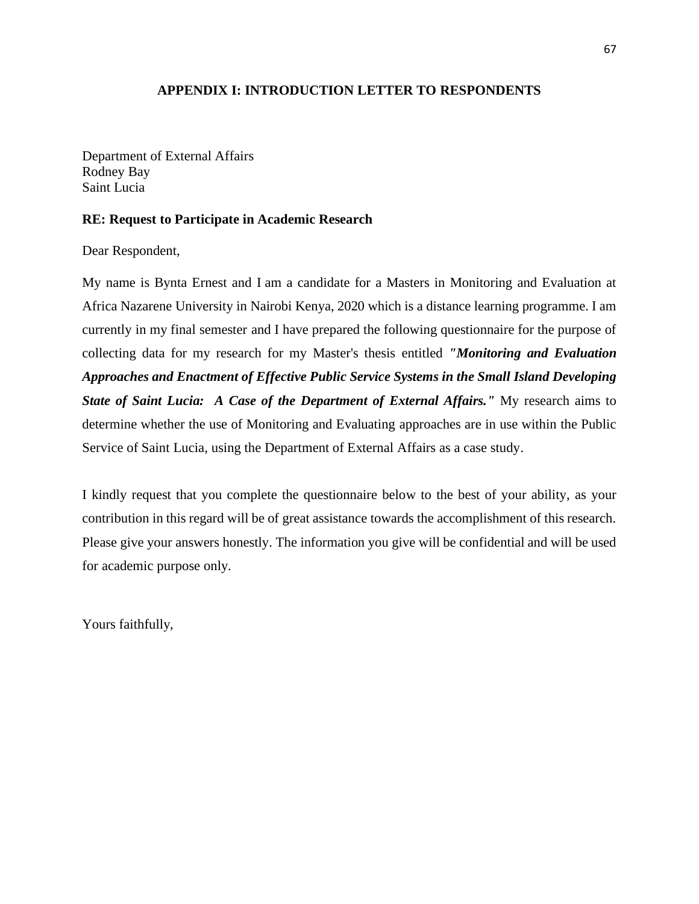## APPENDIX I: INTRODUCTION LETTER TO RESPONDENTS

Department of External Affairs
Rodney Bay
Saint Lucia

**RE: Request to Participate in Academic Research**

Dear Respondent,

My name is Bynta Ernest and I am a candidate for a Masters in Monitoring and Evaluation at Africa Nazarene University in Nairobi Kenya, 2020 which is a distance learning programme. I am currently in my final semester and I have prepared the following questionnaire for the purpose of collecting data for my research for my Master's thesis entitled ***"Monitoring and Evaluation Approaches and Enactment of Effective Public Service Systems in the Small Island Developing State of Saint Lucia: A Case of the Department of External Affairs."*** My research aims to determine whether the use of Monitoring and Evaluating approaches are in use within the Public Service of Saint Lucia, using the Department of External Affairs as a case study.

I kindly request that you complete the questionnaire below to the best of your ability, as your contribution in this regard will be of great assistance towards the accomplishment of this research. Please give your answers honestly. The information you give will be confidential and will be used for academic purpose only.

Yours faithfully,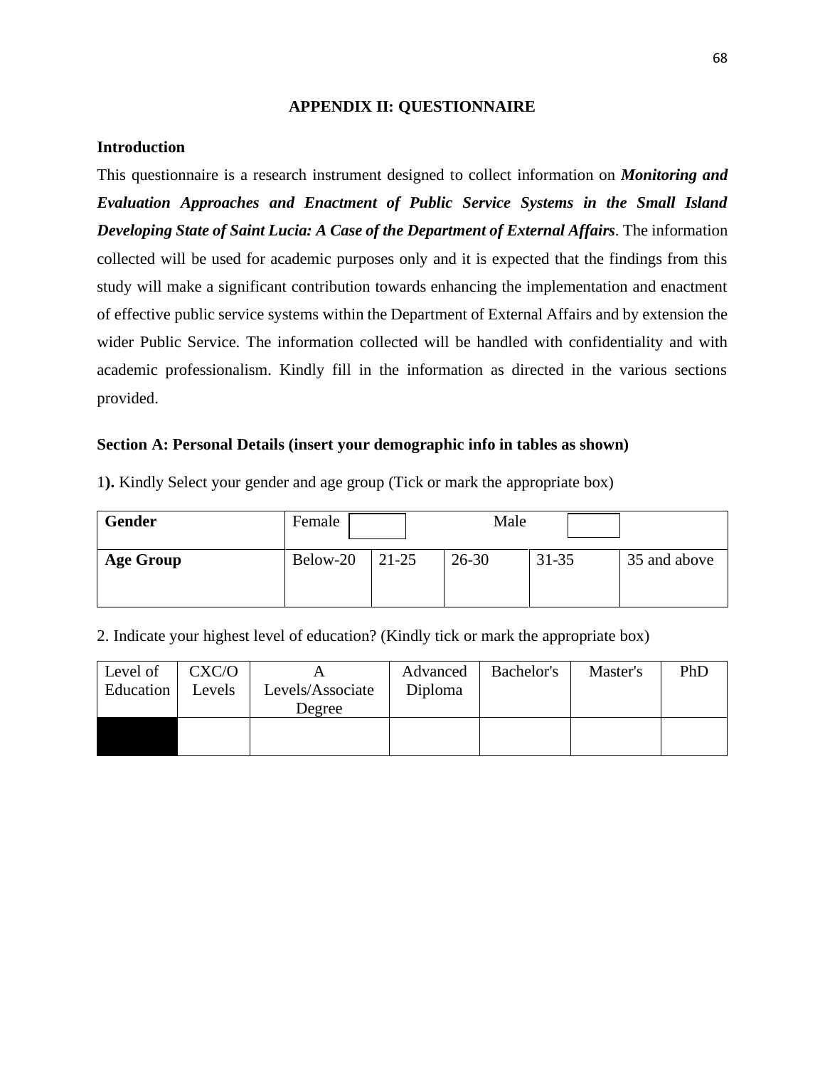## APPENDIX II: QUESTIONNAIRE

### Introduction

This questionnaire is a research instrument designed to collect information on ***Monitoring and Evaluation Approaches and Enactment of Public Service Systems in the Small Island Developing State of Saint Lucia: A Case of the Department of External Affairs***. The information collected will be used for academic purposes only and it is expected that the findings from this study will make a significant contribution towards enhancing the implementation and enactment of effective public service systems within the Department of External Affairs and by extension the wider Public Service. The information collected will be handled with confidentiality and with academic professionalism. Kindly fill in the information as directed in the various sections provided.

### Section A: Personal Details (insert your demographic info in tables as shown)

1**).** Kindly Select your gender and age group (Tick or mark the appropriate box)

| **Gender** | Female | | Male | | |
|---|---|---|---|---|---|
| **Age Group** | Below-20 | 21-25 | 26-30 | 31-35 | 35 and above |

2. Indicate your highest level of education? (Kindly tick or mark the appropriate box)

| Level of Education | CXC/O Levels | A Levels/Associate Degree | Advanced Diploma | Bachelor's | Master's | PhD |
|---|---|---|---|---|---|---|
| | | | | | | |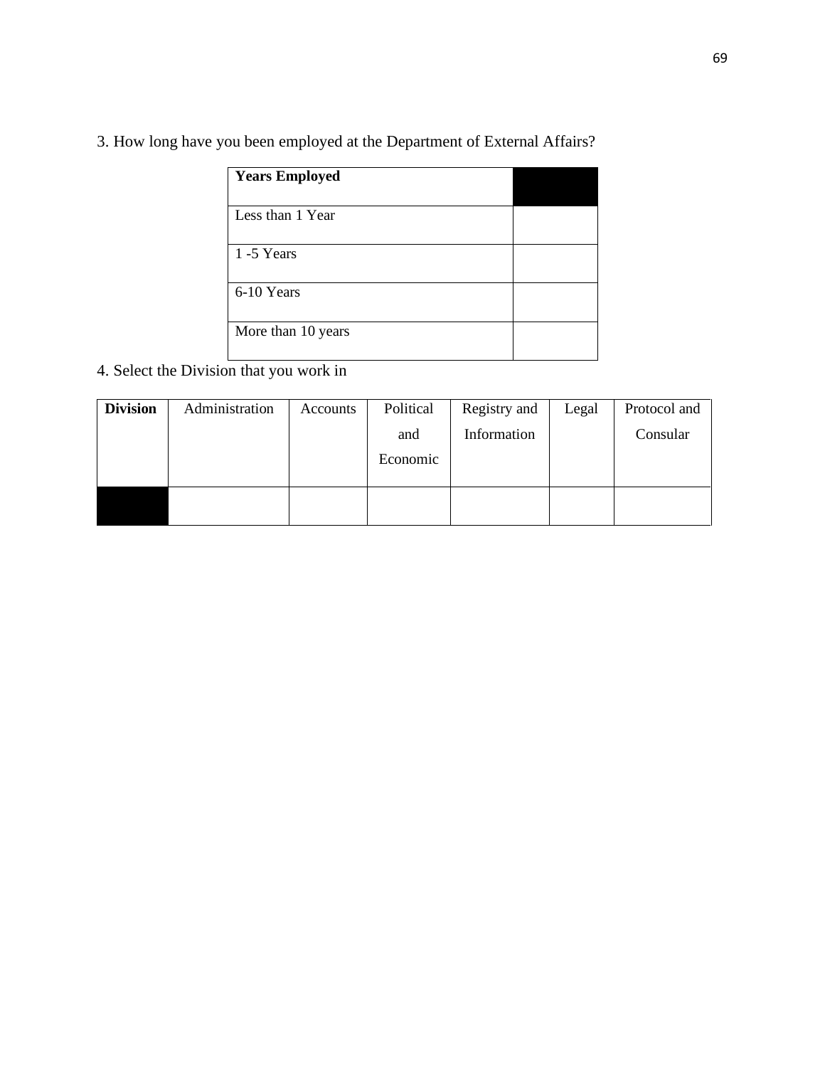3. How long have you been employed at the Department of External Affairs?

| Years Employed | |
|---|---|
| Less than 1 Year | |
| 1 -5 Years | |
| 6-10 Years | |
| More than 10 years | |

4. Select the Division that you work in

| Division | Administration | Accounts | Political and Economic | Registry and Information | Legal | Protocol and Consular |
|---|---|---|---|---|---|---|
| | | | | | | |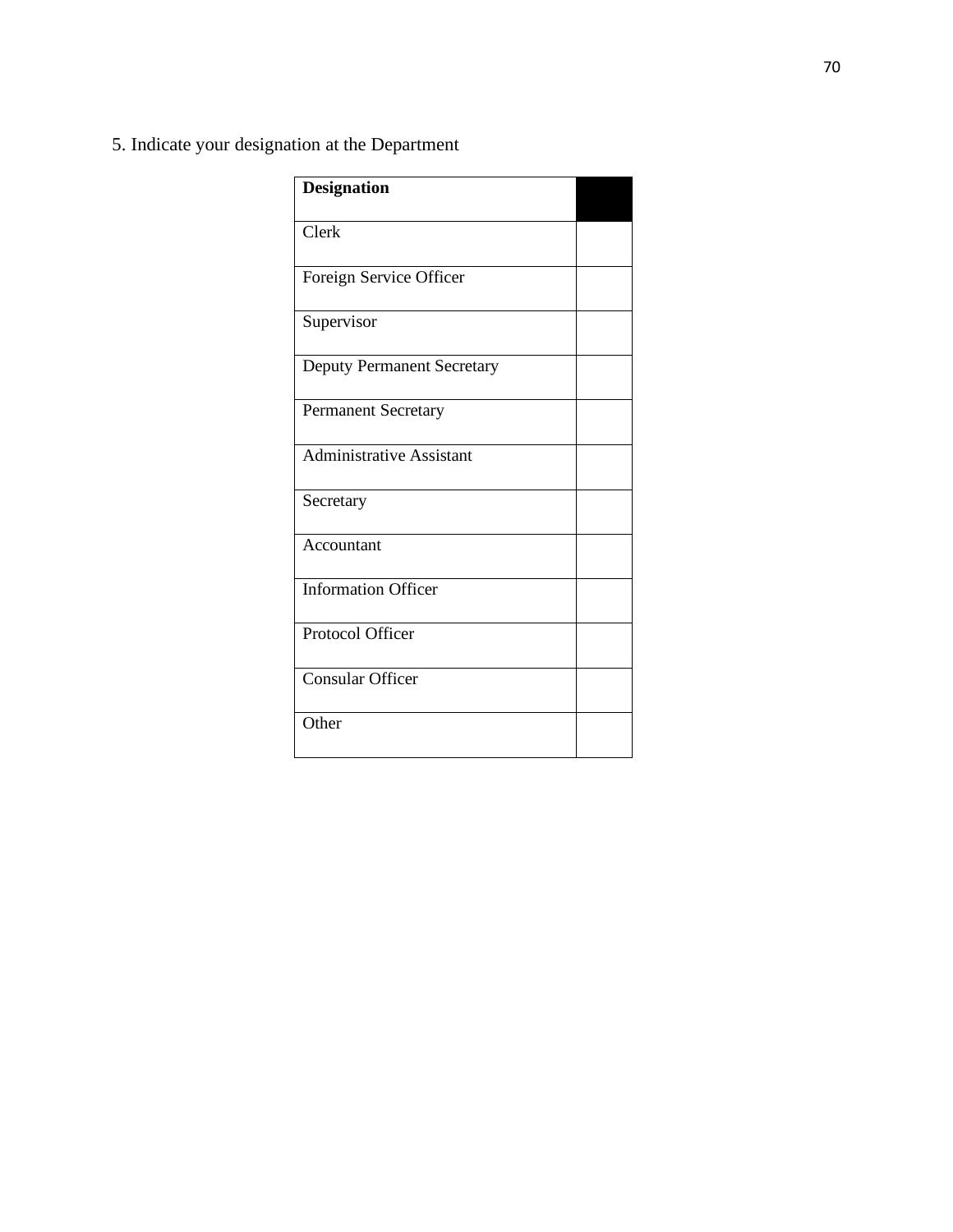5. Indicate your designation at the Department

| Designation | |
|---|---|
| Clerk | |
| Foreign Service Officer | |
| Supervisor | |
| Deputy Permanent Secretary | |
| Permanent Secretary | |
| Administrative Assistant | |
| Secretary | |
| Accountant | |
| Information Officer | |
| Protocol Officer | |
| Consular Officer | |
| Other | |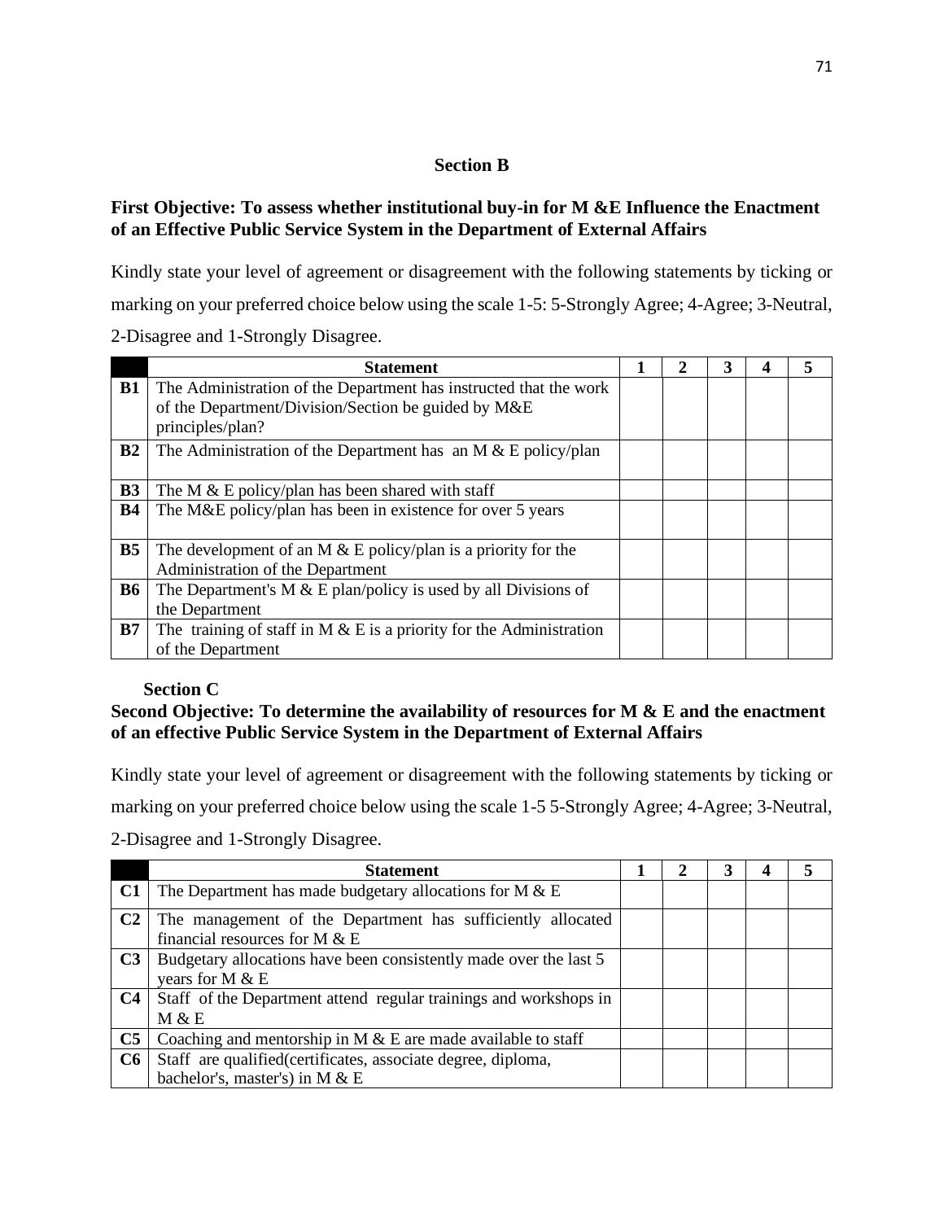## Section B

**First Objective: To assess whether institutional buy-in for M &E Influence the Enactment of an Effective Public Service System in the Department of External Affairs**

Kindly state your level of agreement or disagreement with the following statements by ticking or marking on your preferred choice below using the scale 1-5: 5-Strongly Agree; 4-Agree; 3-Neutral, 2-Disagree and 1-Strongly Disagree.

| | Statement | 1 | 2 | 3 | 4 | 5 |
|---|---|---|---|---|---|---|
| **B1** | The Administration of the Department has instructed that the work of the Department/Division/Section be guided by M&E principles/plan? | | | | | |
| **B2** | The Administration of the Department has an M & E policy/plan | | | | | |
| **B3** | The M & E policy/plan has been shared with staff | | | | | |
| **B4** | The M&E policy/plan has been in existence for over 5 years | | | | | |
| **B5** | The development of an M & E policy/plan is a priority for the Administration of the Department | | | | | |
| **B6** | The Department's M & E plan/policy is used by all Divisions of the Department | | | | | |
| **B7** | The training of staff in M & E is a priority for the Administration of the Department | | | | | |

## Section C

**Second Objective: To determine the availability of resources for M & E and the enactment of an effective Public Service System in the Department of External Affairs**

Kindly state your level of agreement or disagreement with the following statements by ticking or marking on your preferred choice below using the scale 1-5 5-Strongly Agree; 4-Agree; 3-Neutral, 2-Disagree and 1-Strongly Disagree.

| | Statement | 1 | 2 | 3 | 4 | 5 |
|---|---|---|---|---|---|---|
| **C1** | The Department has made budgetary allocations for M & E | | | | | |
| **C2** | The management of the Department has sufficiently allocated financial resources for M & E | | | | | |
| **C3** | Budgetary allocations have been consistently made over the last 5 years for M & E | | | | | |
| **C4** | Staff of the Department attend regular trainings and workshops in M & E | | | | | |
| **C5** | Coaching and mentorship in M & E are made available to staff | | | | | |
| **C6** | Staff are qualified(certificates, associate degree, diploma, bachelor's, master's) in M & E | | | | | |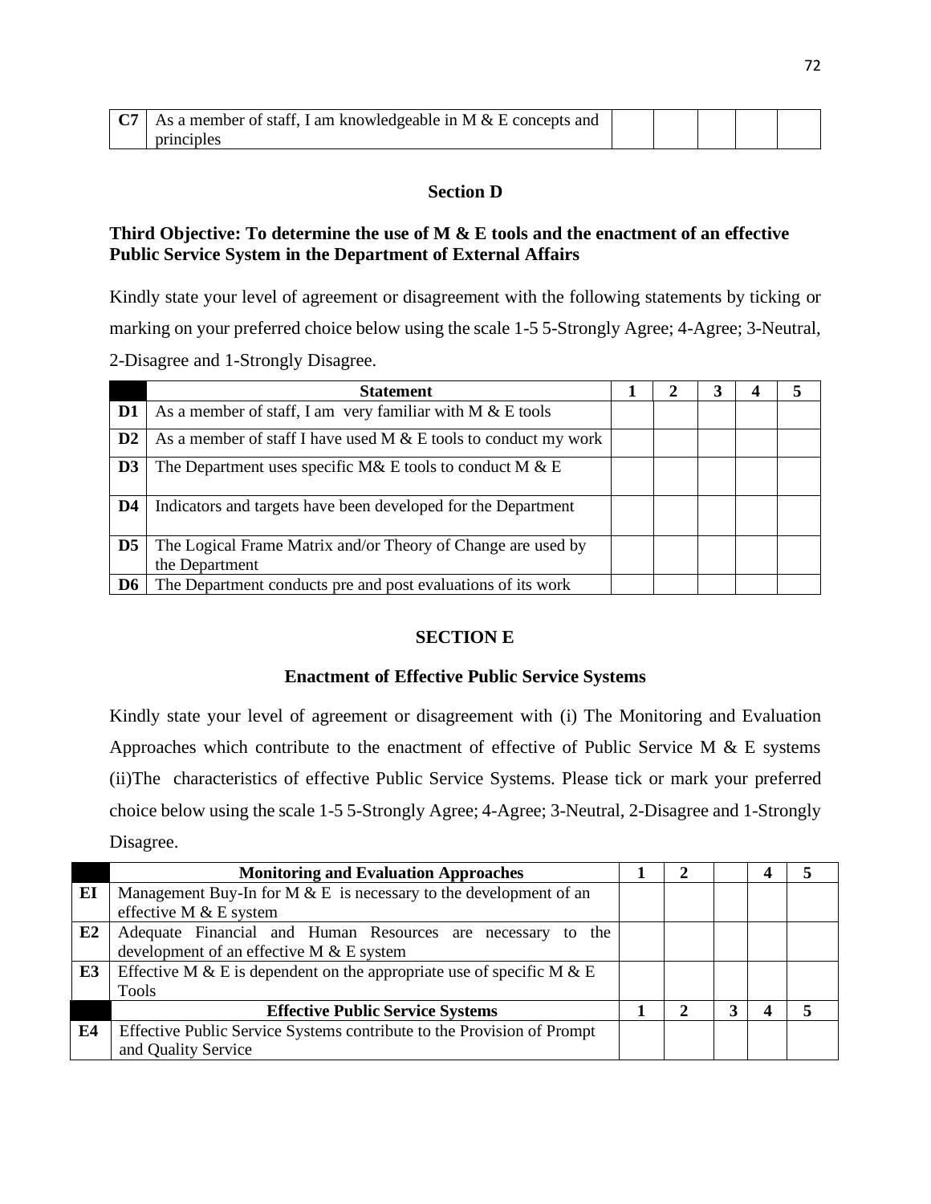| | | 1 | 2 | 3 | 4 | 5 |
|---|---|---|---|---|---|---|
| **C7** | As a member of staff, I am knowledgeable in M & E concepts and principles | | | | | |

**Section D**

**Third Objective: To determine the use of M & E tools and the enactment of an effective Public Service System in the Department of External Affairs**

Kindly state your level of agreement or disagreement with the following statements by ticking or marking on your preferred choice below using the scale 1-5 5-Strongly Agree; 4-Agree; 3-Neutral, 2-Disagree and 1-Strongly Disagree.

| | **Statement** | **1** | **2** | **3** | **4** | **5** |
|---|---|---|---|---|---|---|
| **D1** | As a member of staff, I am very familiar with M & E tools | | | | | |
| **D2** | As a member of staff I have used M & E tools to conduct my work | | | | | |
| **D3** | The Department uses specific M& E tools to conduct M & E | | | | | |
| **D4** | Indicators and targets have been developed for the Department | | | | | |
| **D5** | The Logical Frame Matrix and/or Theory of Change are used by the Department | | | | | |
| **D6** | The Department conducts pre and post evaluations of its work | | | | | |

**SECTION E**

**Enactment of Effective Public Service Systems**

Kindly state your level of agreement or disagreement with (i) The Monitoring and Evaluation Approaches which contribute to the enactment of effective of Public Service M & E systems (ii)The characteristics of effective Public Service Systems. Please tick or mark your preferred choice below using the scale 1-5 5-Strongly Agree; 4-Agree; 3-Neutral, 2-Disagree and 1-Strongly Disagree.

| | **Monitoring and Evaluation Approaches** | **1** | **2** | | **4** | **5** |
|---|---|---|---|---|---|---|
| **EI** | Management Buy-In for M & E is necessary to the development of an effective M & E system | | | | | |
| **E2** | Adequate Financial and Human Resources are necessary to the development of an effective M & E system | | | | | |
| **E3** | Effective M & E is dependent on the appropriate use of specific M & E Tools | | | | | |
| | **Effective Public Service Systems** | **1** | **2** | **3** | **4** | **5** |
| **E4** | Effective Public Service Systems contribute to the Provision of Prompt and Quality Service | | | | | |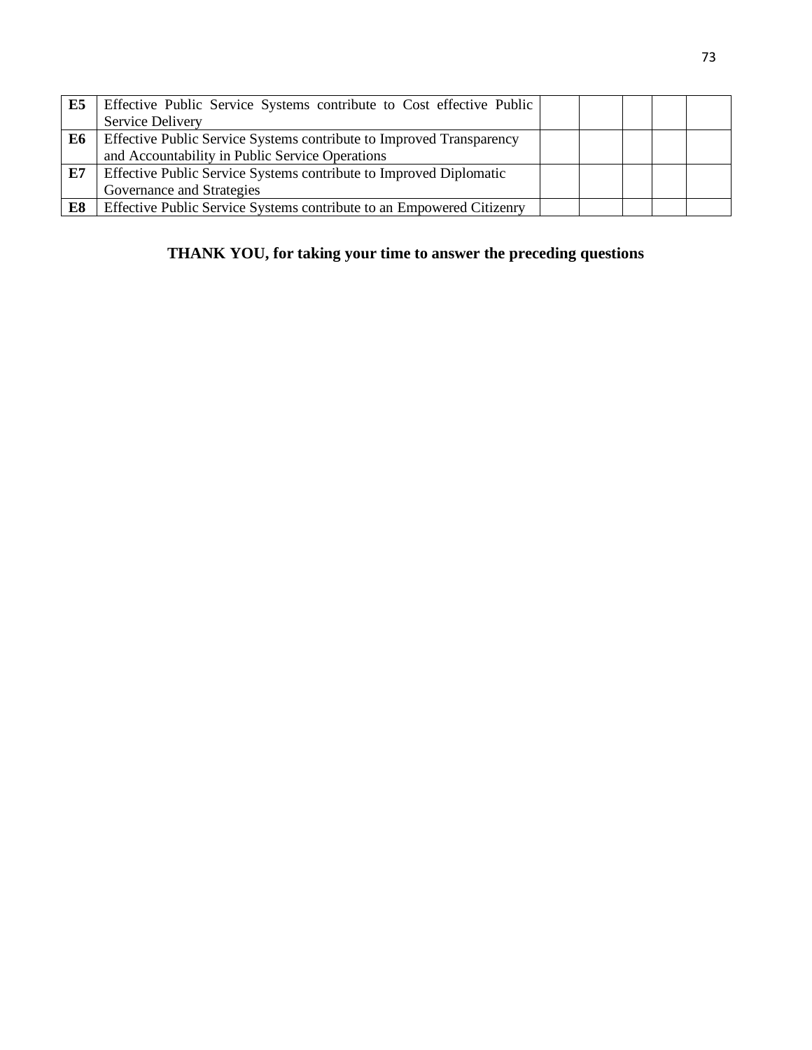| | | | | | | |
|---|---|---|---|---|---|---|
| **E5** | Effective Public Service Systems contribute to Cost effective Public Service Delivery | | | | | |
| **E6** | Effective Public Service Systems contribute to Improved Transparency and Accountability in Public Service Operations | | | | | |
| **E7** | Effective Public Service Systems contribute to Improved Diplomatic Governance and Strategies | | | | | |
| **E8** | Effective Public Service Systems contribute to an Empowered Citizenry | | | | | |

**THANK YOU, for taking your time to answer the preceding questions**